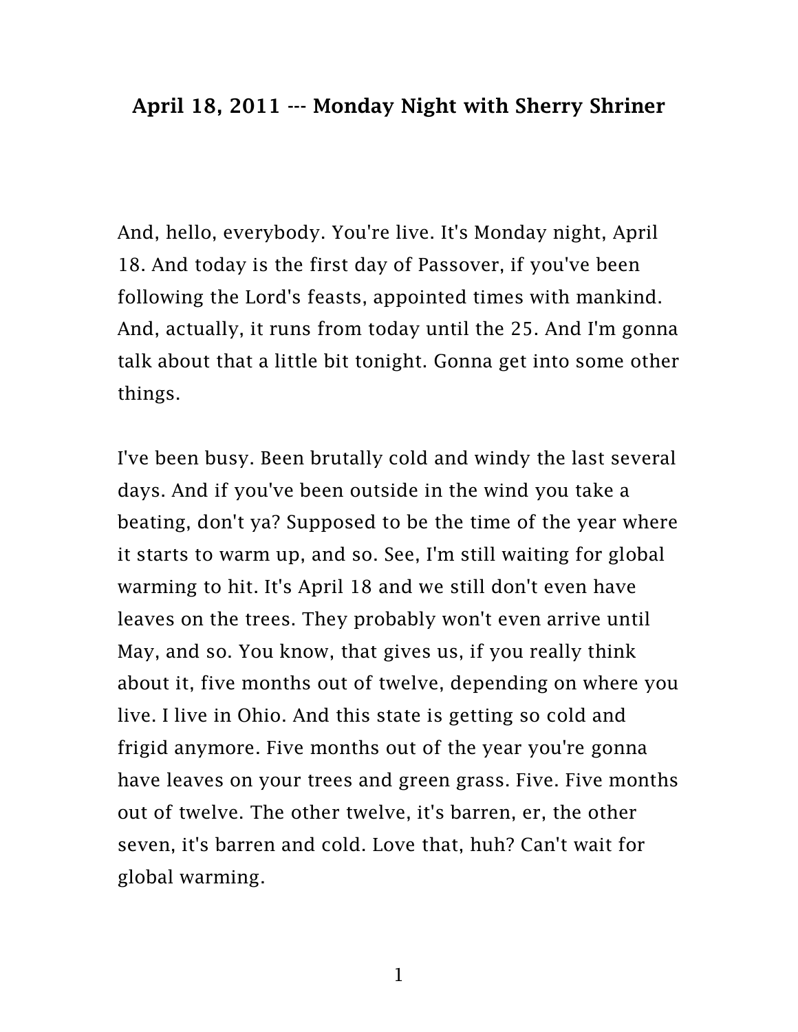**April 18, 2011 --- Monday Night with Sherry Shriner**

And, hello, everybody. You're live. It's Monday night, April 18. And today is the first day of Passover, if you've been following the Lord's feasts, appointed times with mankind. And, actually, it runs from today until the 25. And I'm gonna talk about that a little bit tonight. Gonna get into some other things.

I've been busy. Been brutally cold and windy the last several days. And if you've been outside in the wind you take a beating, don't ya? Supposed to be the time of the year where it starts to warm up, and so. See, I'm still waiting for global warming to hit. It's April 18 and we still don't even have leaves on the trees. They probably won't even arrive until May, and so. You know, that gives us, if you really think about it, five months out of twelve, depending on where you live. I live in Ohio. And this state is getting so cold and frigid anymore. Five months out of the year you're gonna have leaves on your trees and green grass. Five. Five months out of twelve. The other twelve, it's barren, er, the other seven, it's barren and cold. Love that, huh? Can't wait for global warming.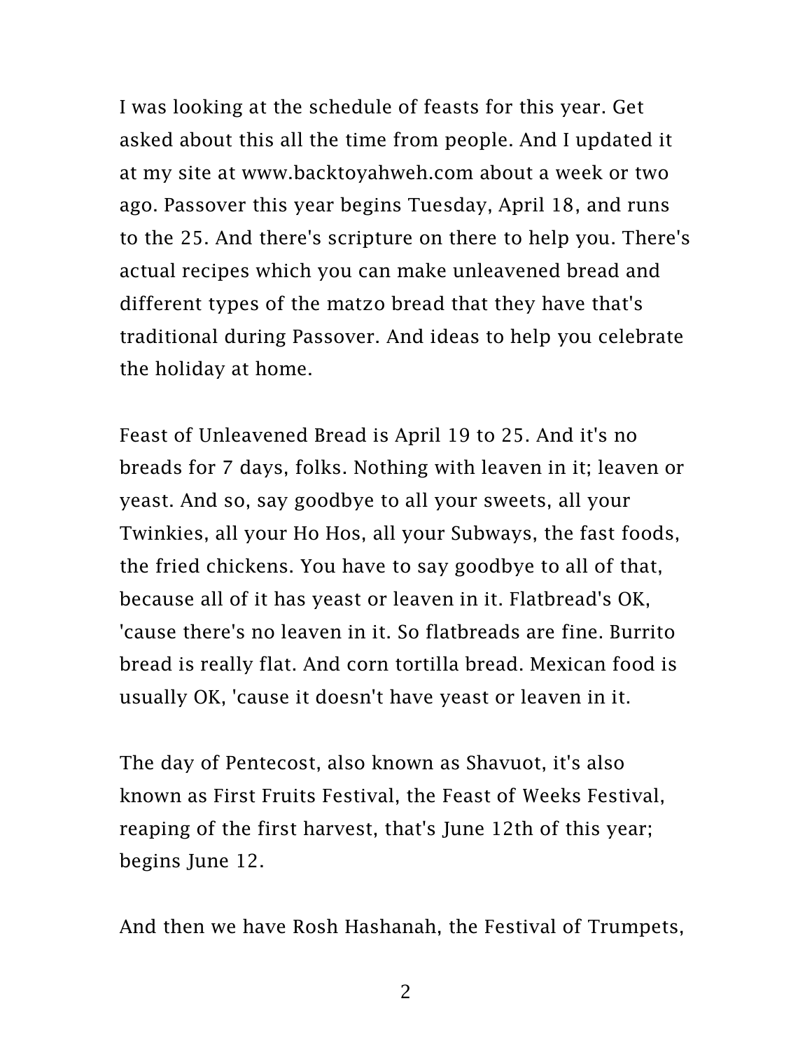I was looking at the schedule of feasts for this year. Get asked about this all the time from people. And I updated it at my site at www.backtoyahweh.com about a week or two ago. Passover this year begins Tuesday, April 18, and runs to the 25. And there's scripture on there to help you. There's actual recipes which you can make unleavened bread and different types of the matzo bread that they have that's traditional during Passover. And ideas to help you celebrate the holiday at home.

Feast of Unleavened Bread is April 19 to 25. And it's no breads for 7 days, folks. Nothing with leaven in it; leaven or yeast. And so, say goodbye to all your sweets, all your Twinkies, all your Ho Hos, all your Subways, the fast foods, the fried chickens. You have to say goodbye to all of that, because all of it has yeast or leaven in it. Flatbread's OK, 'cause there's no leaven in it. So flatbreads are fine. Burrito bread is really flat. And corn tortilla bread. Mexican food is usually OK, 'cause it doesn't have yeast or leaven in it.

The day of Pentecost, also known as Shavuot, it's also known as First Fruits Festival, the Feast of Weeks Festival, reaping of the first harvest, that's June 12th of this year; begins June 12.

And then we have Rosh Hashanah, the Festival of Trumpets,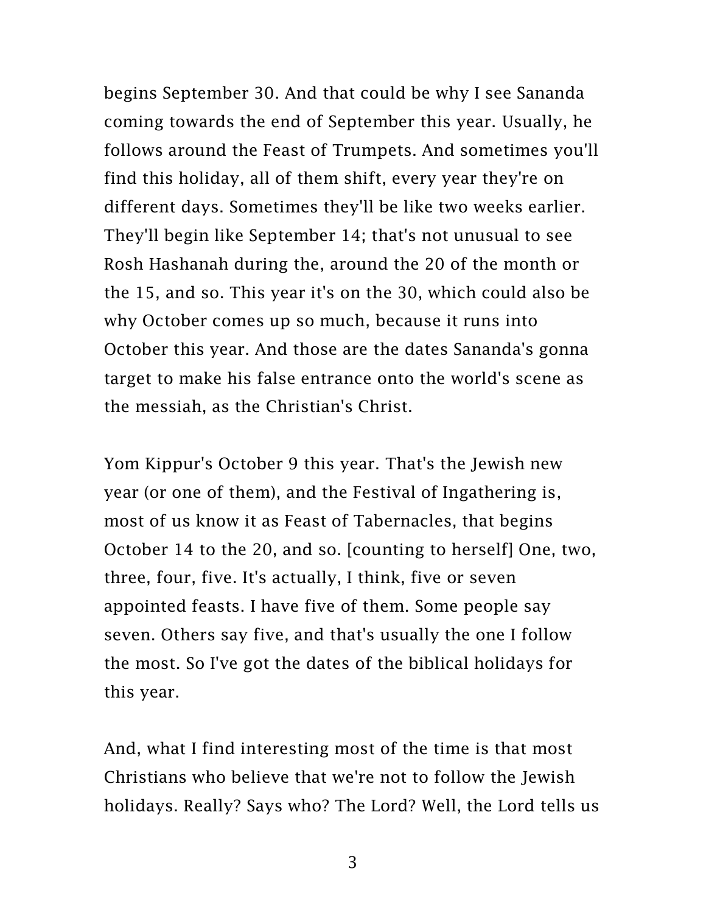begins September 30. And that could be why I see Sananda coming towards the end of September this year. Usually, he follows around the Feast of Trumpets. And sometimes you'll find this holiday, all of them shift, every year they're on different days. Sometimes they'll be like two weeks earlier. They'll begin like September 14; that's not unusual to see Rosh Hashanah during the, around the 20 of the month or the 15, and so. This year it's on the 30, which could also be why October comes up so much, because it runs into October this year. And those are the dates Sananda's gonna target to make his false entrance onto the world's scene as the messiah, as the Christian's Christ.

Yom Kippur's October 9 this year. That's the Jewish new year (or one of them), and the Festival of Ingathering is, most of us know it as Feast of Tabernacles, that begins October 14 to the 20, and so. [counting to herself] One, two, three, four, five. It's actually, I think, five or seven appointed feasts. I have five of them. Some people say seven. Others say five, and that's usually the one I follow the most. So I've got the dates of the biblical holidays for this year.

And, what I find interesting most of the time is that most Christians who believe that we're not to follow the Jewish holidays. Really? Says who? The Lord? Well, the Lord tells us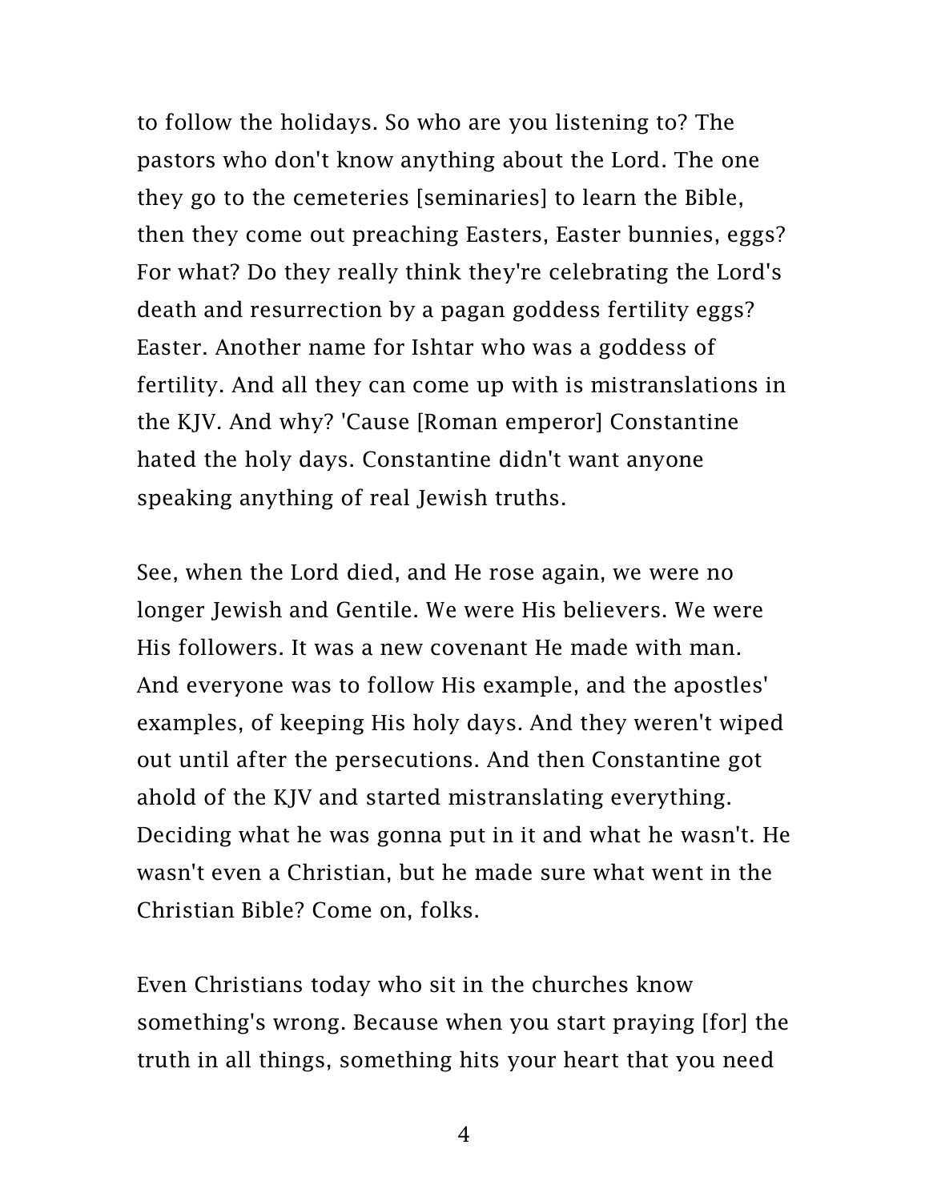to follow the holidays. So who are you listening to? The pastors who don't know anything about the Lord. The one they go to the cemeteries [seminaries] to learn the Bible, then they come out preaching Easters, Easter bunnies, eggs? For what? Do they really think they're celebrating the Lord's death and resurrection by a pagan goddess fertility eggs? Easter. Another name for Ishtar who was a goddess of fertility. And all they can come up with is mistranslations in the KJV. And why? 'Cause [Roman emperor] Constantine hated the holy days. Constantine didn't want anyone speaking anything of real Jewish truths.

See, when the Lord died, and He rose again, we were no longer Jewish and Gentile. We were His believers. We were His followers. It was a new covenant He made with man. And everyone was to follow His example, and the apostles' examples, of keeping His holy days. And they weren't wiped out until after the persecutions. And then Constantine got ahold of the KJV and started mistranslating everything. Deciding what he was gonna put in it and what he wasn't. He wasn't even a Christian, but he made sure what went in the Christian Bible? Come on, folks.

Even Christians today who sit in the churches know something's wrong. Because when you start praying [for] the truth in all things, something hits your heart that you need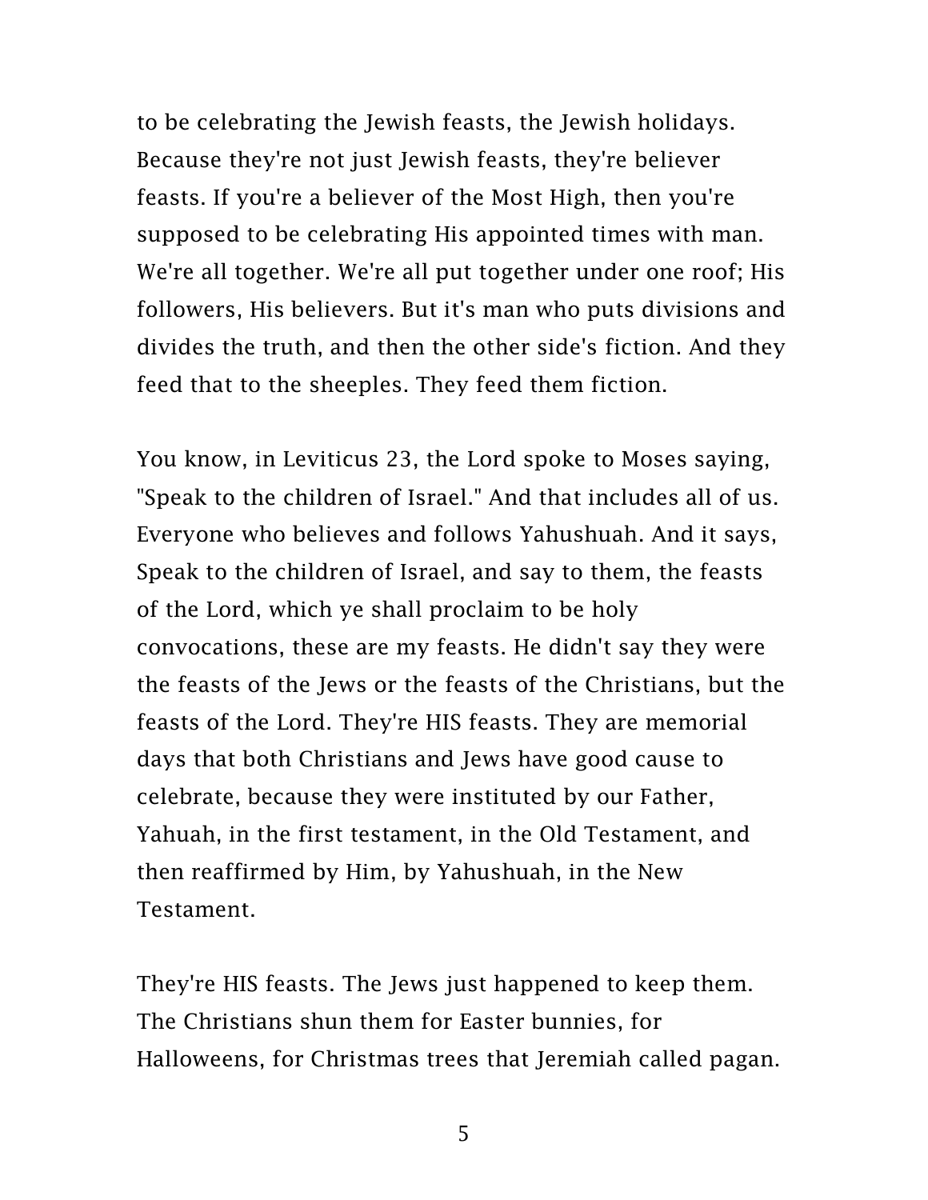to be celebrating the Jewish feasts, the Jewish holidays. Because they're not just Jewish feasts, they're believer feasts. If you're a believer of the Most High, then you're supposed to be celebrating His appointed times with man. We're all together. We're all put together under one roof; His followers, His believers. But it's man who puts divisions and divides the truth, and then the other side's fiction. And they feed that to the sheeples. They feed them fiction.

You know, in Leviticus 23, the Lord spoke to Moses saying, "Speak to the children of Israel." And that includes all of us. Everyone who believes and follows Yahushuah. And it says, Speak to the children of Israel, and say to them, the feasts of the Lord, which ye shall proclaim to be holy convocations, these are my feasts. He didn't say they were the feasts of the Jews or the feasts of the Christians, but the feasts of the Lord. They're HIS feasts. They are memorial days that both Christians and Jews have good cause to celebrate, because they were instituted by our Father, Yahuah, in the first testament, in the Old Testament, and then reaffirmed by Him, by Yahushuah, in the New Testament.

They're HIS feasts. The Jews just happened to keep them. The Christians shun them for Easter bunnies, for Halloweens, for Christmas trees that Jeremiah called pagan.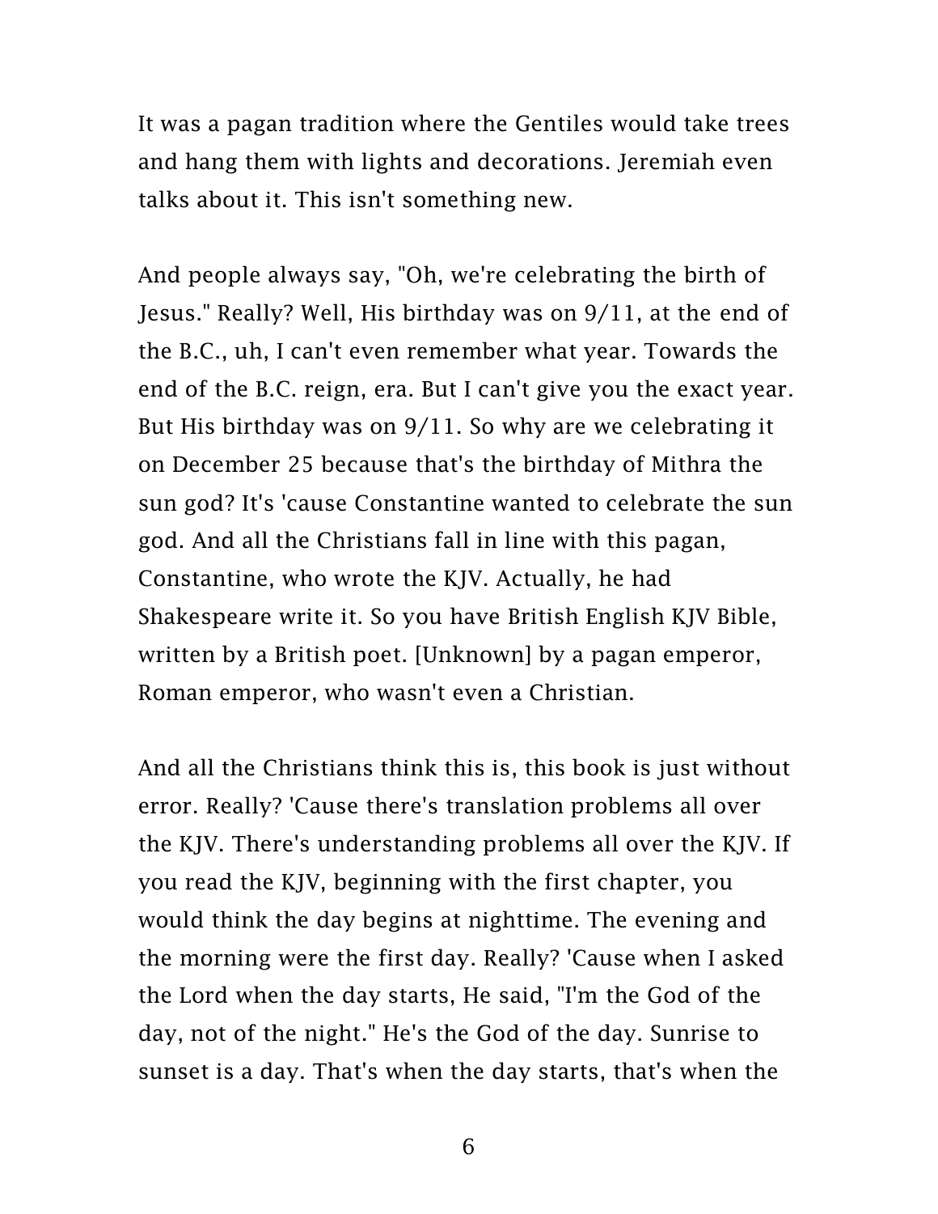It was a pagan tradition where the Gentiles would take trees and hang them with lights and decorations. Jeremiah even talks about it. This isn't something new.

And people always say, "Oh, we're celebrating the birth of Jesus." Really? Well, His birthday was on 9/11, at the end of the B.C., uh, I can't even remember what year. Towards the end of the B.C. reign, era. But I can't give you the exact year. But His birthday was on 9/11. So why are we celebrating it on December 25 because that's the birthday of Mithra the sun god? It's 'cause Constantine wanted to celebrate the sun god. And all the Christians fall in line with this pagan, Constantine, who wrote the KJV. Actually, he had Shakespeare write it. So you have British English KJV Bible, written by a British poet. [Unknown] by a pagan emperor, Roman emperor, who wasn't even a Christian.

And all the Christians think this is, this book is just without error. Really? 'Cause there's translation problems all over the KJV. There's understanding problems all over the KJV. If you read the KJV, beginning with the first chapter, you would think the day begins at nighttime. The evening and the morning were the first day. Really? 'Cause when I asked the Lord when the day starts, He said, "I'm the God of the day, not of the night." He's the God of the day. Sunrise to sunset is a day. That's when the day starts, that's when the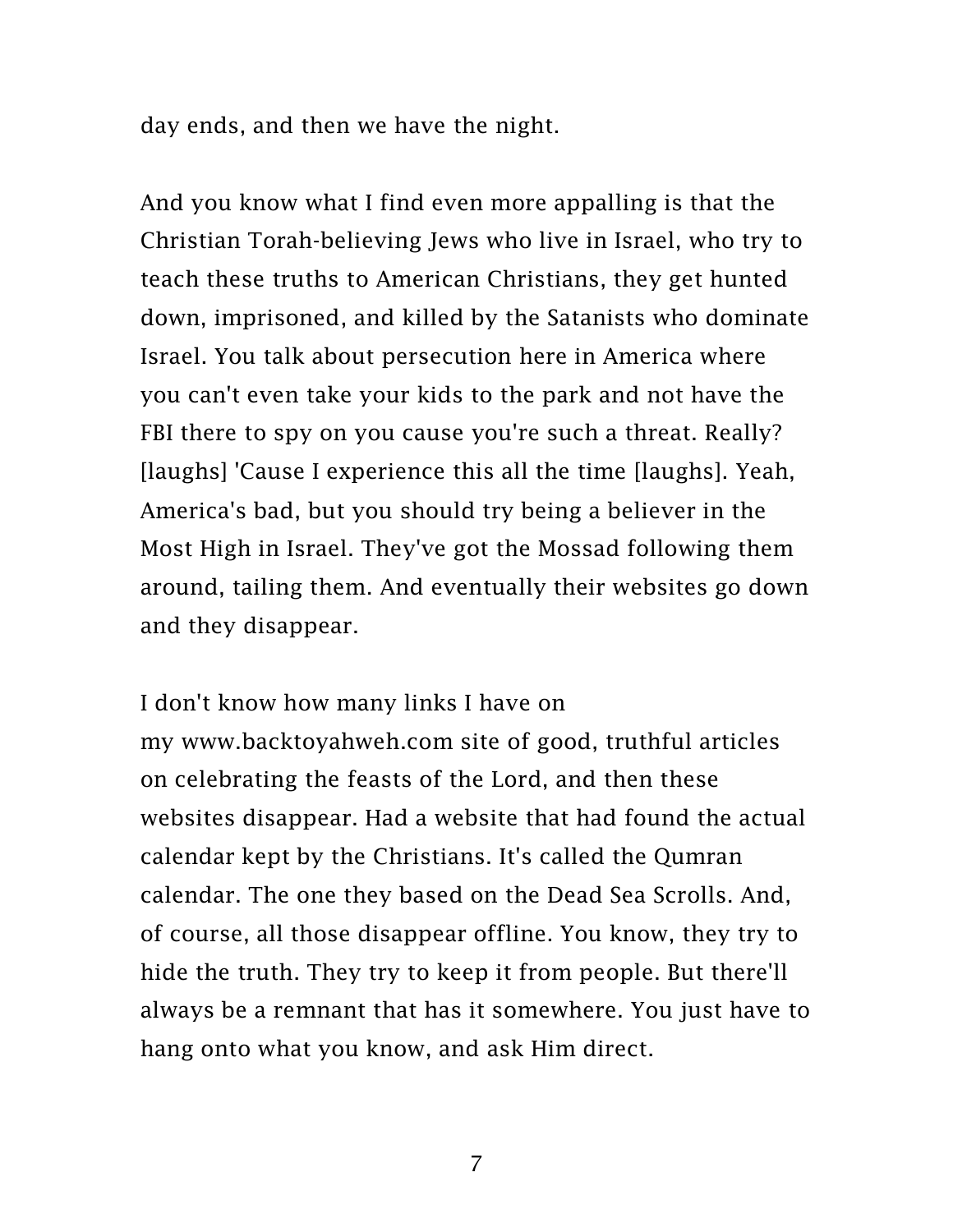day ends, and then we have the night.

And you know what I find even more appalling is that the Christian Torah-believing Jews who live in Israel, who try to teach these truths to American Christians, they get hunted down, imprisoned, and killed by the Satanists who dominate Israel. You talk about persecution here in America where you can't even take your kids to the park and not have the FBI there to spy on you cause you're such a threat. Really? [laughs] 'Cause I experience this all the time [laughs]. Yeah, America's bad, but you should try being a believer in the Most High in Israel. They've got the Mossad following them around, tailing them. And eventually their websites go down and they disappear.

I don't know how many links I have on my www.backtoyahweh.com site of good, truthful articles on celebrating the feasts of the Lord, and then these websites disappear. Had a website that had found the actual calendar kept by the Christians. It's called the Qumran calendar. The one they based on the Dead Sea Scrolls. And, of course, all those disappear offline. You know, they try to hide the truth. They try to keep it from people. But there'll always be a remnant that has it somewhere. You just have to hang onto what you know, and ask Him direct.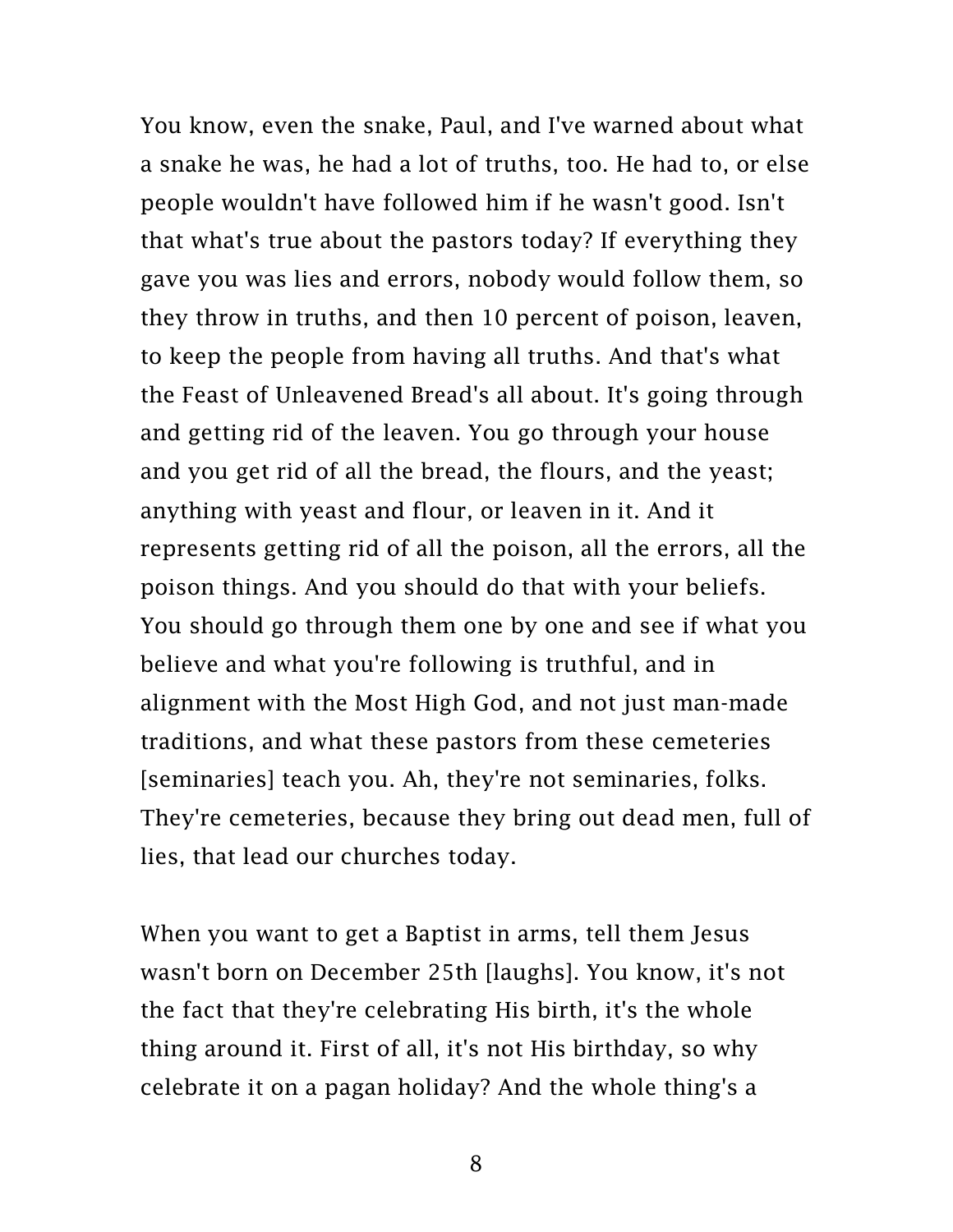You know, even the snake, Paul, and I've warned about what a snake he was, he had a lot of truths, too. He had to, or else people wouldn't have followed him if he wasn't good. Isn't that what's true about the pastors today? If everything they gave you was lies and errors, nobody would follow them, so they throw in truths, and then 10 percent of poison, leaven, to keep the people from having all truths. And that's what the Feast of Unleavened Bread's all about. It's going through and getting rid of the leaven. You go through your house and you get rid of all the bread, the flours, and the yeast; anything with yeast and flour, or leaven in it. And it represents getting rid of all the poison, all the errors, all the poison things. And you should do that with your beliefs. You should go through them one by one and see if what you believe and what you're following is truthful, and in alignment with the Most High God, and not just man-made traditions, and what these pastors from these cemeteries [seminaries] teach you. Ah, they're not seminaries, folks. They're cemeteries, because they bring out dead men, full of lies, that lead our churches today.

When you want to get a Baptist in arms, tell them Jesus wasn't born on December 25th [laughs]. You know, it's not the fact that they're celebrating His birth, it's the whole thing around it. First of all, it's not His birthday, so why celebrate it on a pagan holiday? And the whole thing's a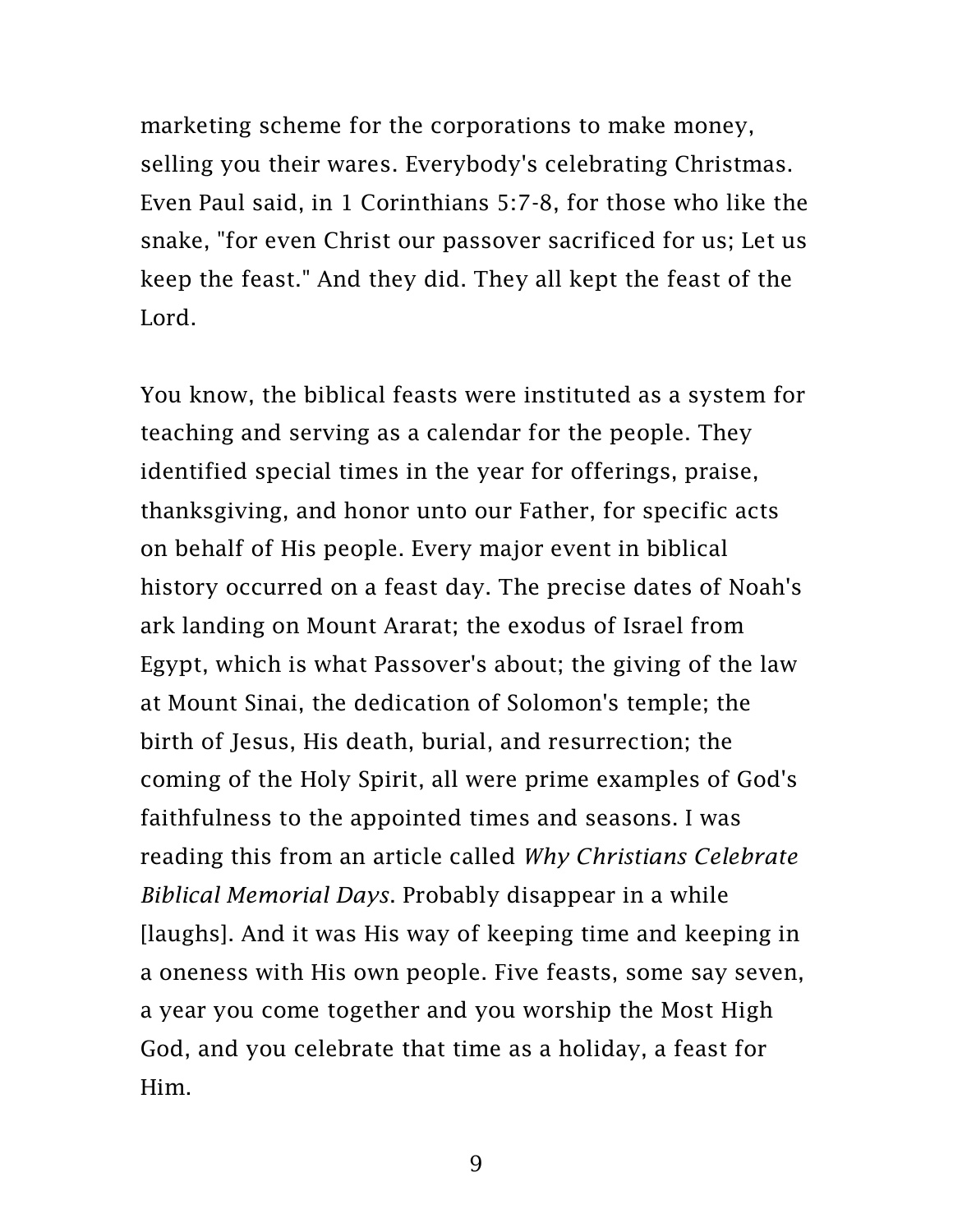marketing scheme for the corporations to make money, selling you their wares. Everybody's celebrating Christmas. Even Paul said, in 1 Corinthians 5:7-8, for those who like the snake, "for even Christ our passover sacrificed for us; Let us keep the feast." And they did. They all kept the feast of the Lord.

You know, the biblical feasts were instituted as a system for teaching and serving as a calendar for the people. They identified special times in the year for offerings, praise, thanksgiving, and honor unto our Father, for specific acts on behalf of His people. Every major event in biblical history occurred on a feast day. The precise dates of Noah's ark landing on Mount Ararat; the exodus of Israel from Egypt, which is what Passover's about; the giving of the law at Mount Sinai, the dedication of Solomon's temple; the birth of Jesus, His death, burial, and resurrection; the coming of the Holy Spirit, all were prime examples of God's faithfulness to the appointed times and seasons. I was reading this from an article called *Why Christians Celebrate Biblical Memorial Days*. Probably disappear in a while [laughs]. And it was His way of keeping time and keeping in a oneness with His own people. Five feasts, some say seven, a year you come together and you worship the Most High God, and you celebrate that time as a holiday, a feast for Him.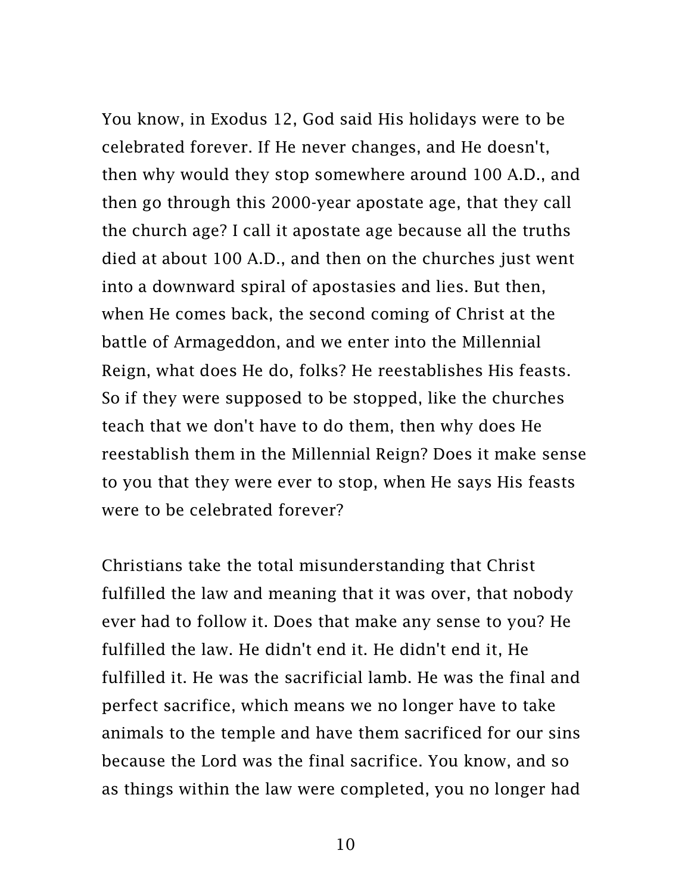You know, in Exodus 12, God said His holidays were to be celebrated forever. If He never changes, and He doesn't, then why would they stop somewhere around 100 A.D., and then go through this 2000-year apostate age, that they call the church age? I call it apostate age because all the truths died at about 100 A.D., and then on the churches just went into a downward spiral of apostasies and lies. But then, when He comes back, the second coming of Christ at the battle of Armageddon, and we enter into the Millennial Reign, what does He do, folks? He reestablishes His feasts. So if they were supposed to be stopped, like the churches teach that we don't have to do them, then why does He reestablish them in the Millennial Reign? Does it make sense to you that they were ever to stop, when He says His feasts were to be celebrated forever?

Christians take the total misunderstanding that Christ fulfilled the law and meaning that it was over, that nobody ever had to follow it. Does that make any sense to you? He fulfilled the law. He didn't end it. He didn't end it, He fulfilled it. He was the sacrificial lamb. He was the final and perfect sacrifice, which means we no longer have to take animals to the temple and have them sacrificed for our sins because the Lord was the final sacrifice. You know, and so as things within the law were completed, you no longer had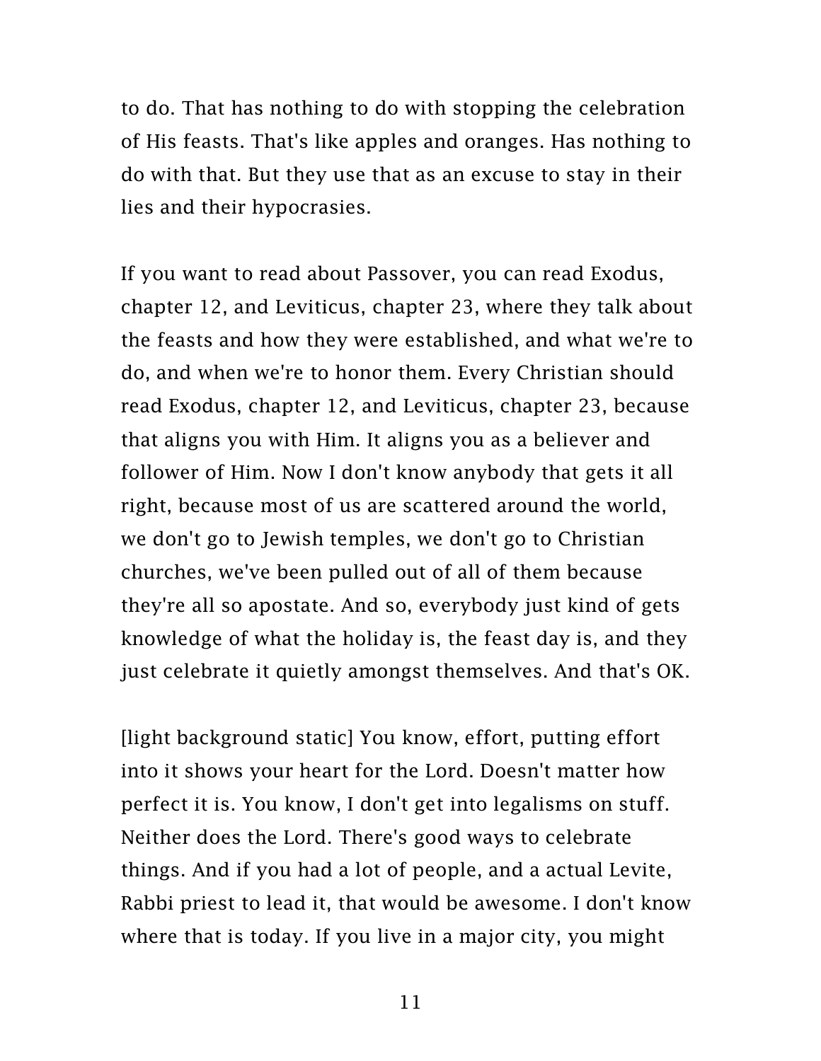to do. That has nothing to do with stopping the celebration of His feasts. That's like apples and oranges. Has nothing to do with that. But they use that as an excuse to stay in their lies and their hypocrasies.

If you want to read about Passover, you can read Exodus, chapter 12, and Leviticus, chapter 23, where they talk about the feasts and how they were established, and what we're to do, and when we're to honor them. Every Christian should read Exodus, chapter 12, and Leviticus, chapter 23, because that aligns you with Him. It aligns you as a believer and follower of Him. Now I don't know anybody that gets it all right, because most of us are scattered around the world, we don't go to Jewish temples, we don't go to Christian churches, we've been pulled out of all of them because they're all so apostate. And so, everybody just kind of gets knowledge of what the holiday is, the feast day is, and they just celebrate it quietly amongst themselves. And that's OK.

[light background static] You know, effort, putting effort into it shows your heart for the Lord. Doesn't matter how perfect it is. You know, I don't get into legalisms on stuff. Neither does the Lord. There's good ways to celebrate things. And if you had a lot of people, and a actual Levite, Rabbi priest to lead it, that would be awesome. I don't know where that is today. If you live in a major city, you might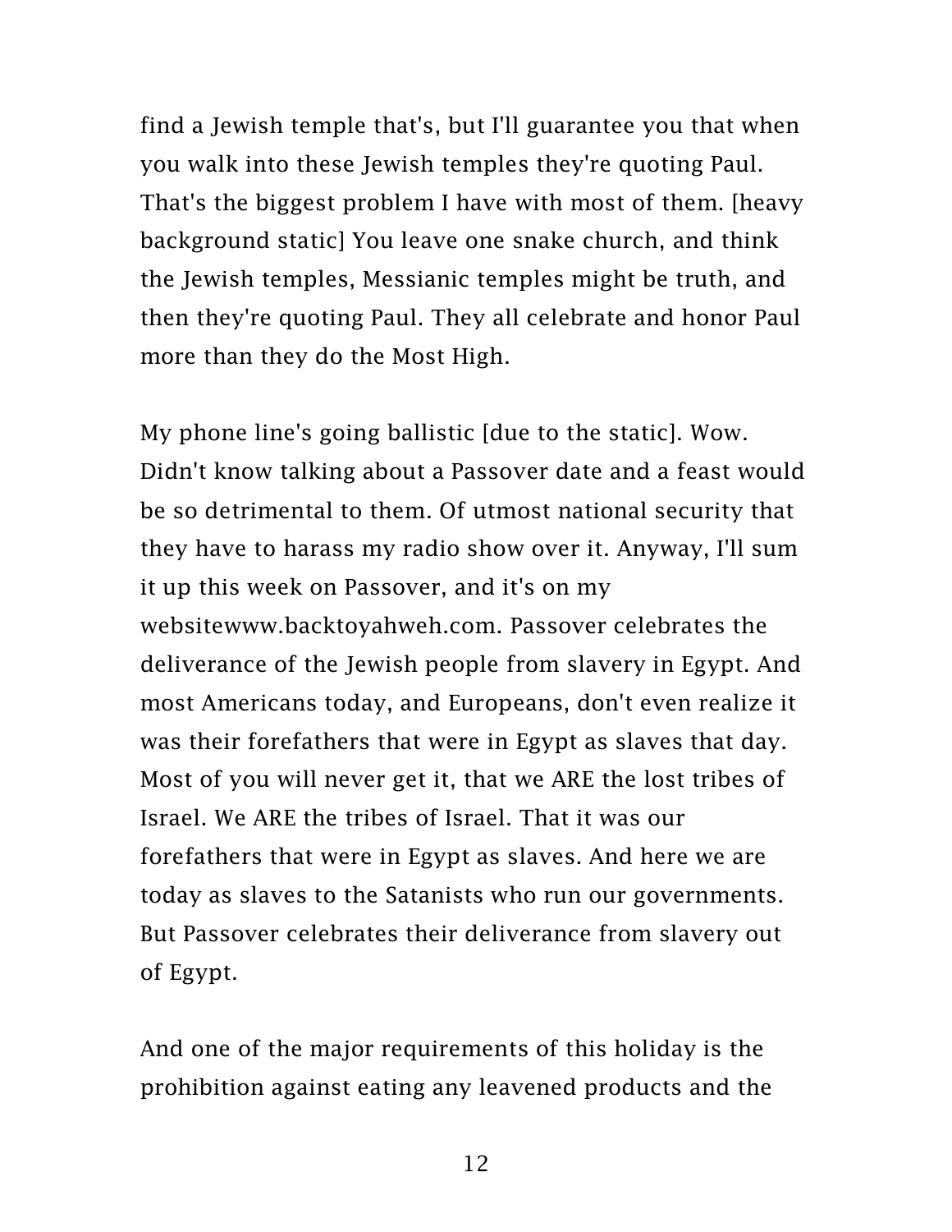find a Jewish temple that's, but I'll guarantee you that when you walk into these Jewish temples they're quoting Paul. That's the biggest problem I have with most of them. [heavy background static] You leave one snake church, and think the Jewish temples, Messianic temples might be truth, and then they're quoting Paul. They all celebrate and honor Paul more than they do the Most High.

My phone line's going ballistic [due to the static]. Wow. Didn't know talking about a Passover date and a feast would be so detrimental to them. Of utmost national security that they have to harass my radio show over it. Anyway, I'll sum it up this week on Passover, and it's on my websitewww.backtoyahweh.com. Passover celebrates the deliverance of the Jewish people from slavery in Egypt. And most Americans today, and Europeans, don't even realize it was their forefathers that were in Egypt as slaves that day. Most of you will never get it, that we ARE the lost tribes of Israel. We ARE the tribes of Israel. That it was our forefathers that were in Egypt as slaves. And here we are today as slaves to the Satanists who run our governments. But Passover celebrates their deliverance from slavery out of Egypt.

And one of the major requirements of this holiday is the prohibition against eating any leavened products and the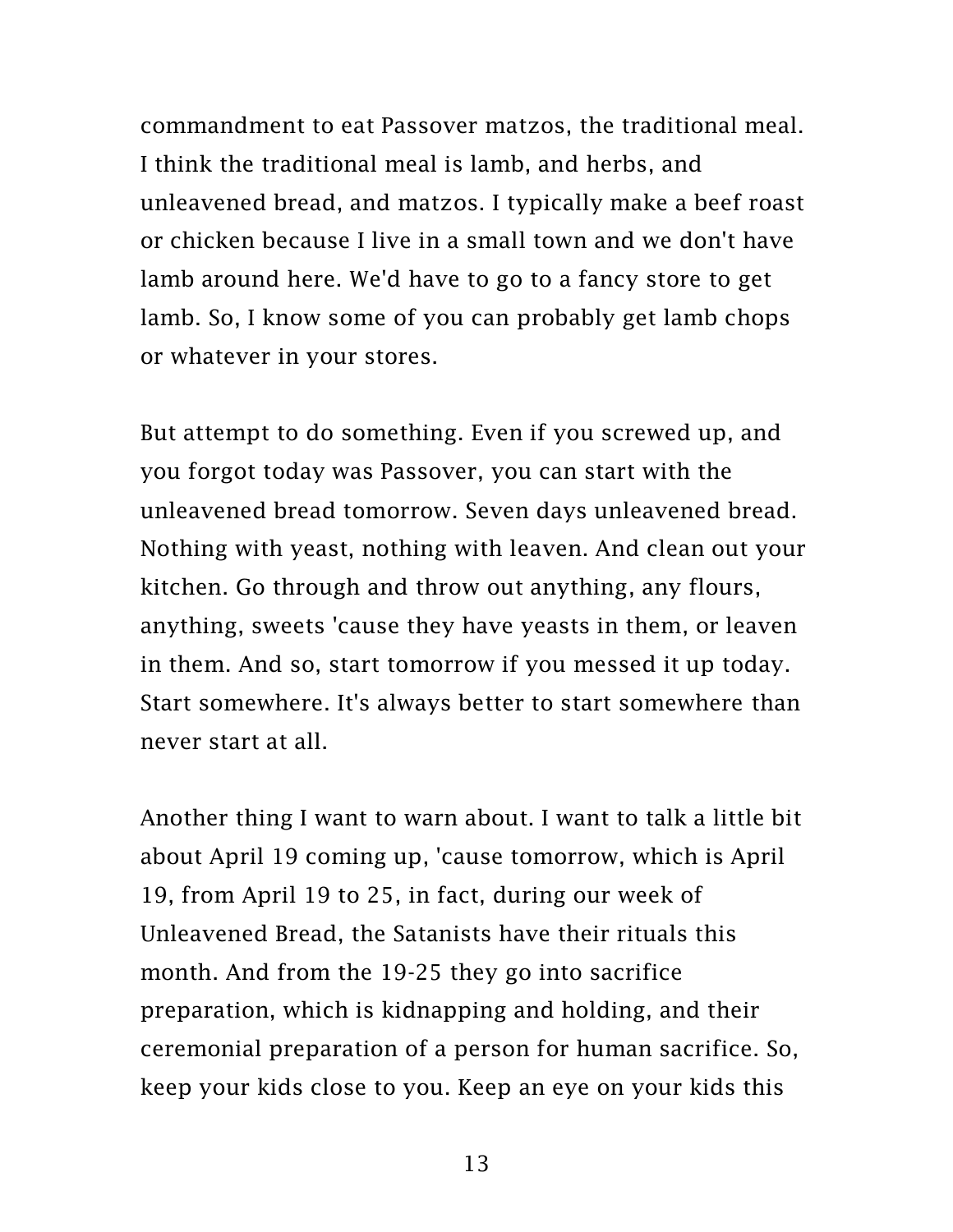commandment to eat Passover matzos, the traditional meal. I think the traditional meal is lamb, and herbs, and unleavened bread, and matzos. I typically make a beef roast or chicken because I live in a small town and we don't have lamb around here. We'd have to go to a fancy store to get lamb. So, I know some of you can probably get lamb chops or whatever in your stores.

But attempt to do something. Even if you screwed up, and you forgot today was Passover, you can start with the unleavened bread tomorrow. Seven days unleavened bread. Nothing with yeast, nothing with leaven. And clean out your kitchen. Go through and throw out anything, any flours, anything, sweets 'cause they have yeasts in them, or leaven in them. And so, start tomorrow if you messed it up today. Start somewhere. It's always better to start somewhere than never start at all.

Another thing I want to warn about. I want to talk a little bit about April 19 coming up, 'cause tomorrow, which is April 19, from April 19 to 25, in fact, during our week of Unleavened Bread, the Satanists have their rituals this month. And from the 19-25 they go into sacrifice preparation, which is kidnapping and holding, and their ceremonial preparation of a person for human sacrifice. So, keep your kids close to you. Keep an eye on your kids this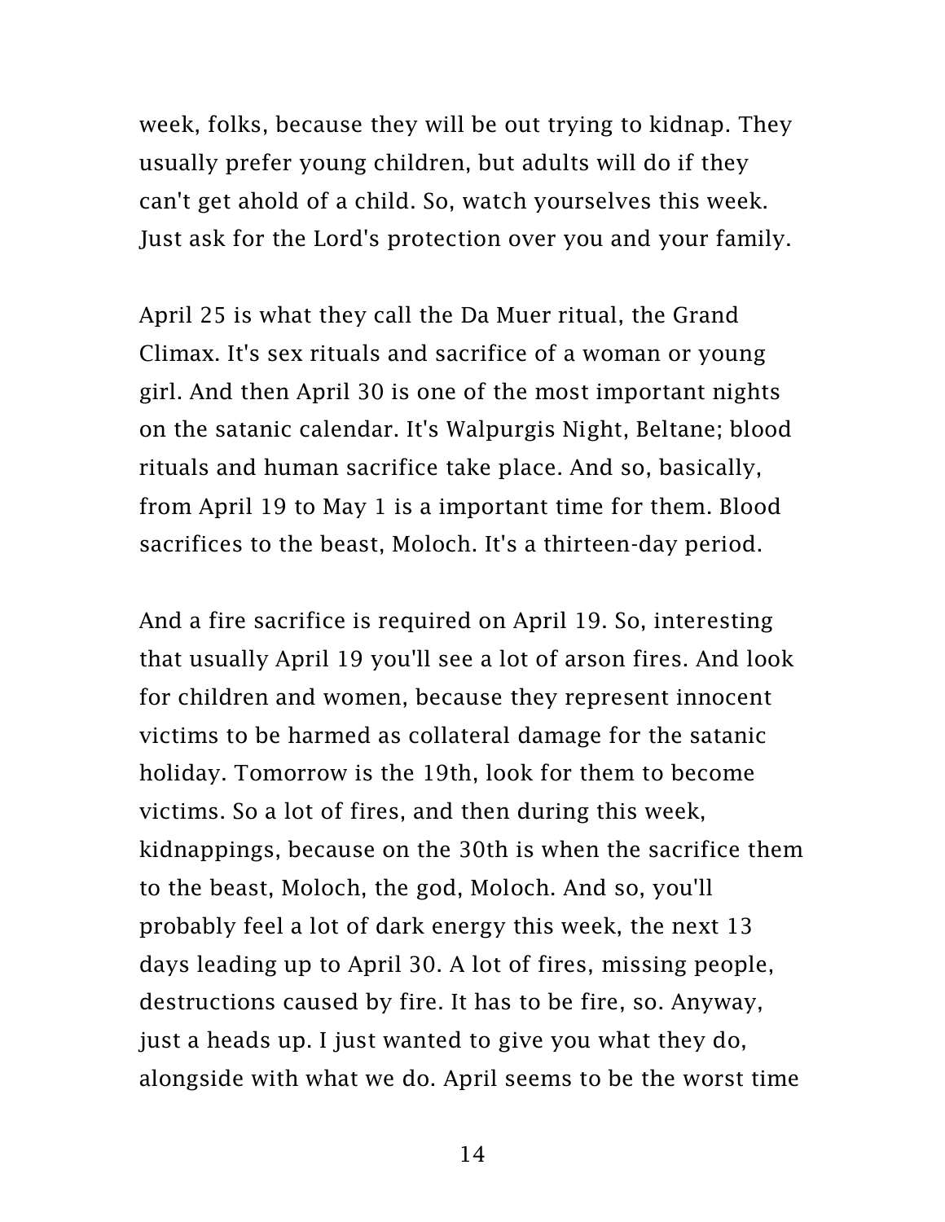week, folks, because they will be out trying to kidnap. They usually prefer young children, but adults will do if they can't get ahold of a child. So, watch yourselves this week. Just ask for the Lord's protection over you and your family.

April 25 is what they call the Da Muer ritual, the Grand Climax. It's sex rituals and sacrifice of a woman or young girl. And then April 30 is one of the most important nights on the satanic calendar. It's Walpurgis Night, Beltane; blood rituals and human sacrifice take place. And so, basically, from April 19 to May 1 is a important time for them. Blood sacrifices to the beast, Moloch. It's a thirteen-day period.

And a fire sacrifice is required on April 19. So, interesting that usually April 19 you'll see a lot of arson fires. And look for children and women, because they represent innocent victims to be harmed as collateral damage for the satanic holiday. Tomorrow is the 19th, look for them to become victims. So a lot of fires, and then during this week, kidnappings, because on the 30th is when the sacrifice them to the beast, Moloch, the god, Moloch. And so, you'll probably feel a lot of dark energy this week, the next 13 days leading up to April 30. A lot of fires, missing people, destructions caused by fire. It has to be fire, so. Anyway, just a heads up. I just wanted to give you what they do, alongside with what we do. April seems to be the worst time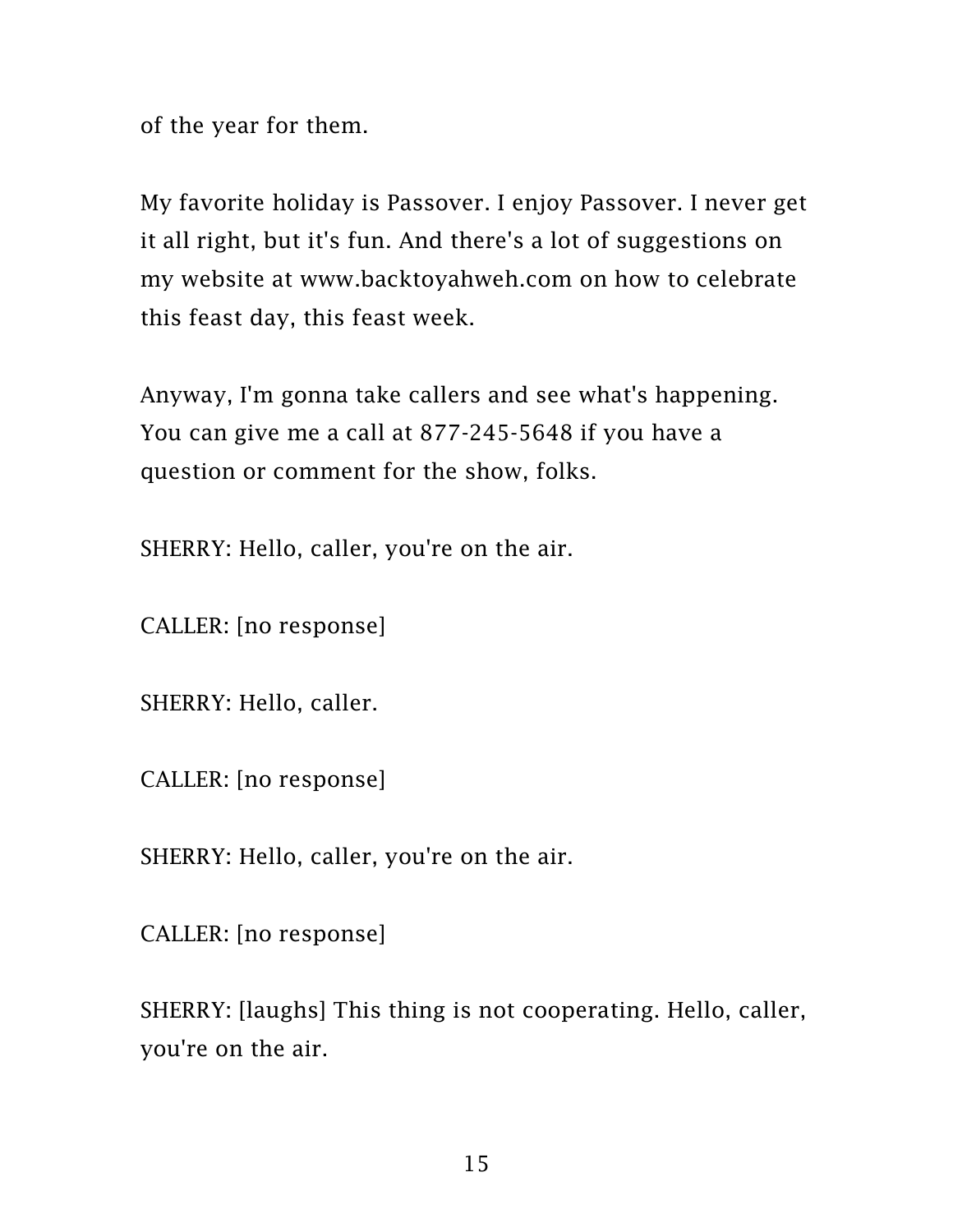of the year for them.

My favorite holiday is Passover. I enjoy Passover. I never get it all right, but it's fun. And there's a lot of suggestions on my website at www.backtoyahweh.com on how to celebrate this feast day, this feast week.

Anyway, I'm gonna take callers and see what's happening. You can give me a call at 877-245-5648 if you have a question or comment for the show, folks.

SHERRY: Hello, caller, you're on the air.

CALLER: [no response]

SHERRY: Hello, caller.

CALLER: [no response]

SHERRY: Hello, caller, you're on the air.

CALLER: [no response]

SHERRY: [laughs] This thing is not cooperating. Hello, caller, you're on the air.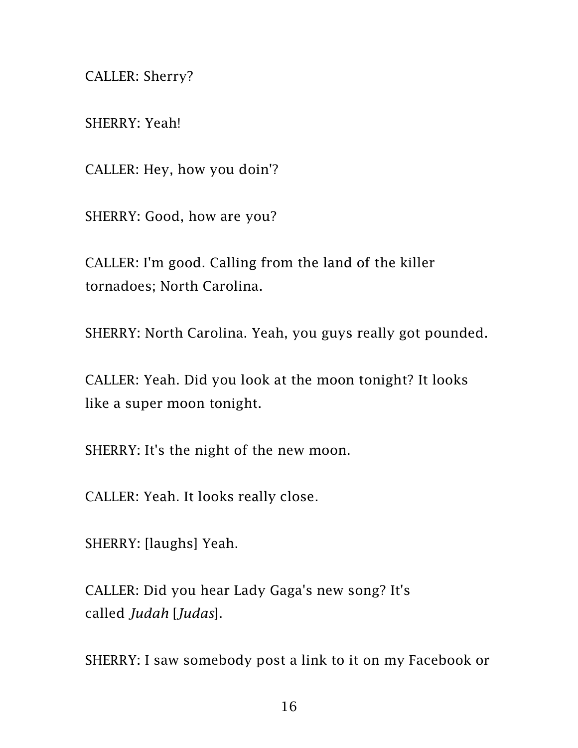CALLER: Sherry?

SHERRY: Yeah!

CALLER: Hey, how you doin'?

SHERRY: Good, how are you?

CALLER: I'm good. Calling from the land of the killer tornadoes; North Carolina.

SHERRY: North Carolina. Yeah, you guys really got pounded.

CALLER: Yeah. Did you look at the moon tonight? It looks like a super moon tonight.

SHERRY: It's the night of the new moon.

CALLER: Yeah. It looks really close.

SHERRY: [laughs] Yeah.

CALLER: Did you hear Lady Gaga's new song? It's called *Judah* [*Judas*].

SHERRY: I saw somebody post a link to it on my Facebook or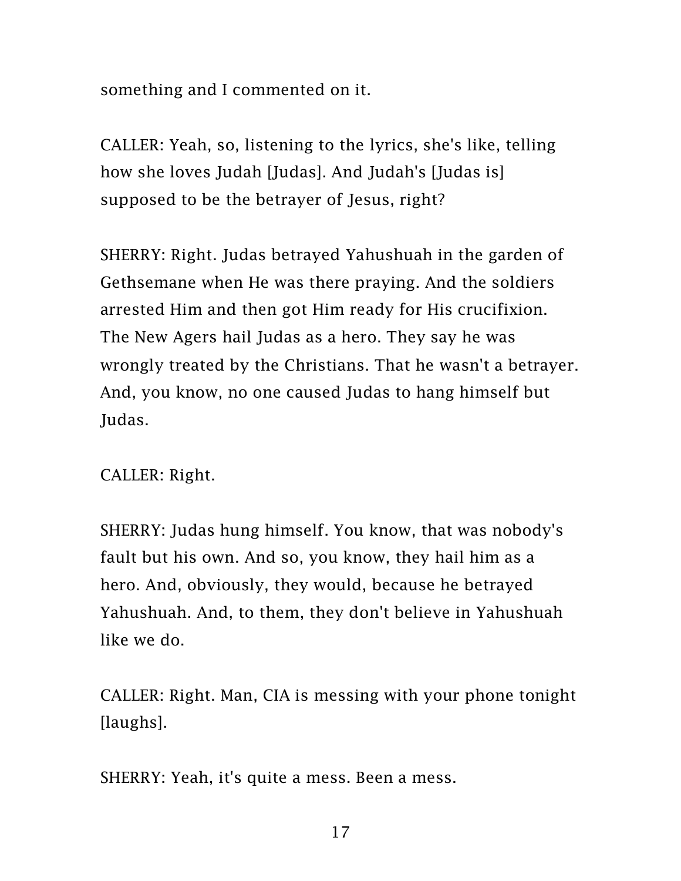something and I commented on it.

CALLER: Yeah, so, listening to the lyrics, she's like, telling how she loves Judah [Judas]. And Judah's [Judas is] supposed to be the betrayer of Jesus, right?

SHERRY: Right. Judas betrayed Yahushuah in the garden of Gethsemane when He was there praying. And the soldiers arrested Him and then got Him ready for His crucifixion. The New Agers hail Judas as a hero. They say he was wrongly treated by the Christians. That he wasn't a betrayer. And, you know, no one caused Judas to hang himself but Judas.

CALLER: Right.

SHERRY: Judas hung himself. You know, that was nobody's fault but his own. And so, you know, they hail him as a hero. And, obviously, they would, because he betrayed Yahushuah. And, to them, they don't believe in Yahushuah like we do.

CALLER: Right. Man, CIA is messing with your phone tonight [laughs].

SHERRY: Yeah, it's quite a mess. Been a mess.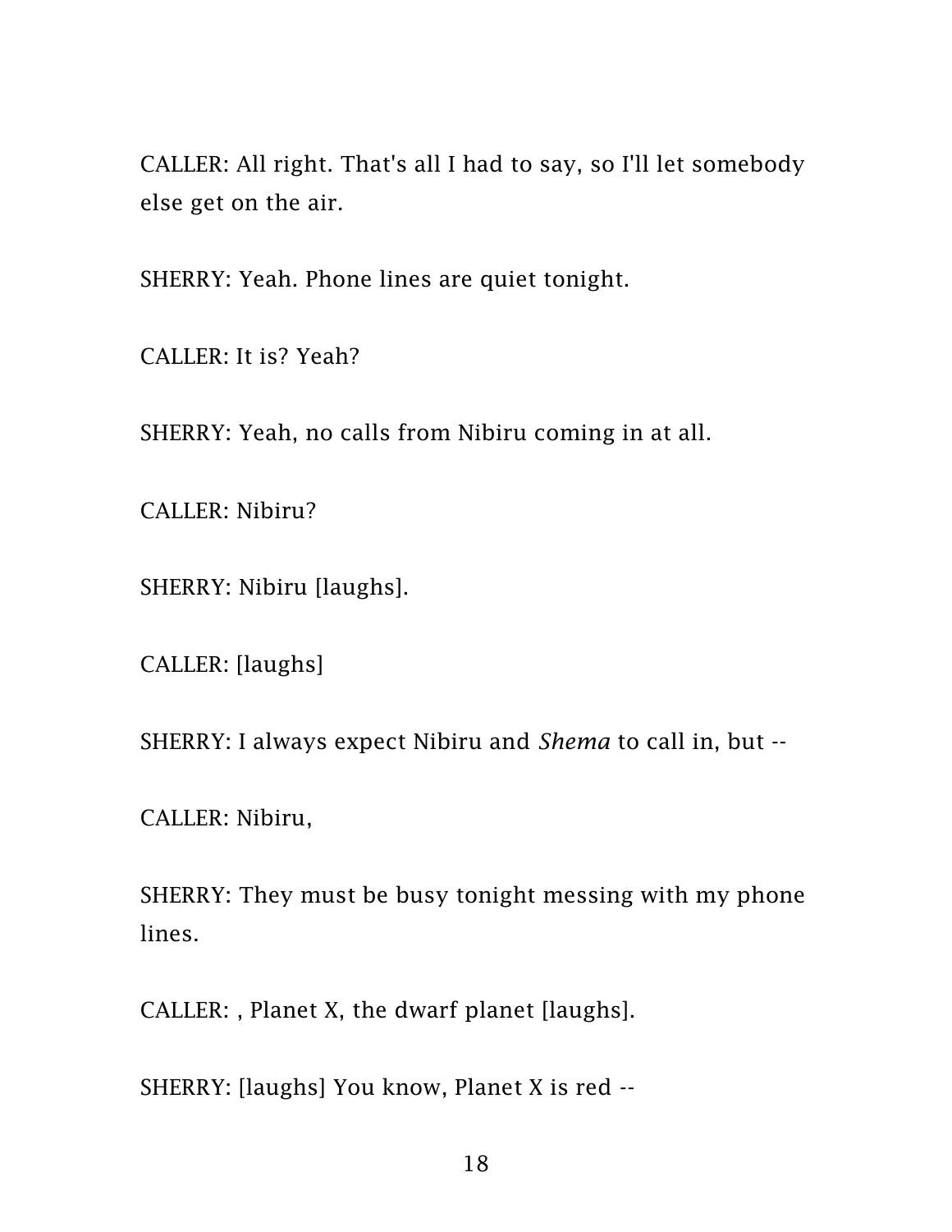CALLER: All right. That's all I had to say, so I'll let somebody else get on the air.

SHERRY: Yeah. Phone lines are quiet tonight.

CALLER: It is? Yeah?

SHERRY: Yeah, no calls from Nibiru coming in at all.

CALLER: Nibiru?

SHERRY: Nibiru [laughs].

CALLER: [laughs]

SHERRY: I always expect Nibiru and *Shema* to call in, but --

CALLER: Nibiru,

SHERRY: They must be busy tonight messing with my phone lines.

CALLER: , Planet X, the dwarf planet [laughs].

SHERRY: [laughs] You know, Planet X is red --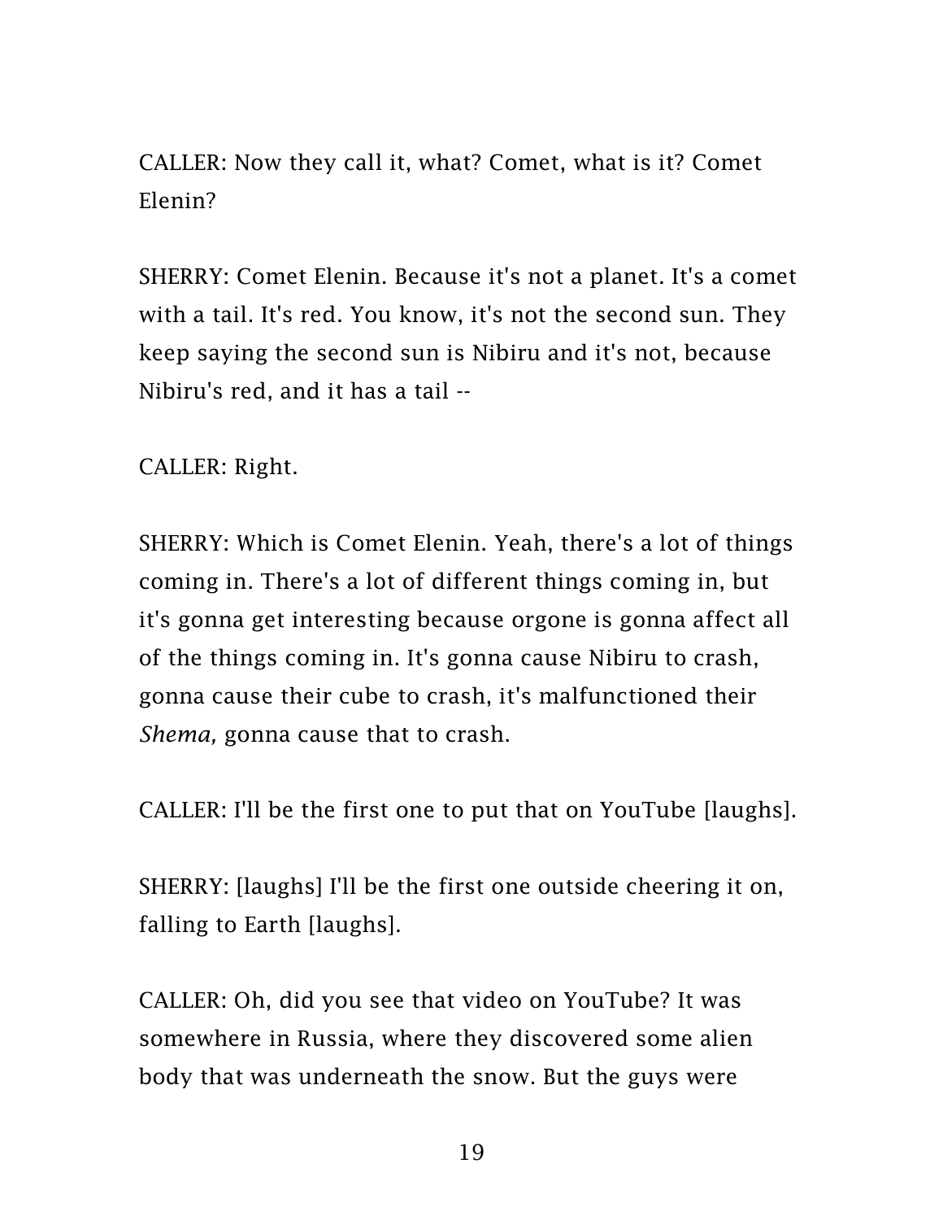CALLER: Now they call it, what? Comet, what is it? Comet Elenin?

SHERRY: Comet Elenin. Because it's not a planet. It's a comet with a tail. It's red. You know, it's not the second sun. They keep saying the second sun is Nibiru and it's not, because Nibiru's red, and it has a tail --

CALLER: Right.

SHERRY: Which is Comet Elenin. Yeah, there's a lot of things coming in. There's a lot of different things coming in, but it's gonna get interesting because orgone is gonna affect all of the things coming in. It's gonna cause Nibiru to crash, gonna cause their cube to crash, it's malfunctioned their *Shema,* gonna cause that to crash.

CALLER: I'll be the first one to put that on YouTube [laughs].

SHERRY: [laughs] I'll be the first one outside cheering it on, falling to Earth [laughs].

CALLER: Oh, did you see that video on YouTube? It was somewhere in Russia, where they discovered some alien body that was underneath the snow. But the guys were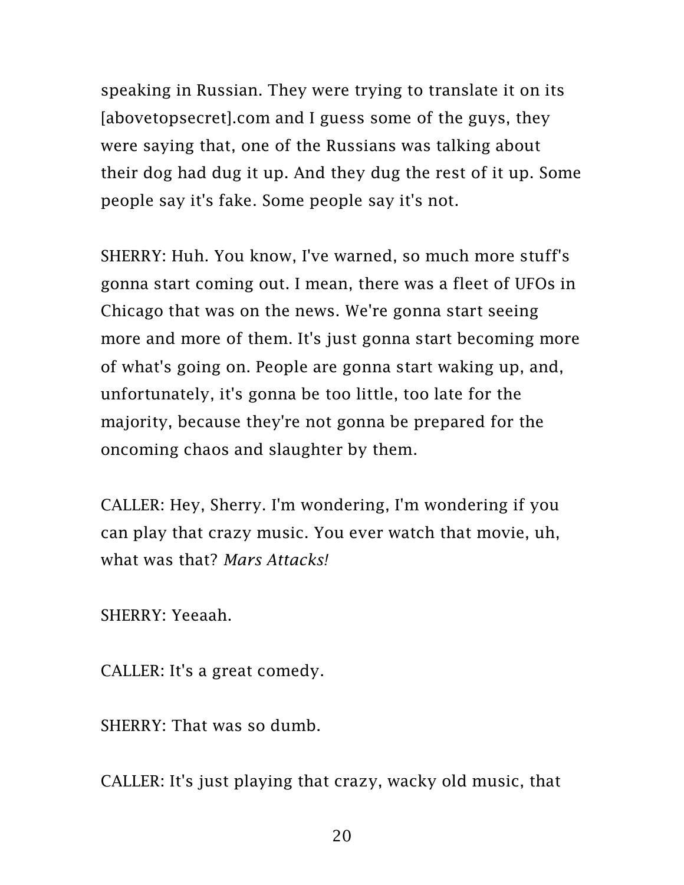speaking in Russian. They were trying to translate it on its [abovetopsecret].com and I guess some of the guys, they were saying that, one of the Russians was talking about their dog had dug it up. And they dug the rest of it up. Some people say it's fake. Some people say it's not.

SHERRY: Huh. You know, I've warned, so much more stuff's gonna start coming out. I mean, there was a fleet of UFOs in Chicago that was on the news. We're gonna start seeing more and more of them. It's just gonna start becoming more of what's going on. People are gonna start waking up, and, unfortunately, it's gonna be too little, too late for the majority, because they're not gonna be prepared for the oncoming chaos and slaughter by them.

CALLER: Hey, Sherry. I'm wondering, I'm wondering if you can play that crazy music. You ever watch that movie, uh, what was that? *Mars Attacks!*

SHERRY: Yeeaah.

CALLER: It's a great comedy.

SHERRY: That was so dumb.

CALLER: It's just playing that crazy, wacky old music, that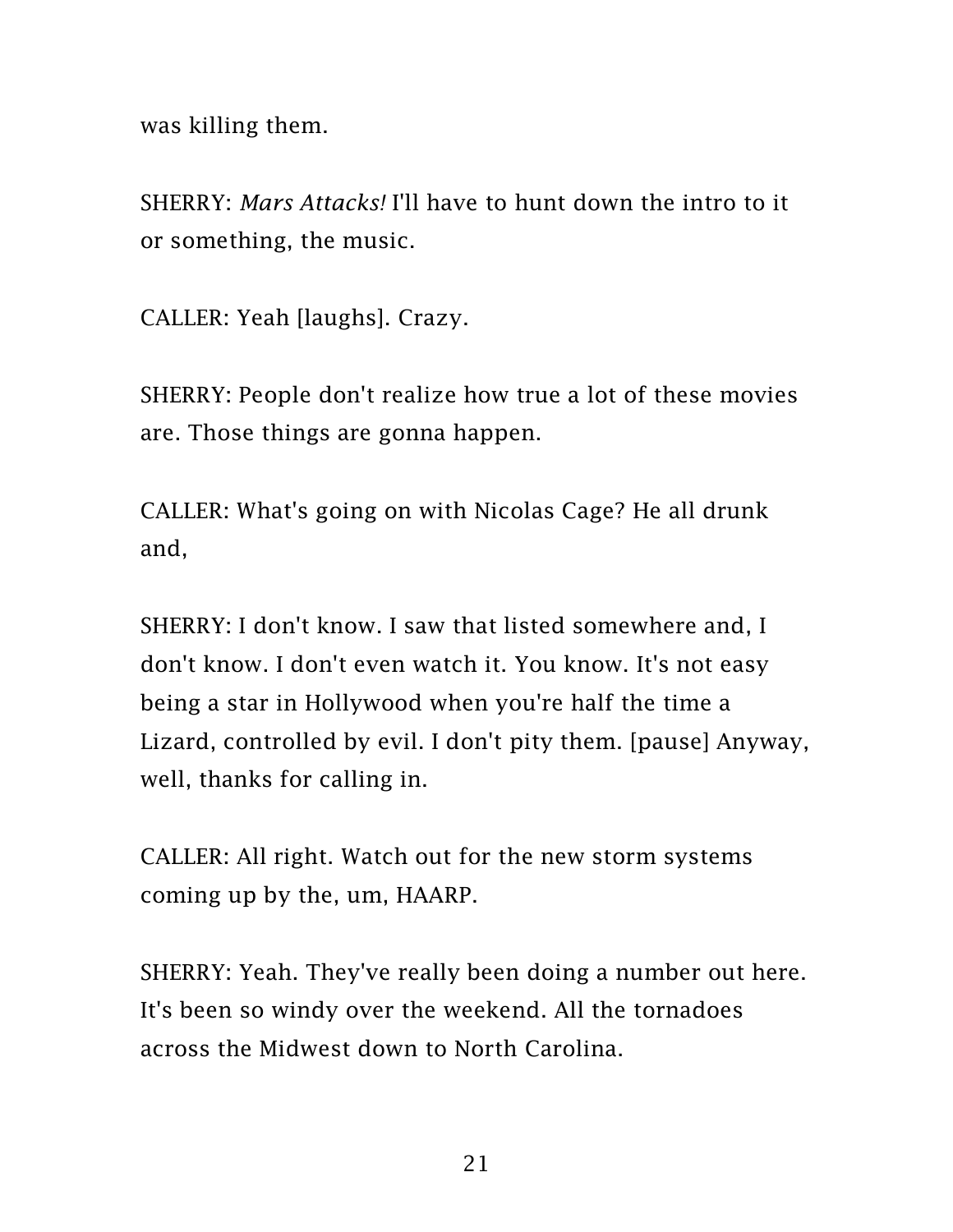was killing them.

SHERRY: *Mars Attacks!* I'll have to hunt down the intro to it or something, the music.

CALLER: Yeah [laughs]. Crazy.

SHERRY: People don't realize how true a lot of these movies are. Those things are gonna happen.

CALLER: What's going on with Nicolas Cage? He all drunk and,

SHERRY: I don't know. I saw that listed somewhere and, I don't know. I don't even watch it. You know. It's not easy being a star in Hollywood when you're half the time a Lizard, controlled by evil. I don't pity them. [pause] Anyway, well, thanks for calling in.

CALLER: All right. Watch out for the new storm systems coming up by the, um, HAARP.

SHERRY: Yeah. They've really been doing a number out here. It's been so windy over the weekend. All the tornadoes across the Midwest down to North Carolina.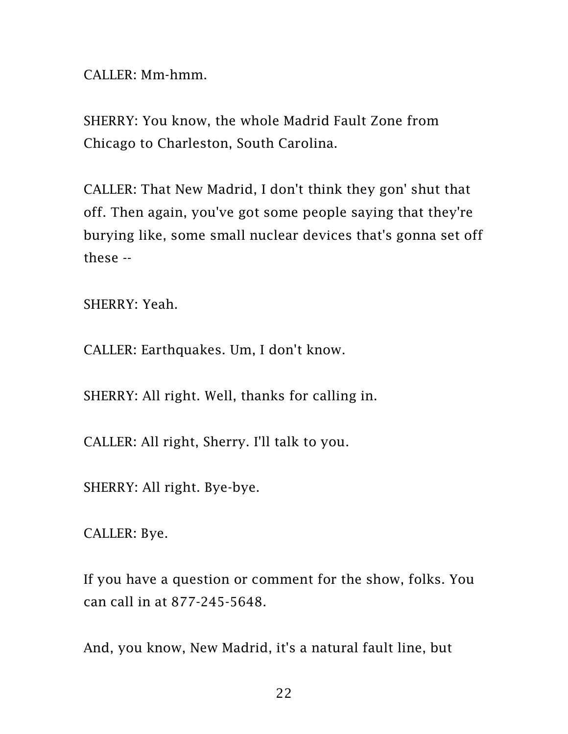CALLER: Mm-hmm.

SHERRY: You know, the whole Madrid Fault Zone from Chicago to Charleston, South Carolina.

CALLER: That New Madrid, I don't think they gon' shut that off. Then again, you've got some people saying that they're burying like, some small nuclear devices that's gonna set off these --

SHERRY: Yeah.

CALLER: Earthquakes. Um, I don't know.

SHERRY: All right. Well, thanks for calling in.

CALLER: All right, Sherry. I'll talk to you.

SHERRY: All right. Bye-bye.

CALLER: Bye.

If you have a question or comment for the show, folks. You can call in at 877-245-5648.

And, you know, New Madrid, it's a natural fault line, but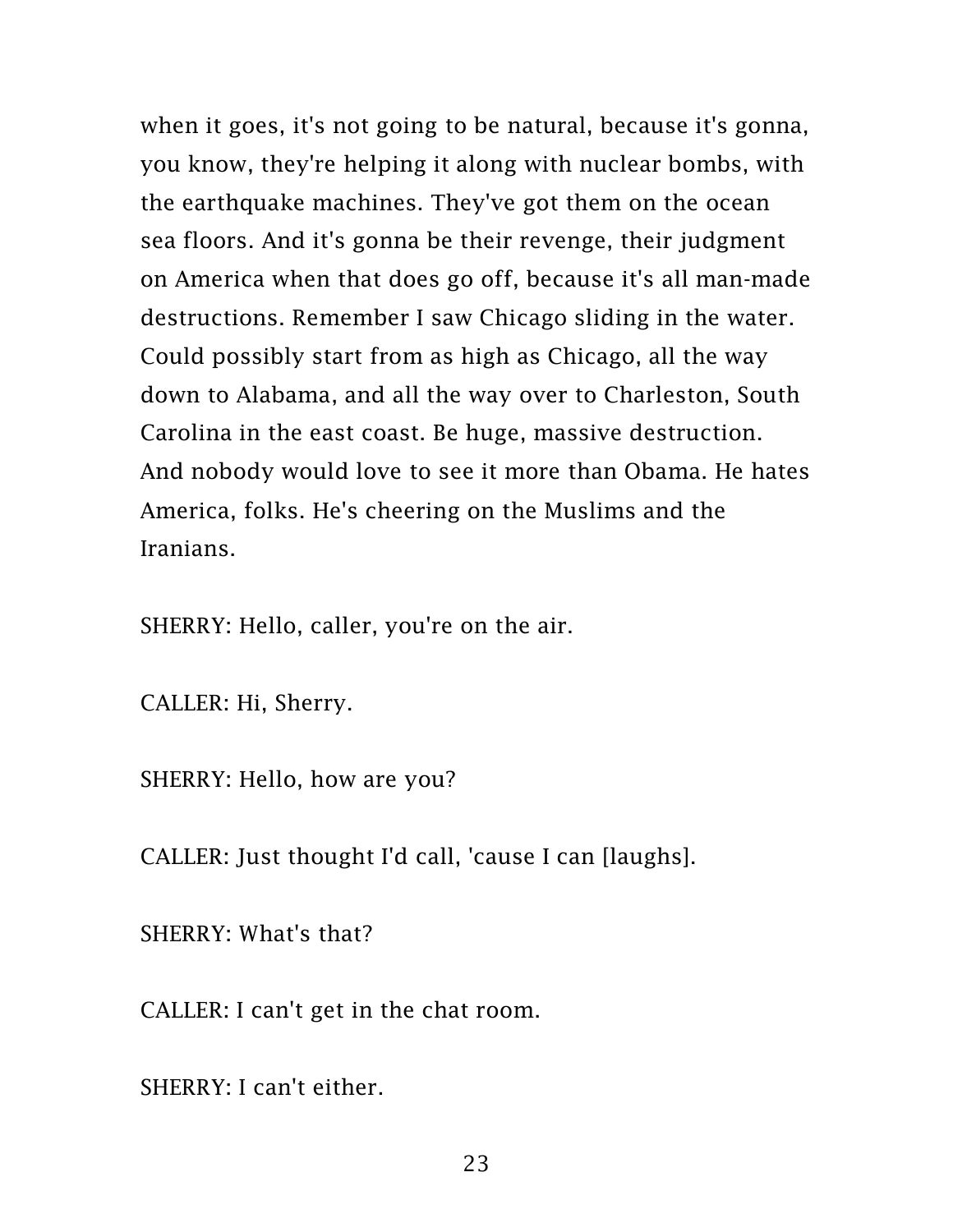when it goes, it's not going to be natural, because it's gonna, you know, they're helping it along with nuclear bombs, with the earthquake machines. They've got them on the ocean sea floors. And it's gonna be their revenge, their judgment on America when that does go off, because it's all man-made destructions. Remember I saw Chicago sliding in the water. Could possibly start from as high as Chicago, all the way down to Alabama, and all the way over to Charleston, South Carolina in the east coast. Be huge, massive destruction. And nobody would love to see it more than Obama. He hates America, folks. He's cheering on the Muslims and the Iranians.

SHERRY: Hello, caller, you're on the air.

CALLER: Hi, Sherry.

SHERRY: Hello, how are you?

CALLER: Just thought I'd call, 'cause I can [laughs].

SHERRY: What's that?

CALLER: I can't get in the chat room.

SHERRY: I can't either.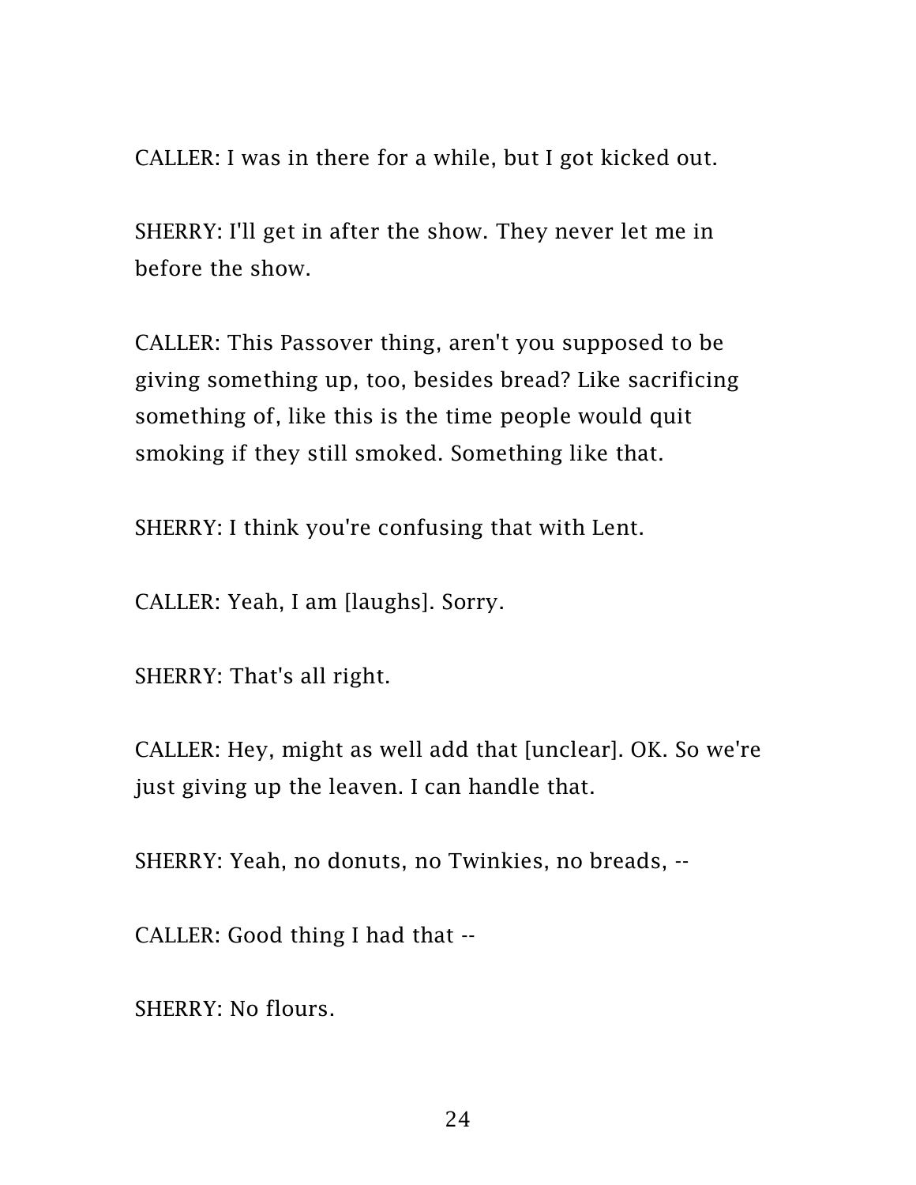CALLER: I was in there for a while, but I got kicked out.

SHERRY: I'll get in after the show. They never let me in before the show.

CALLER: This Passover thing, aren't you supposed to be giving something up, too, besides bread? Like sacrificing something of, like this is the time people would quit smoking if they still smoked. Something like that.

SHERRY: I think you're confusing that with Lent.

CALLER: Yeah, I am [laughs]. Sorry.

SHERRY: That's all right.

CALLER: Hey, might as well add that [unclear]. OK. So we're just giving up the leaven. I can handle that.

SHERRY: Yeah, no donuts, no Twinkies, no breads, --

CALLER: Good thing I had that --

SHERRY: No flours.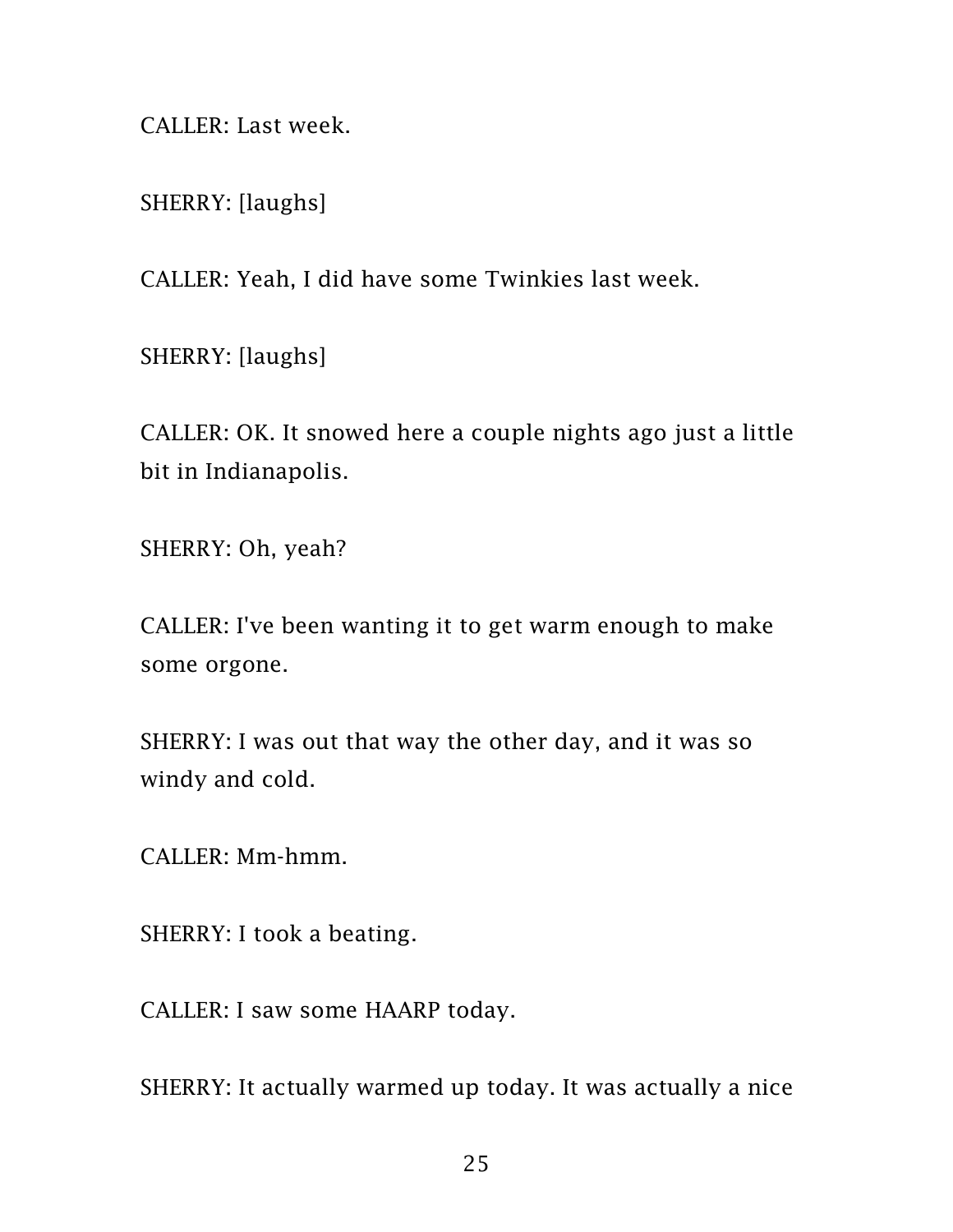CALLER: Last week.

SHERRY: [laughs]

CALLER: Yeah, I did have some Twinkies last week.

SHERRY: [laughs]

CALLER: OK. It snowed here a couple nights ago just a little bit in Indianapolis.

SHERRY: Oh, yeah?

CALLER: I've been wanting it to get warm enough to make some orgone.

SHERRY: I was out that way the other day, and it was so windy and cold.

CALLER: Mm-hmm.

SHERRY: I took a beating.

CALLER: I saw some HAARP today.

SHERRY: It actually warmed up today. It was actually a nice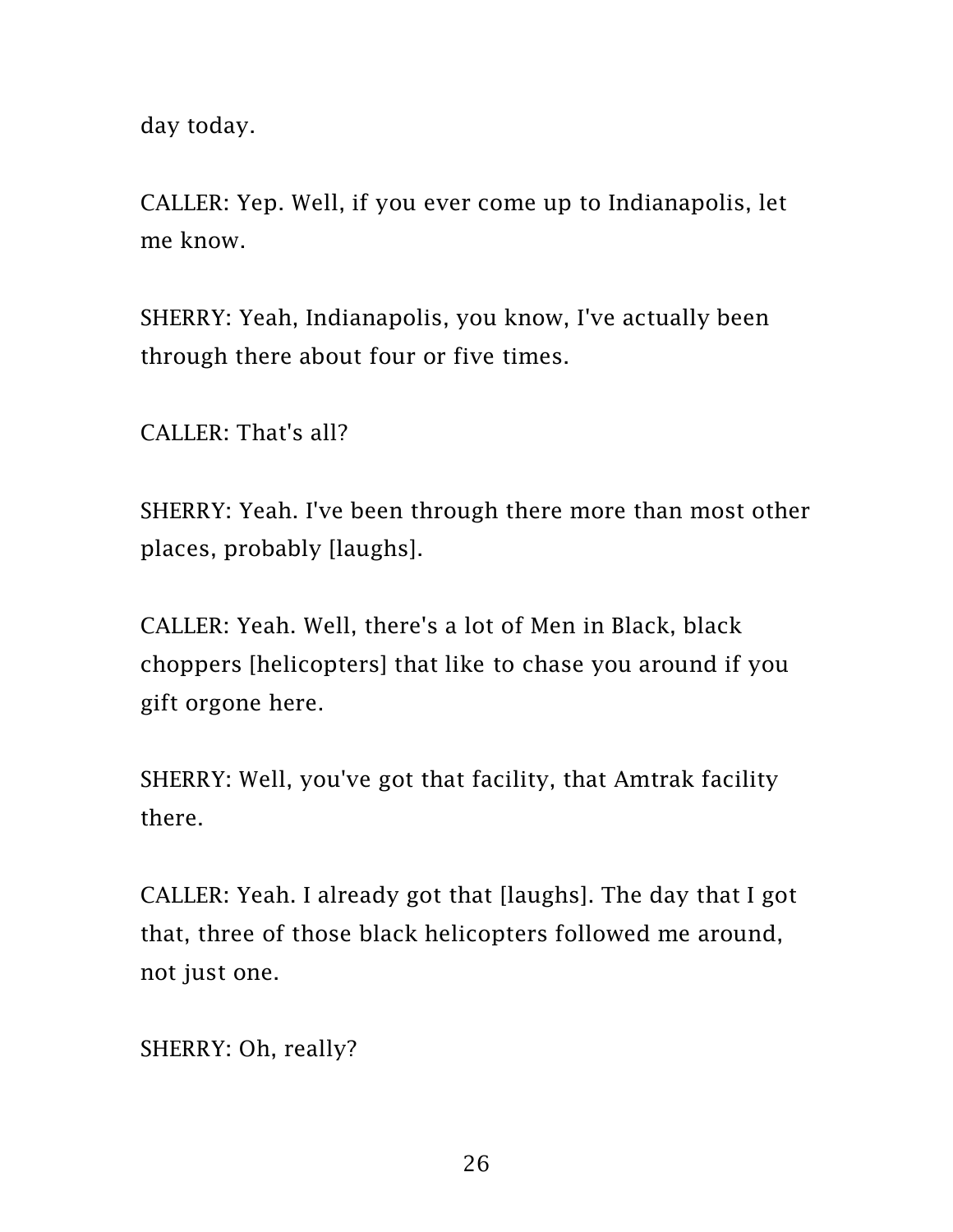day today.

CALLER: Yep. Well, if you ever come up to Indianapolis, let me know.

SHERRY: Yeah, Indianapolis, you know, I've actually been through there about four or five times.

CALLER: That's all?

SHERRY: Yeah. I've been through there more than most other places, probably [laughs].

CALLER: Yeah. Well, there's a lot of Men in Black, black choppers [helicopters] that like to chase you around if you gift orgone here.

SHERRY: Well, you've got that facility, that Amtrak facility there.

CALLER: Yeah. I already got that [laughs]. The day that I got that, three of those black helicopters followed me around, not just one.

SHERRY: Oh, really?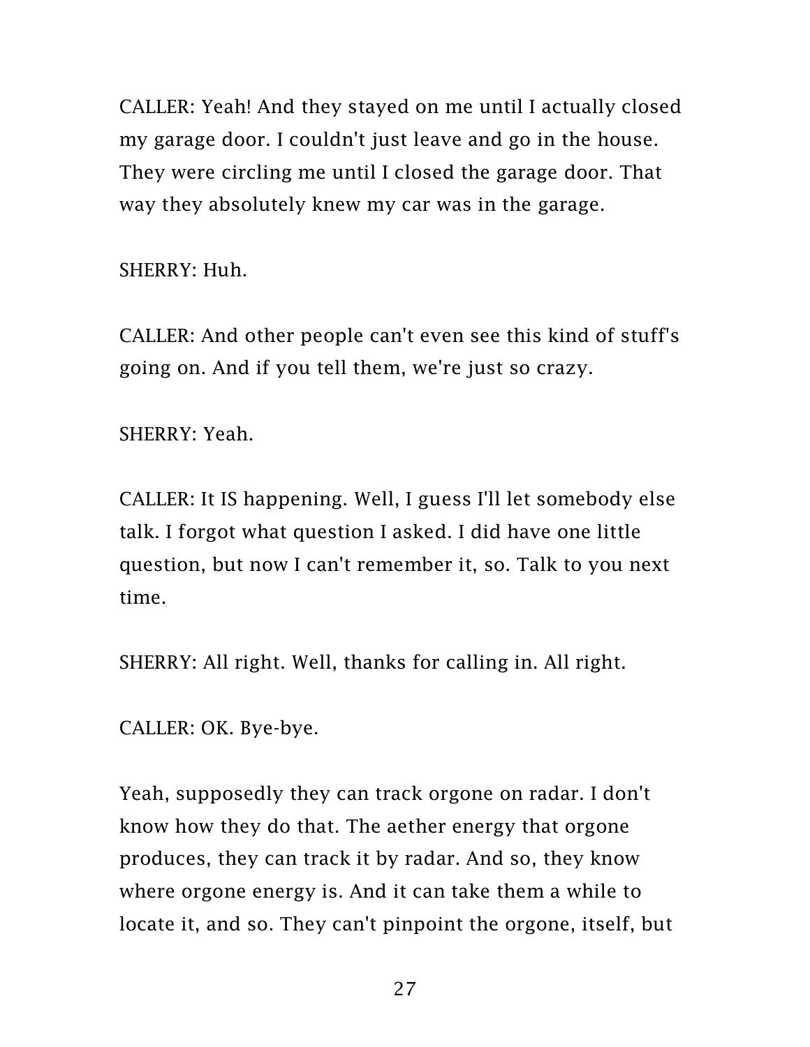CALLER: Yeah! And they stayed on me until I actually closed my garage door. I couldn't just leave and go in the house. They were circling me until I closed the garage door. That way they absolutely knew my car was in the garage.

SHERRY: Huh.

CALLER: And other people can't even see this kind of stuff's going on. And if you tell them, we're just so crazy.

SHERRY: Yeah.

CALLER: It IS happening. Well, I guess I'll let somebody else talk. I forgot what question I asked. I did have one little question, but now I can't remember it, so. Talk to you next time.

SHERRY: All right. Well, thanks for calling in. All right.

CALLER: OK. Bye-bye.

Yeah, supposedly they can track orgone on radar. I don't know how they do that. The aether energy that orgone produces, they can track it by radar. And so, they know where orgone energy is. And it can take them a while to locate it, and so. They can't pinpoint the orgone, itself, but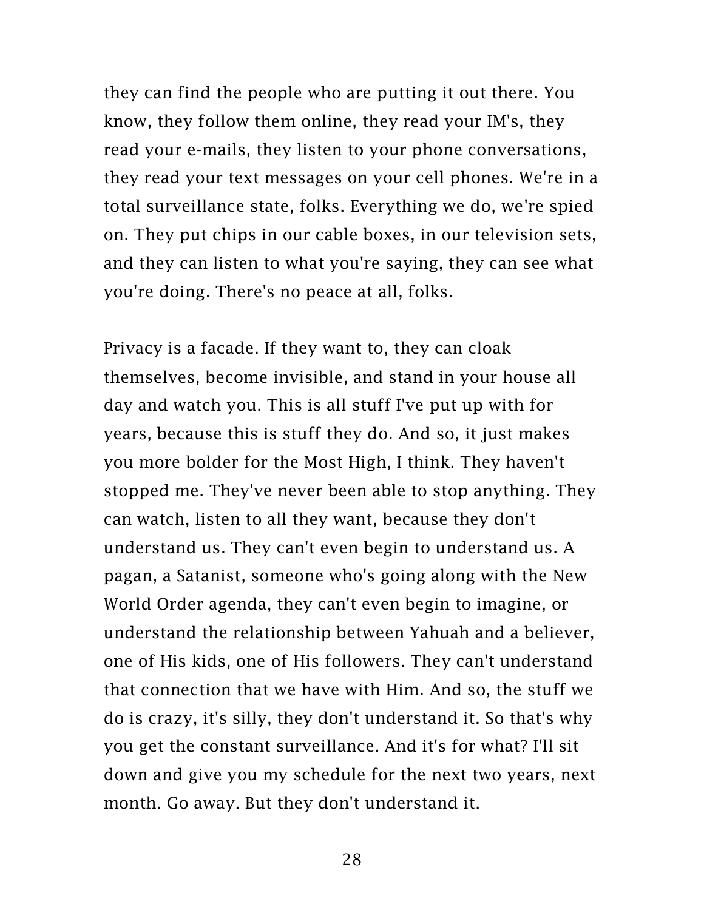they can find the people who are putting it out there. You know, they follow them online, they read your IM's, they read your e-mails, they listen to your phone conversations, they read your text messages on your cell phones. We're in a total surveillance state, folks. Everything we do, we're spied on. They put chips in our cable boxes, in our television sets, and they can listen to what you're saying, they can see what you're doing. There's no peace at all, folks.

Privacy is a facade. If they want to, they can cloak themselves, become invisible, and stand in your house all day and watch you. This is all stuff I've put up with for years, because this is stuff they do. And so, it just makes you more bolder for the Most High, I think. They haven't stopped me. They've never been able to stop anything. They can watch, listen to all they want, because they don't understand us. They can't even begin to understand us. A pagan, a Satanist, someone who's going along with the New World Order agenda, they can't even begin to imagine, or understand the relationship between Yahuah and a believer, one of His kids, one of His followers. They can't understand that connection that we have with Him. And so, the stuff we do is crazy, it's silly, they don't understand it. So that's why you get the constant surveillance. And it's for what? I'll sit down and give you my schedule for the next two years, next month. Go away. But they don't understand it.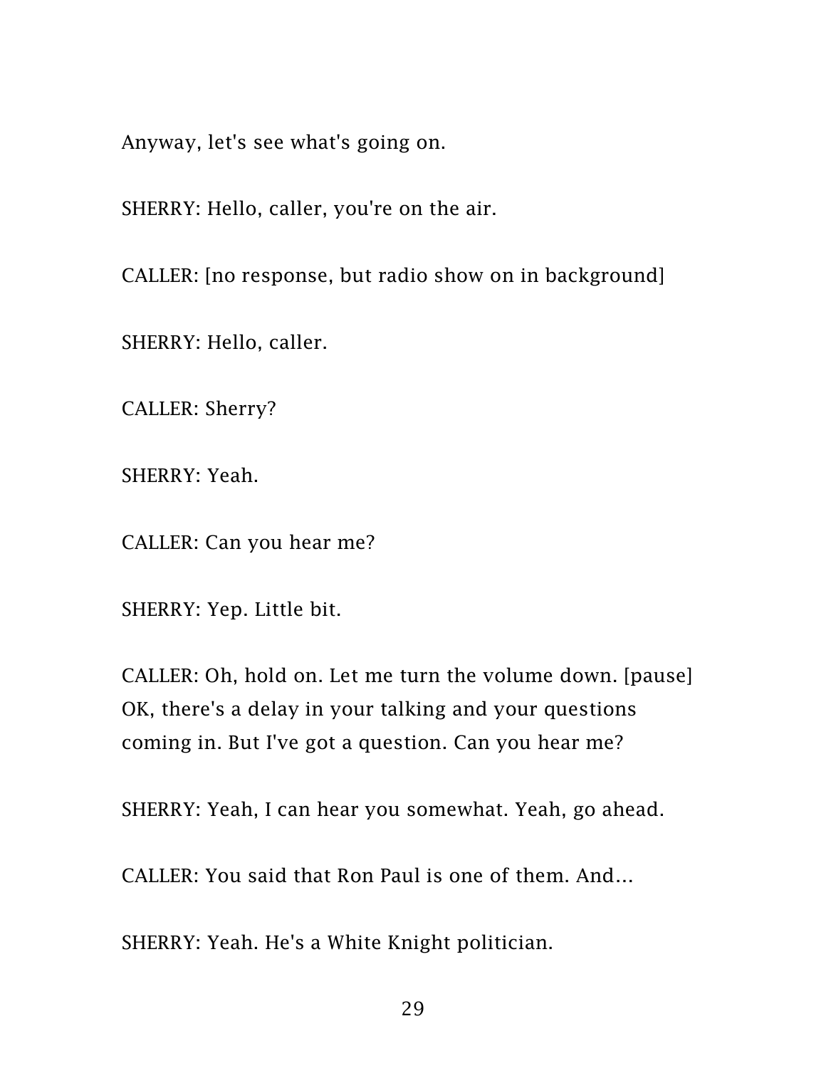Anyway, let's see what's going on.

SHERRY: Hello, caller, you're on the air.

CALLER: [no response, but radio show on in background]

SHERRY: Hello, caller.

CALLER: Sherry?

SHERRY: Yeah.

CALLER: Can you hear me?

SHERRY: Yep. Little bit.

CALLER: Oh, hold on. Let me turn the volume down. [pause] OK, there's a delay in your talking and your questions coming in. But I've got a question. Can you hear me?

SHERRY: Yeah, I can hear you somewhat. Yeah, go ahead.

CALLER: You said that Ron Paul is one of them. And...

SHERRY: Yeah. He's a White Knight politician.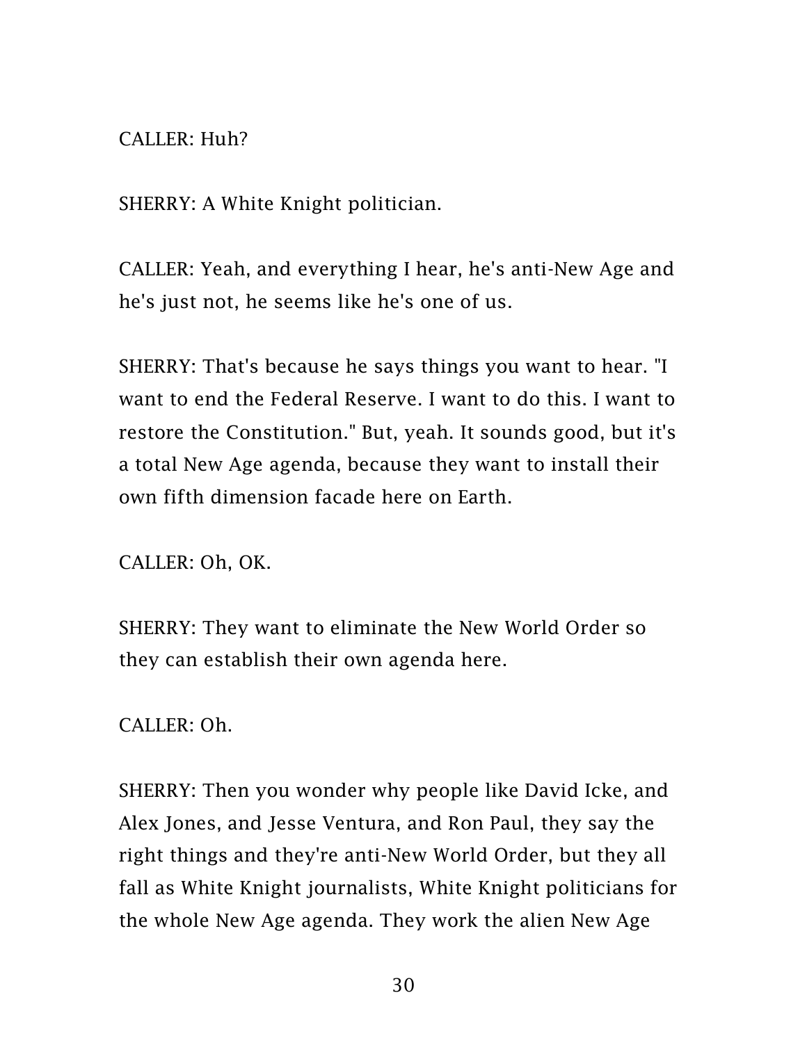CALLER: Huh?

SHERRY: A White Knight politician.

CALLER: Yeah, and everything I hear, he's anti-New Age and he's just not, he seems like he's one of us.

SHERRY: That's because he says things you want to hear. "I want to end the Federal Reserve. I want to do this. I want to restore the Constitution." But, yeah. It sounds good, but it's a total New Age agenda, because they want to install their own fifth dimension facade here on Earth.

CALLER: Oh, OK.

SHERRY: They want to eliminate the New World Order so they can establish their own agenda here.

CALLER: Oh.

SHERRY: Then you wonder why people like David Icke, and Alex Jones, and Jesse Ventura, and Ron Paul, they say the right things and they're anti-New World Order, but they all fall as White Knight journalists, White Knight politicians for the whole New Age agenda. They work the alien New Age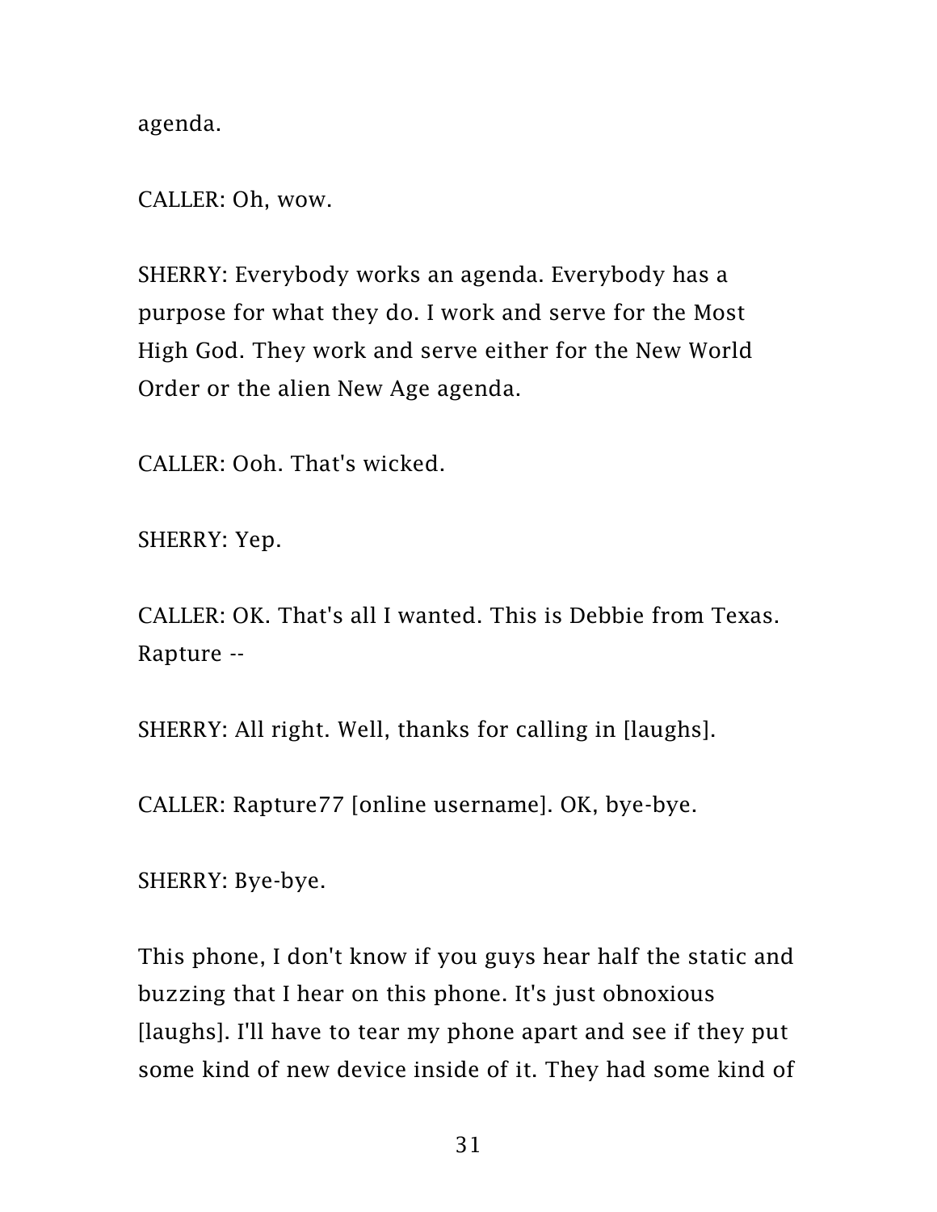agenda.

CALLER: Oh, wow.

SHERRY: Everybody works an agenda. Everybody has a purpose for what they do. I work and serve for the Most High God. They work and serve either for the New World Order or the alien New Age agenda.

CALLER: Ooh. That's wicked.

SHERRY: Yep.

CALLER: OK. That's all I wanted. This is Debbie from Texas. Rapture --

SHERRY: All right. Well, thanks for calling in [laughs].

CALLER: Rapture77 [online username]. OK, bye-bye.

SHERRY: Bye-bye.

This phone, I don't know if you guys hear half the static and buzzing that I hear on this phone. It's just obnoxious [laughs]. I'll have to tear my phone apart and see if they put some kind of new device inside of it. They had some kind of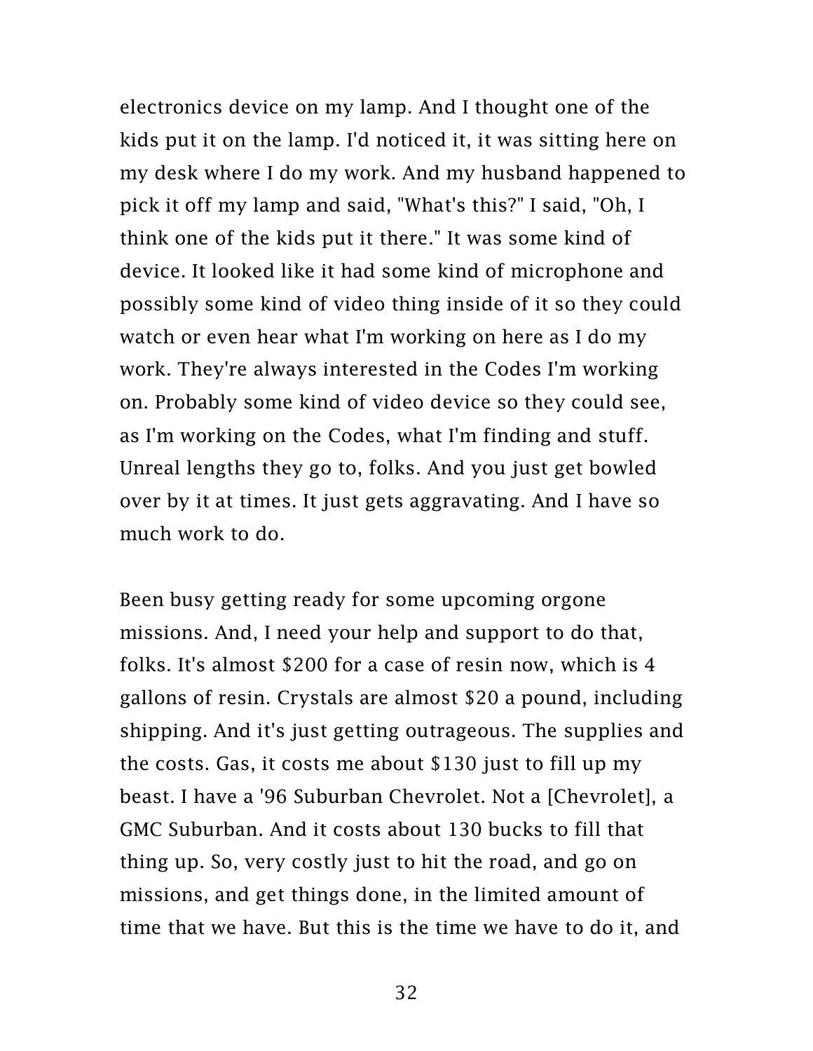electronics device on my lamp. And I thought one of the kids put it on the lamp. I'd noticed it, it was sitting here on my desk where I do my work. And my husband happened to pick it off my lamp and said, "What's this?" I said, "Oh, I think one of the kids put it there." It was some kind of device. It looked like it had some kind of microphone and possibly some kind of video thing inside of it so they could watch or even hear what I'm working on here as I do my work. They're always interested in the Codes I'm working on. Probably some kind of video device so they could see, as I'm working on the Codes, what I'm finding and stuff. Unreal lengths they go to, folks. And you just get bowled over by it at times. It just gets aggravating. And I have so much work to do.

Been busy getting ready for some upcoming orgone missions. And, I need your help and support to do that, folks. It's almost $200 for a case of resin now, which is 4 gallons of resin. Crystals are almost $20 a pound, including shipping. And it's just getting outrageous. The supplies and the costs. Gas, it costs me about $130 just to fill up my beast. I have a '96 Suburban Chevrolet. Not a [Chevrolet], a GMC Suburban. And it costs about 130 bucks to fill that thing up. So, very costly just to hit the road, and go on missions, and get things done, in the limited amount of time that we have. But this is the time we have to do it, and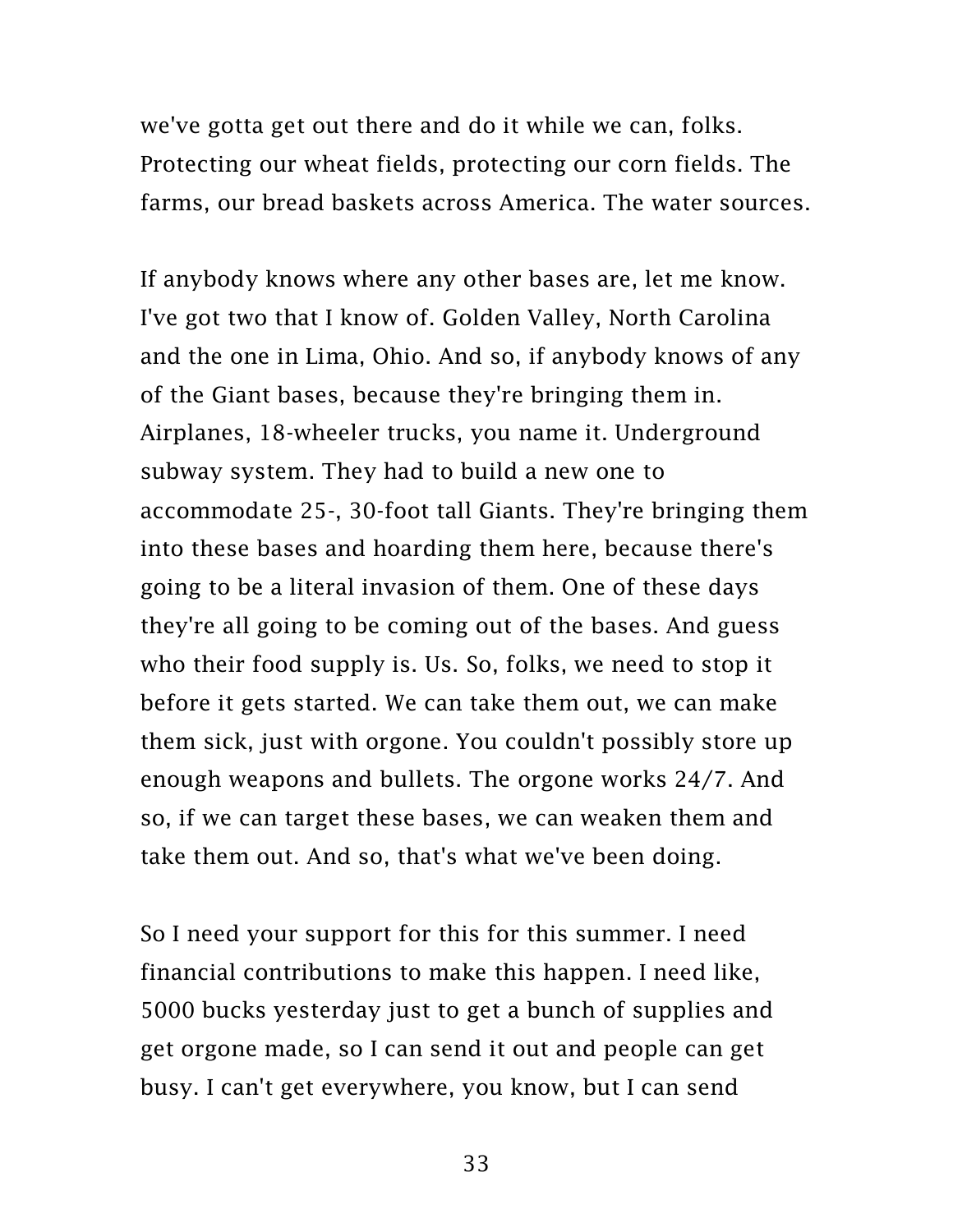we've gotta get out there and do it while we can, folks. Protecting our wheat fields, protecting our corn fields. The farms, our bread baskets across America. The water sources.

If anybody knows where any other bases are, let me know. I've got two that I know of. Golden Valley, North Carolina and the one in Lima, Ohio. And so, if anybody knows of any of the Giant bases, because they're bringing them in. Airplanes, 18-wheeler trucks, you name it. Underground subway system. They had to build a new one to accommodate 25-, 30-foot tall Giants. They're bringing them into these bases and hoarding them here, because there's going to be a literal invasion of them. One of these days they're all going to be coming out of the bases. And guess who their food supply is. Us. So, folks, we need to stop it before it gets started. We can take them out, we can make them sick, just with orgone. You couldn't possibly store up enough weapons and bullets. The orgone works 24/7. And so, if we can target these bases, we can weaken them and take them out. And so, that's what we've been doing.

So I need your support for this for this summer. I need financial contributions to make this happen. I need like, 5000 bucks yesterday just to get a bunch of supplies and get orgone made, so I can send it out and people can get busy. I can't get everywhere, you know, but I can send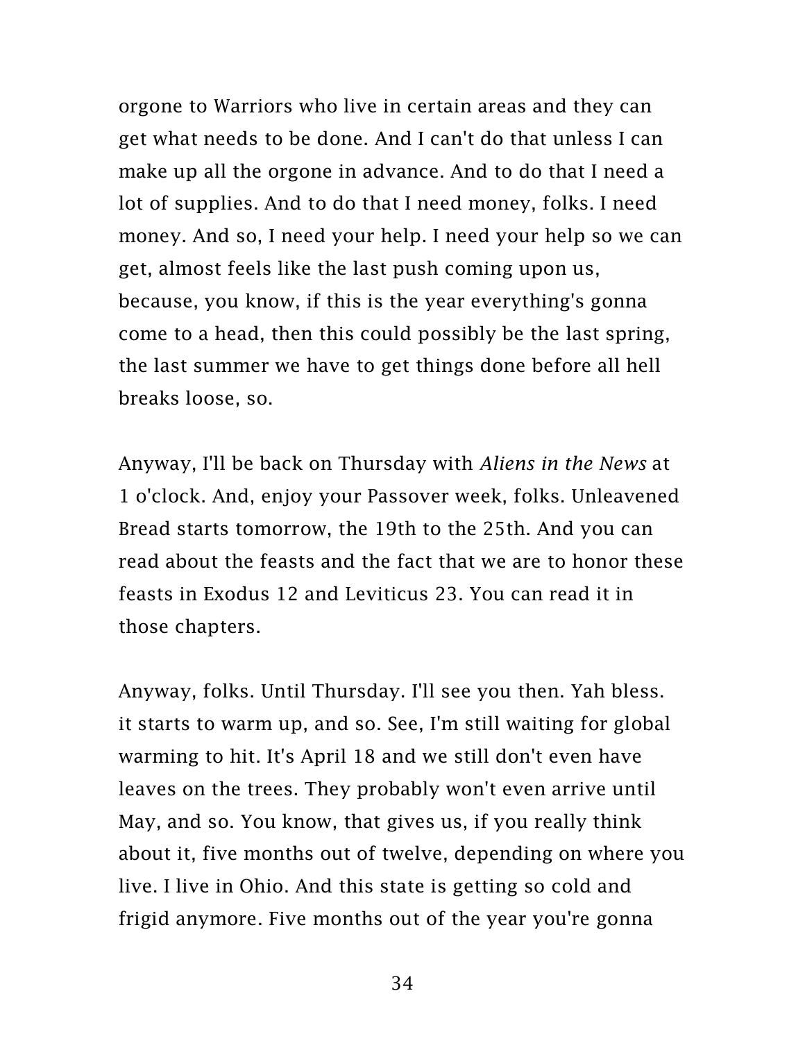orgone to Warriors who live in certain areas and they can get what needs to be done. And I can't do that unless I can make up all the orgone in advance. And to do that I need a lot of supplies. And to do that I need money, folks. I need money. And so, I need your help. I need your help so we can get, almost feels like the last push coming upon us, because, you know, if this is the year everything's gonna come to a head, then this could possibly be the last spring, the last summer we have to get things done before all hell breaks loose, so.

Anyway, I'll be back on Thursday with *Aliens in the News* at 1 o'clock. And, enjoy your Passover week, folks. Unleavened Bread starts tomorrow, the 19th to the 25th. And you can read about the feasts and the fact that we are to honor these feasts in Exodus 12 and Leviticus 23. You can read it in those chapters.

Anyway, folks. Until Thursday. I'll see you then. Yah bless. it starts to warm up, and so. See, I'm still waiting for global warming to hit. It's April 18 and we still don't even have leaves on the trees. They probably won't even arrive until May, and so. You know, that gives us, if you really think about it, five months out of twelve, depending on where you live. I live in Ohio. And this state is getting so cold and frigid anymore. Five months out of the year you're gonna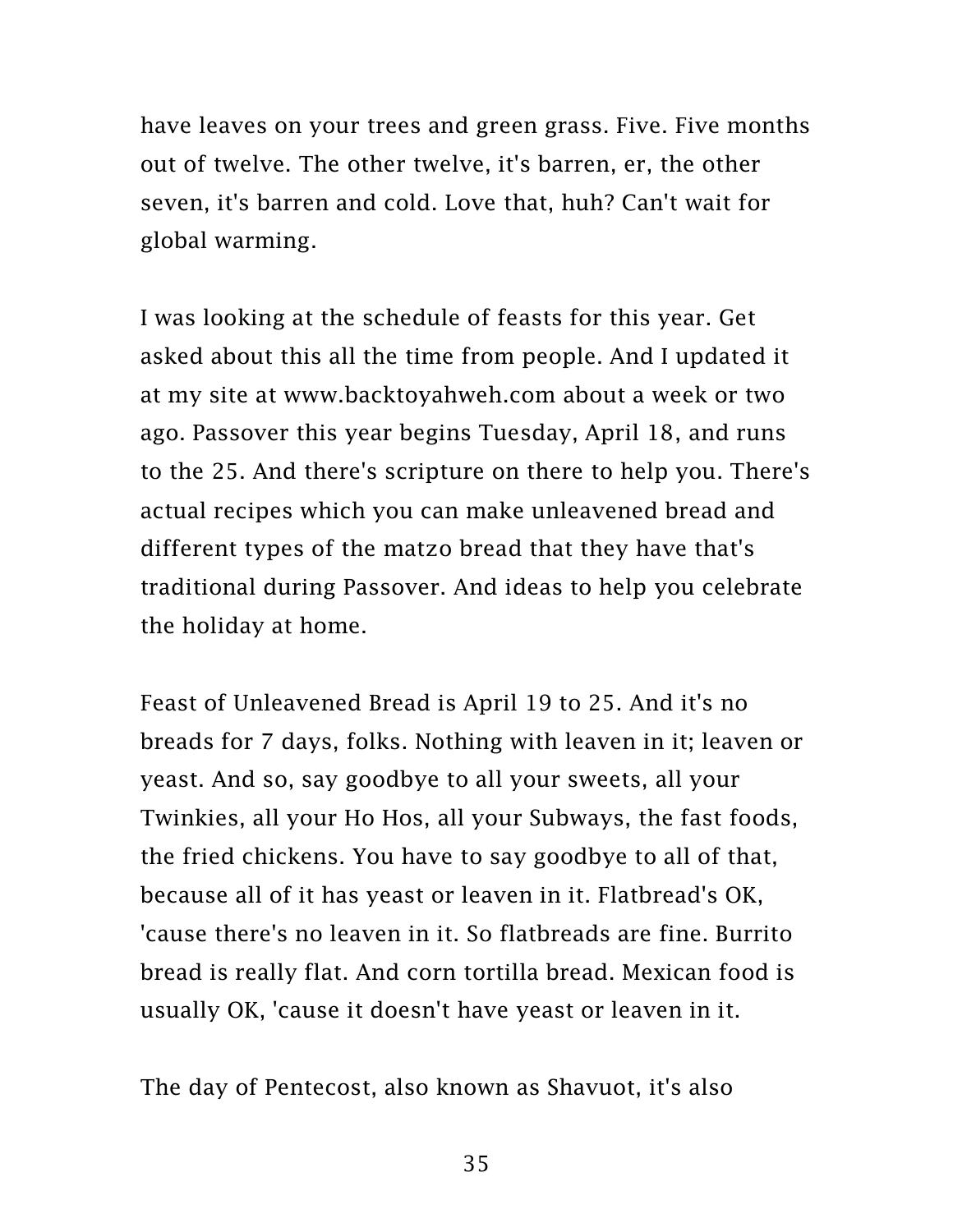have leaves on your trees and green grass. Five. Five months out of twelve. The other twelve, it's barren, er, the other seven, it's barren and cold. Love that, huh? Can't wait for global warming.

I was looking at the schedule of feasts for this year. Get asked about this all the time from people. And I updated it at my site at www.backtoyahweh.com about a week or two ago. Passover this year begins Tuesday, April 18, and runs to the 25. And there's scripture on there to help you. There's actual recipes which you can make unleavened bread and different types of the matzo bread that they have that's traditional during Passover. And ideas to help you celebrate the holiday at home.

Feast of Unleavened Bread is April 19 to 25. And it's no breads for 7 days, folks. Nothing with leaven in it; leaven or yeast. And so, say goodbye to all your sweets, all your Twinkies, all your Ho Hos, all your Subways, the fast foods, the fried chickens. You have to say goodbye to all of that, because all of it has yeast or leaven in it. Flatbread's OK, 'cause there's no leaven in it. So flatbreads are fine. Burrito bread is really flat. And corn tortilla bread. Mexican food is usually OK, 'cause it doesn't have yeast or leaven in it.

The day of Pentecost, also known as Shavuot, it's also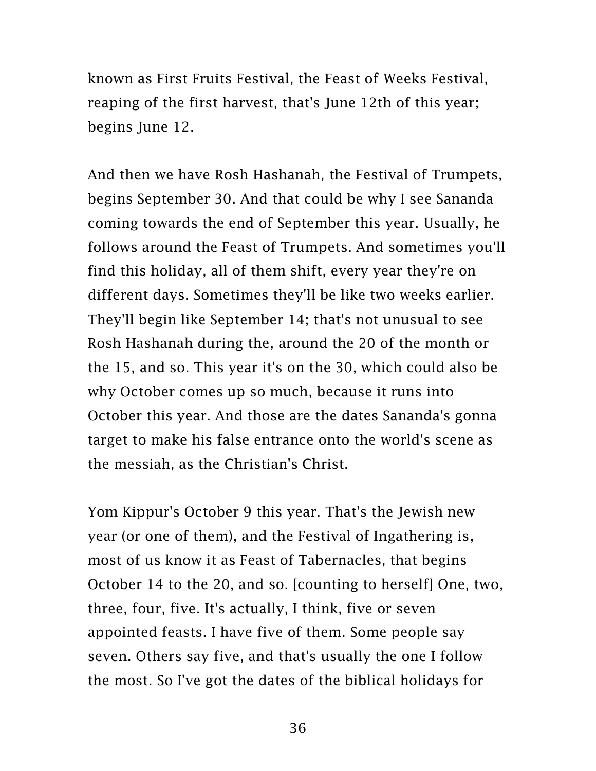known as First Fruits Festival, the Feast of Weeks Festival, reaping of the first harvest, that's June 12th of this year; begins June 12.

And then we have Rosh Hashanah, the Festival of Trumpets, begins September 30. And that could be why I see Sananda coming towards the end of September this year. Usually, he follows around the Feast of Trumpets. And sometimes you'll find this holiday, all of them shift, every year they're on different days. Sometimes they'll be like two weeks earlier. They'll begin like September 14; that's not unusual to see Rosh Hashanah during the, around the 20 of the month or the 15, and so. This year it's on the 30, which could also be why October comes up so much, because it runs into October this year. And those are the dates Sananda's gonna target to make his false entrance onto the world's scene as the messiah, as the Christian's Christ.

Yom Kippur's October 9 this year. That's the Jewish new year (or one of them), and the Festival of Ingathering is, most of us know it as Feast of Tabernacles, that begins October 14 to the 20, and so. [counting to herself] One, two, three, four, five. It's actually, I think, five or seven appointed feasts. I have five of them. Some people say seven. Others say five, and that's usually the one I follow the most. So I've got the dates of the biblical holidays for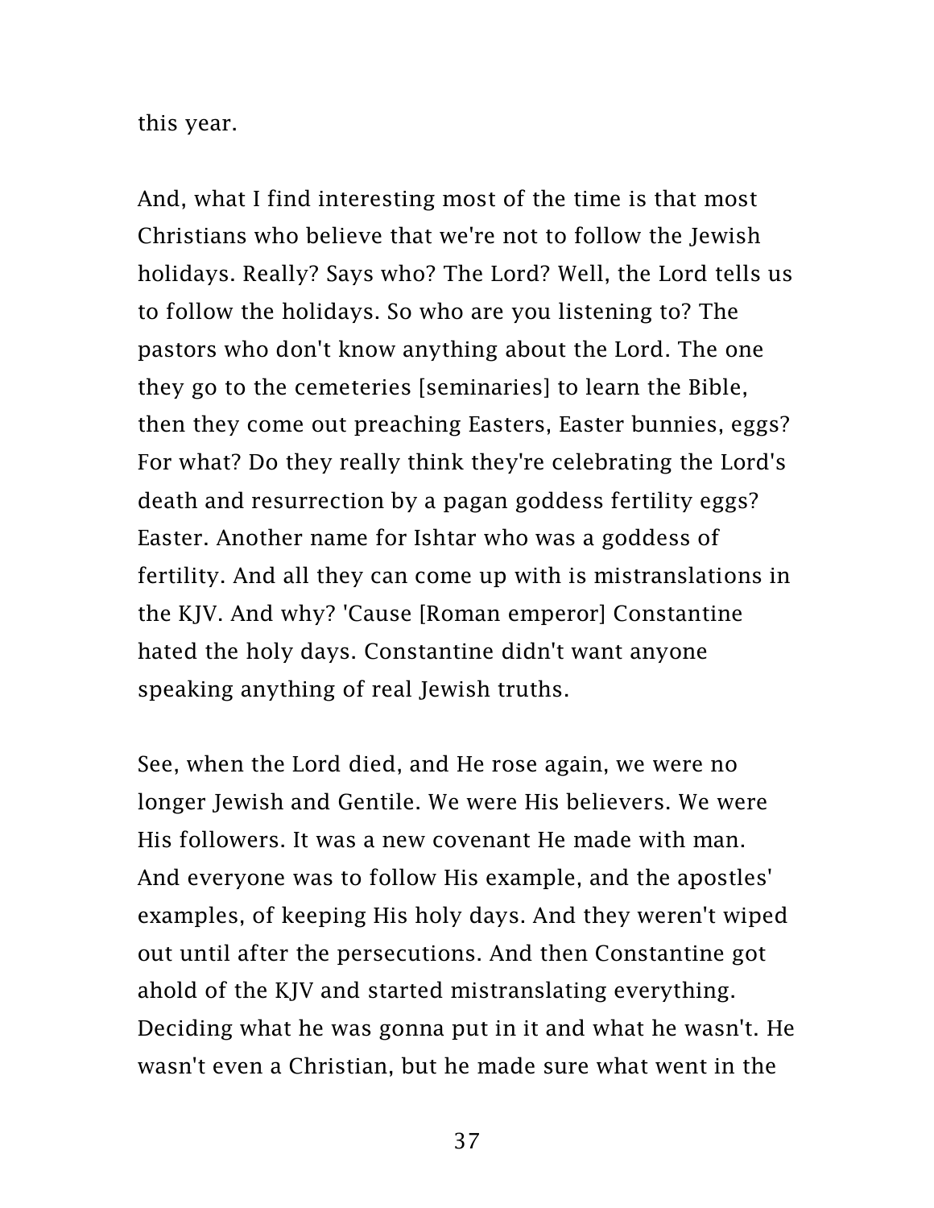this year.

And, what I find interesting most of the time is that most Christians who believe that we're not to follow the Jewish holidays. Really? Says who? The Lord? Well, the Lord tells us to follow the holidays. So who are you listening to? The pastors who don't know anything about the Lord. The one they go to the cemeteries [seminaries] to learn the Bible, then they come out preaching Easters, Easter bunnies, eggs? For what? Do they really think they're celebrating the Lord's death and resurrection by a pagan goddess fertility eggs? Easter. Another name for Ishtar who was a goddess of fertility. And all they can come up with is mistranslations in the KJV. And why? 'Cause [Roman emperor] Constantine hated the holy days. Constantine didn't want anyone speaking anything of real Jewish truths.

See, when the Lord died, and He rose again, we were no longer Jewish and Gentile. We were His believers. We were His followers. It was a new covenant He made with man. And everyone was to follow His example, and the apostles' examples, of keeping His holy days. And they weren't wiped out until after the persecutions. And then Constantine got ahold of the KJV and started mistranslating everything. Deciding what he was gonna put in it and what he wasn't. He wasn't even a Christian, but he made sure what went in the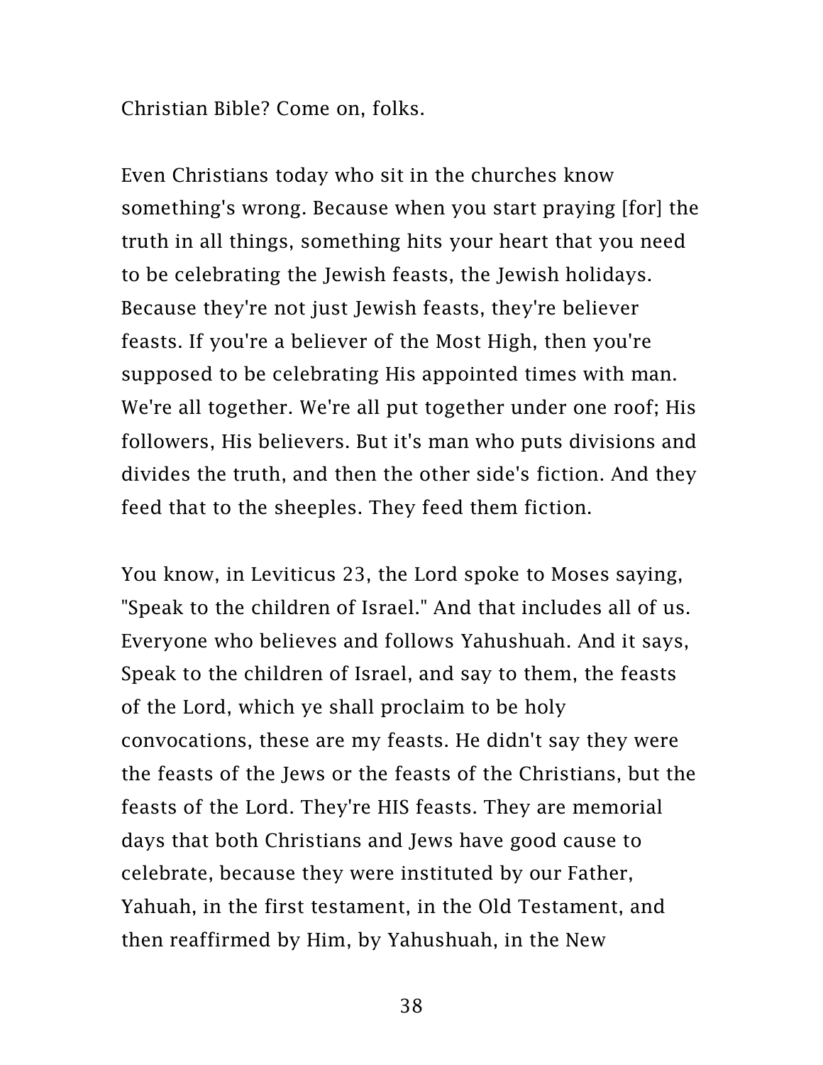Christian Bible? Come on, folks.

Even Christians today who sit in the churches know something's wrong. Because when you start praying [for] the truth in all things, something hits your heart that you need to be celebrating the Jewish feasts, the Jewish holidays. Because they're not just Jewish feasts, they're believer feasts. If you're a believer of the Most High, then you're supposed to be celebrating His appointed times with man. We're all together. We're all put together under one roof; His followers, His believers. But it's man who puts divisions and divides the truth, and then the other side's fiction. And they feed that to the sheeples. They feed them fiction.

You know, in Leviticus 23, the Lord spoke to Moses saying, "Speak to the children of Israel." And that includes all of us. Everyone who believes and follows Yahushuah. And it says, Speak to the children of Israel, and say to them, the feasts of the Lord, which ye shall proclaim to be holy convocations, these are my feasts. He didn't say they were the feasts of the Jews or the feasts of the Christians, but the feasts of the Lord. They're HIS feasts. They are memorial days that both Christians and Jews have good cause to celebrate, because they were instituted by our Father, Yahuah, in the first testament, in the Old Testament, and then reaffirmed by Him, by Yahushuah, in the New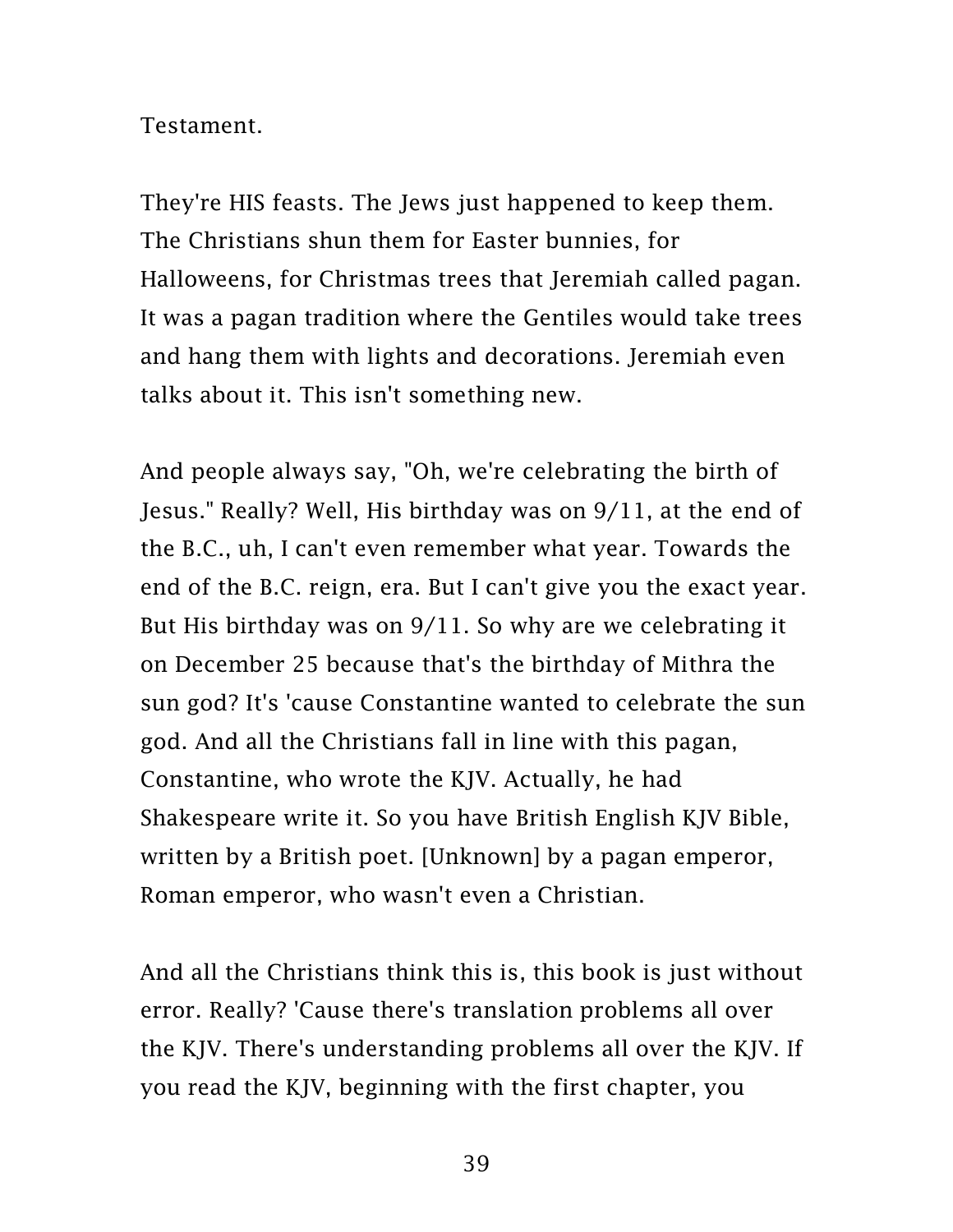Testament.

They're HIS feasts. The Jews just happened to keep them. The Christians shun them for Easter bunnies, for Halloweens, for Christmas trees that Jeremiah called pagan. It was a pagan tradition where the Gentiles would take trees and hang them with lights and decorations. Jeremiah even talks about it. This isn't something new.

And people always say, "Oh, we're celebrating the birth of Jesus." Really? Well, His birthday was on 9/11, at the end of the B.C., uh, I can't even remember what year. Towards the end of the B.C. reign, era. But I can't give you the exact year. But His birthday was on 9/11. So why are we celebrating it on December 25 because that's the birthday of Mithra the sun god? It's 'cause Constantine wanted to celebrate the sun god. And all the Christians fall in line with this pagan, Constantine, who wrote the KJV. Actually, he had Shakespeare write it. So you have British English KJV Bible, written by a British poet. [Unknown] by a pagan emperor, Roman emperor, who wasn't even a Christian.

And all the Christians think this is, this book is just without error. Really? 'Cause there's translation problems all over the KJV. There's understanding problems all over the KJV. If you read the KJV, beginning with the first chapter, you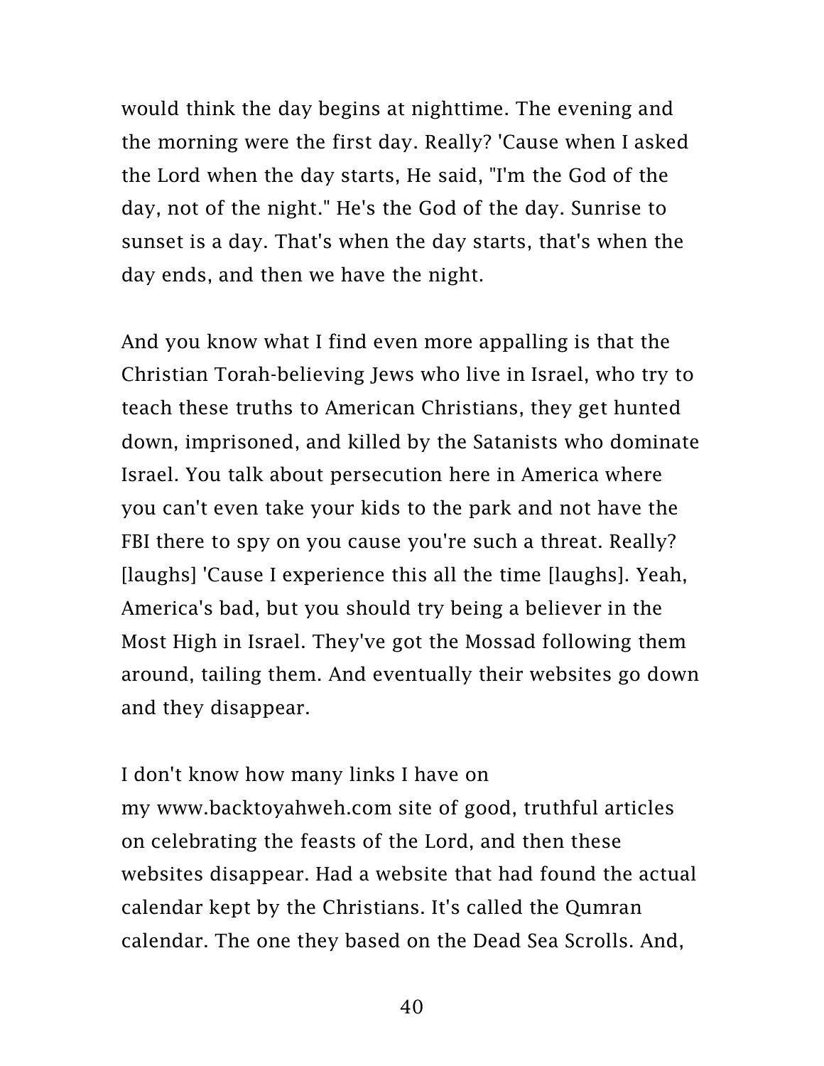would think the day begins at nighttime. The evening and the morning were the first day. Really? 'Cause when I asked the Lord when the day starts, He said, "I'm the God of the day, not of the night." He's the God of the day. Sunrise to sunset is a day. That's when the day starts, that's when the day ends, and then we have the night.

And you know what I find even more appalling is that the Christian Torah-believing Jews who live in Israel, who try to teach these truths to American Christians, they get hunted down, imprisoned, and killed by the Satanists who dominate Israel. You talk about persecution here in America where you can't even take your kids to the park and not have the FBI there to spy on you cause you're such a threat. Really? [laughs] 'Cause I experience this all the time [laughs]. Yeah, America's bad, but you should try being a believer in the Most High in Israel. They've got the Mossad following them around, tailing them. And eventually their websites go down and they disappear.

I don't know how many links I have on my www.backtoyahweh.com site of good, truthful articles on celebrating the feasts of the Lord, and then these websites disappear. Had a website that had found the actual calendar kept by the Christians. It's called the Qumran calendar. The one they based on the Dead Sea Scrolls. And,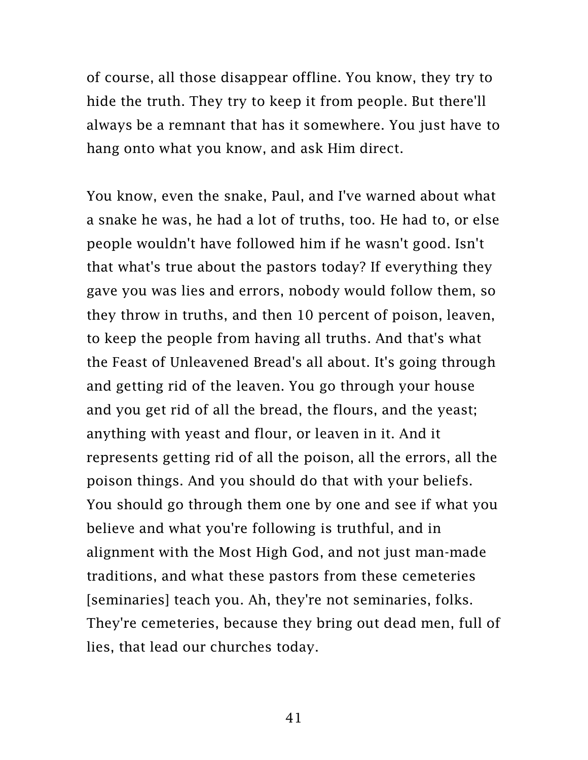of course, all those disappear offline. You know, they try to hide the truth. They try to keep it from people. But there'll always be a remnant that has it somewhere. You just have to hang onto what you know, and ask Him direct.

You know, even the snake, Paul, and I've warned about what a snake he was, he had a lot of truths, too. He had to, or else people wouldn't have followed him if he wasn't good. Isn't that what's true about the pastors today? If everything they gave you was lies and errors, nobody would follow them, so they throw in truths, and then 10 percent of poison, leaven, to keep the people from having all truths. And that's what the Feast of Unleavened Bread's all about. It's going through and getting rid of the leaven. You go through your house and you get rid of all the bread, the flours, and the yeast; anything with yeast and flour, or leaven in it. And it represents getting rid of all the poison, all the errors, all the poison things. And you should do that with your beliefs. You should go through them one by one and see if what you believe and what you're following is truthful, and in alignment with the Most High God, and not just man-made traditions, and what these pastors from these cemeteries [seminaries] teach you. Ah, they're not seminaries, folks. They're cemeteries, because they bring out dead men, full of lies, that lead our churches today.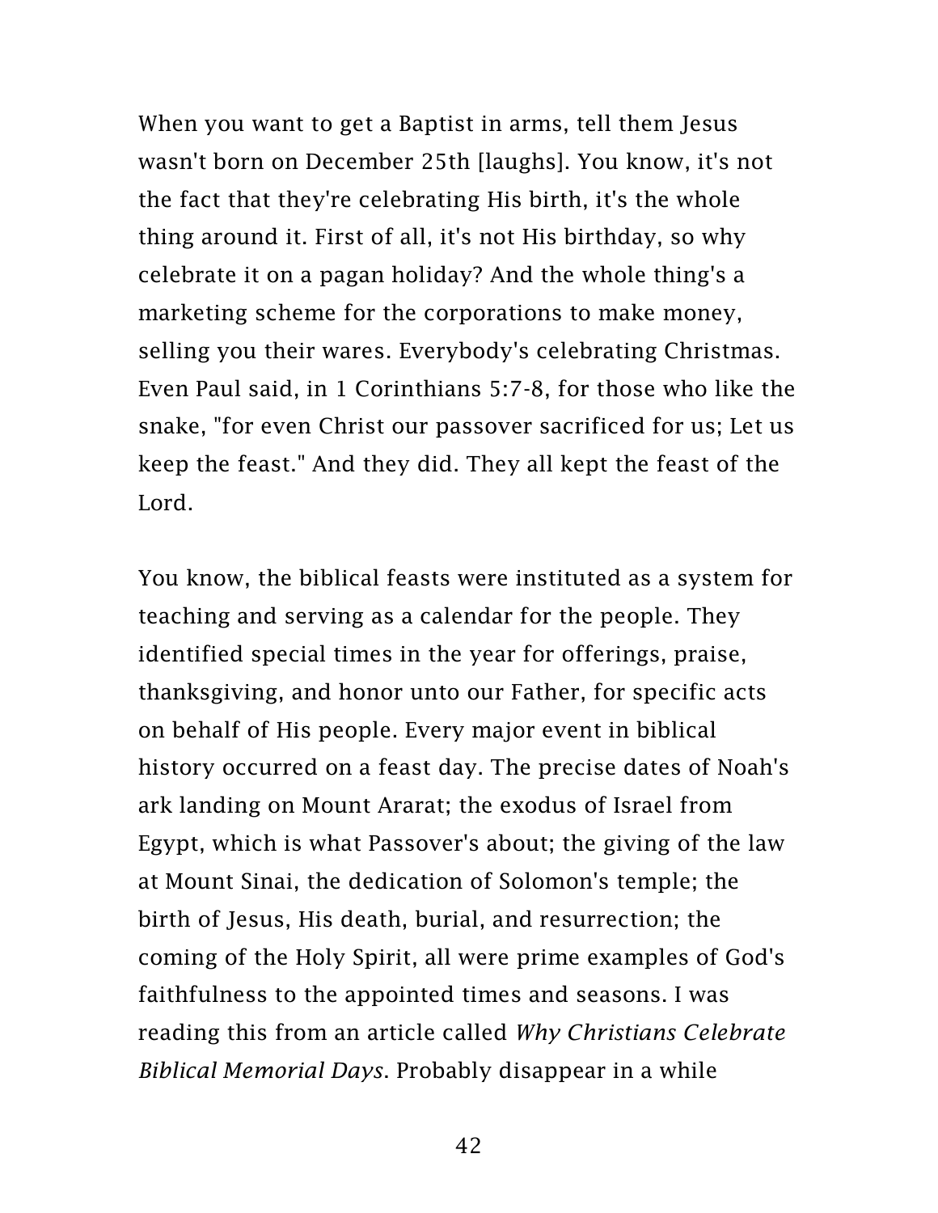When you want to get a Baptist in arms, tell them Jesus wasn't born on December 25th [laughs]. You know, it's not the fact that they're celebrating His birth, it's the whole thing around it. First of all, it's not His birthday, so why celebrate it on a pagan holiday? And the whole thing's a marketing scheme for the corporations to make money, selling you their wares. Everybody's celebrating Christmas. Even Paul said, in 1 Corinthians 5:7-8, for those who like the snake, "for even Christ our passover sacrificed for us; Let us keep the feast." And they did. They all kept the feast of the Lord.

You know, the biblical feasts were instituted as a system for teaching and serving as a calendar for the people. They identified special times in the year for offerings, praise, thanksgiving, and honor unto our Father, for specific acts on behalf of His people. Every major event in biblical history occurred on a feast day. The precise dates of Noah's ark landing on Mount Ararat; the exodus of Israel from Egypt, which is what Passover's about; the giving of the law at Mount Sinai, the dedication of Solomon's temple; the birth of Jesus, His death, burial, and resurrection; the coming of the Holy Spirit, all were prime examples of God's faithfulness to the appointed times and seasons. I was reading this from an article called *Why Christians Celebrate Biblical Memorial Days*. Probably disappear in a while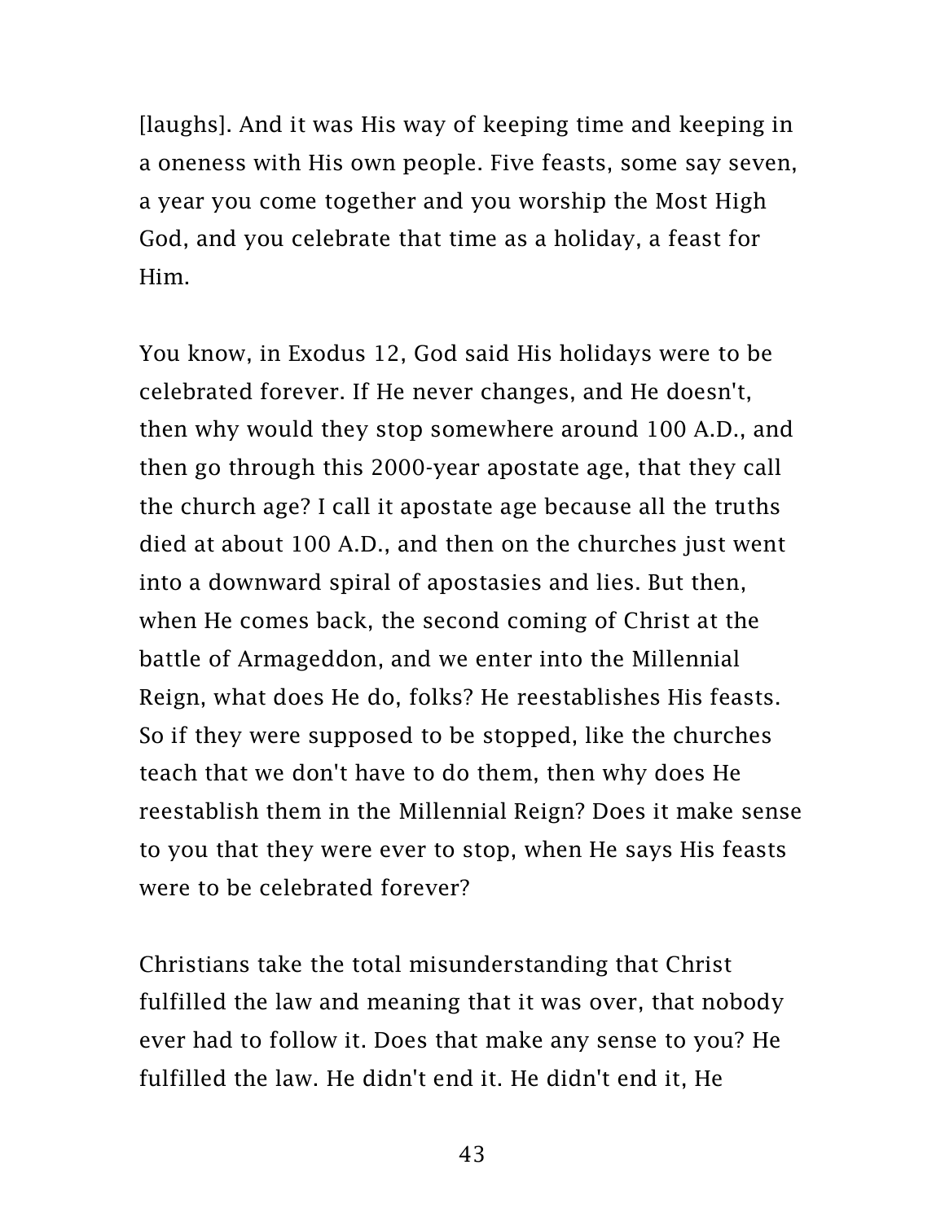[laughs]. And it was His way of keeping time and keeping in a oneness with His own people. Five feasts, some say seven, a year you come together and you worship the Most High God, and you celebrate that time as a holiday, a feast for Him.

You know, in Exodus 12, God said His holidays were to be celebrated forever. If He never changes, and He doesn't, then why would they stop somewhere around 100 A.D., and then go through this 2000-year apostate age, that they call the church age? I call it apostate age because all the truths died at about 100 A.D., and then on the churches just went into a downward spiral of apostasies and lies. But then, when He comes back, the second coming of Christ at the battle of Armageddon, and we enter into the Millennial Reign, what does He do, folks? He reestablishes His feasts. So if they were supposed to be stopped, like the churches teach that we don't have to do them, then why does He reestablish them in the Millennial Reign? Does it make sense to you that they were ever to stop, when He says His feasts were to be celebrated forever?

Christians take the total misunderstanding that Christ fulfilled the law and meaning that it was over, that nobody ever had to follow it. Does that make any sense to you? He fulfilled the law. He didn't end it. He didn't end it, He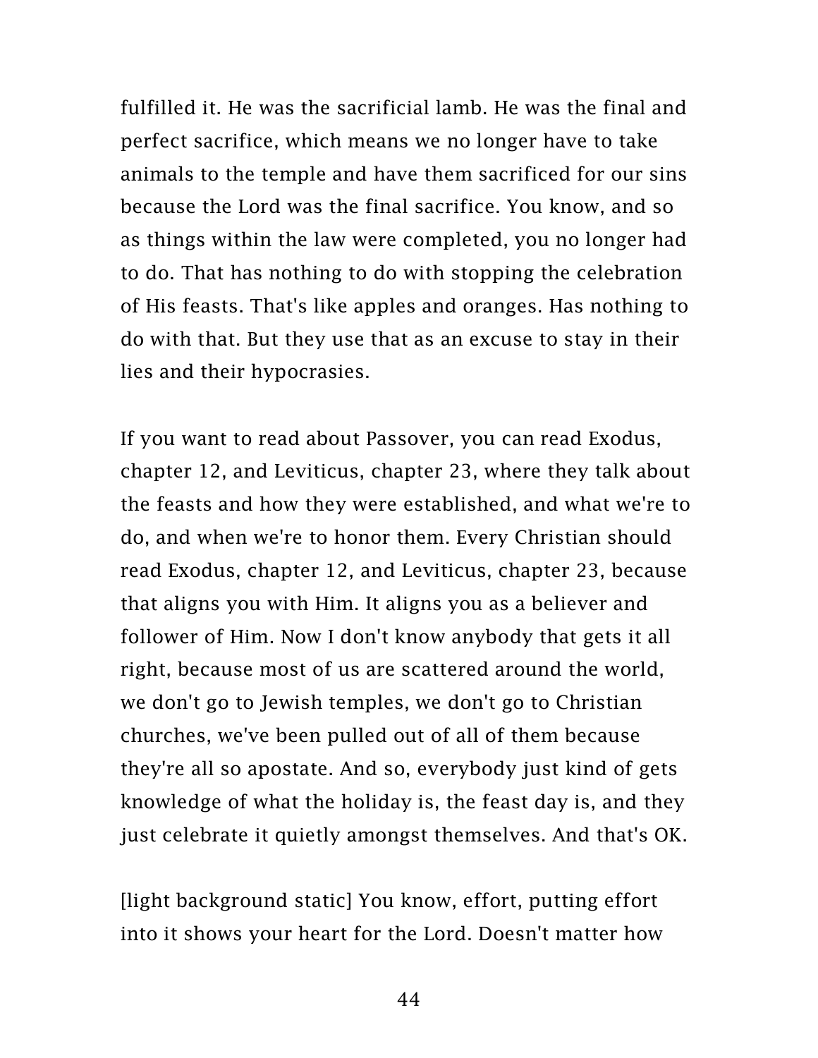fulfilled it. He was the sacrificial lamb. He was the final and perfect sacrifice, which means we no longer have to take animals to the temple and have them sacrificed for our sins because the Lord was the final sacrifice. You know, and so as things within the law were completed, you no longer had to do. That has nothing to do with stopping the celebration of His feasts. That's like apples and oranges. Has nothing to do with that. But they use that as an excuse to stay in their lies and their hypocrasies.

If you want to read about Passover, you can read Exodus, chapter 12, and Leviticus, chapter 23, where they talk about the feasts and how they were established, and what we're to do, and when we're to honor them. Every Christian should read Exodus, chapter 12, and Leviticus, chapter 23, because that aligns you with Him. It aligns you as a believer and follower of Him. Now I don't know anybody that gets it all right, because most of us are scattered around the world, we don't go to Jewish temples, we don't go to Christian churches, we've been pulled out of all of them because they're all so apostate. And so, everybody just kind of gets knowledge of what the holiday is, the feast day is, and they just celebrate it quietly amongst themselves. And that's OK.

[light background static] You know, effort, putting effort into it shows your heart for the Lord. Doesn't matter how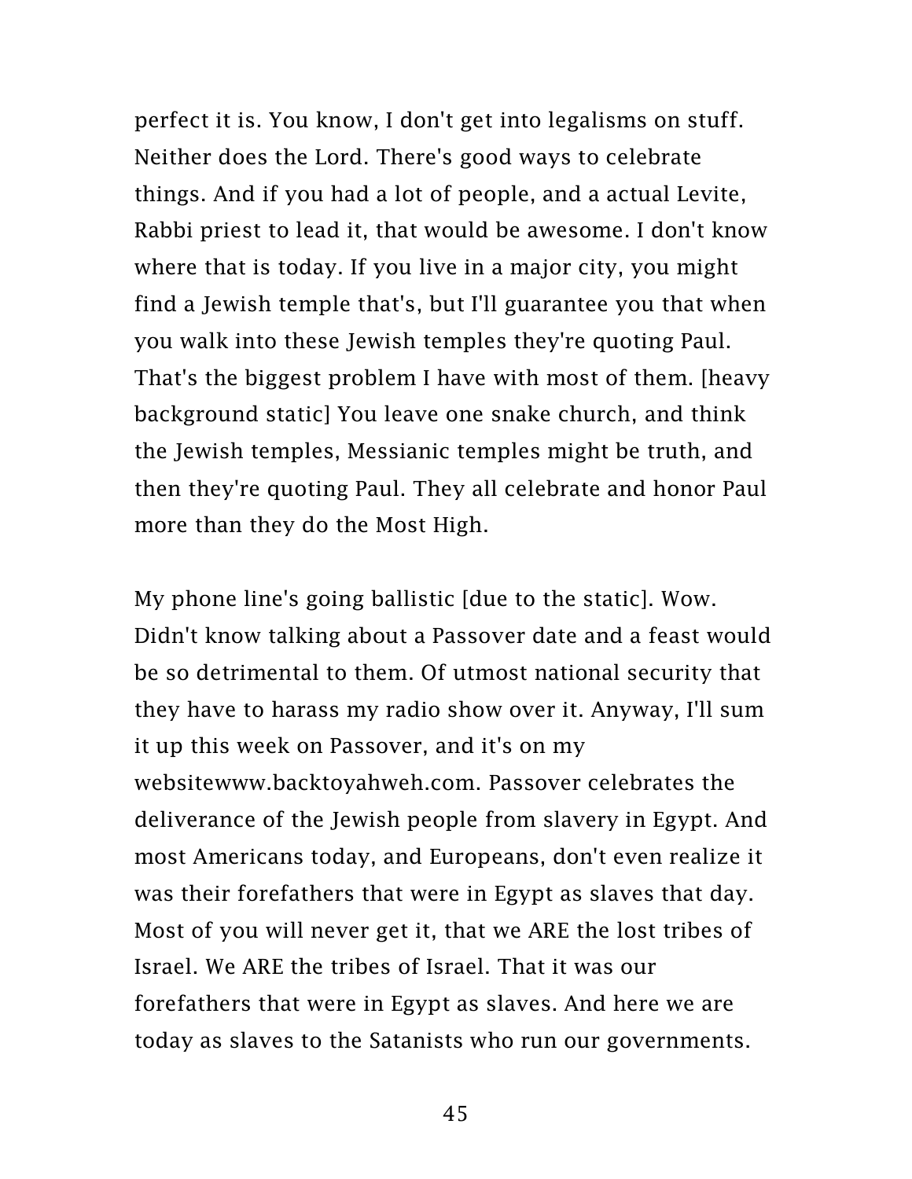perfect it is. You know, I don't get into legalisms on stuff. Neither does the Lord. There's good ways to celebrate things. And if you had a lot of people, and a actual Levite, Rabbi priest to lead it, that would be awesome. I don't know where that is today. If you live in a major city, you might find a Jewish temple that's, but I'll guarantee you that when you walk into these Jewish temples they're quoting Paul. That's the biggest problem I have with most of them. [heavy background static] You leave one snake church, and think the Jewish temples, Messianic temples might be truth, and then they're quoting Paul. They all celebrate and honor Paul more than they do the Most High.

My phone line's going ballistic [due to the static]. Wow. Didn't know talking about a Passover date and a feast would be so detrimental to them. Of utmost national security that they have to harass my radio show over it. Anyway, I'll sum it up this week on Passover, and it's on my websitewww.backtoyahweh.com. Passover celebrates the deliverance of the Jewish people from slavery in Egypt. And most Americans today, and Europeans, don't even realize it was their forefathers that were in Egypt as slaves that day. Most of you will never get it, that we ARE the lost tribes of Israel. We ARE the tribes of Israel. That it was our forefathers that were in Egypt as slaves. And here we are today as slaves to the Satanists who run our governments.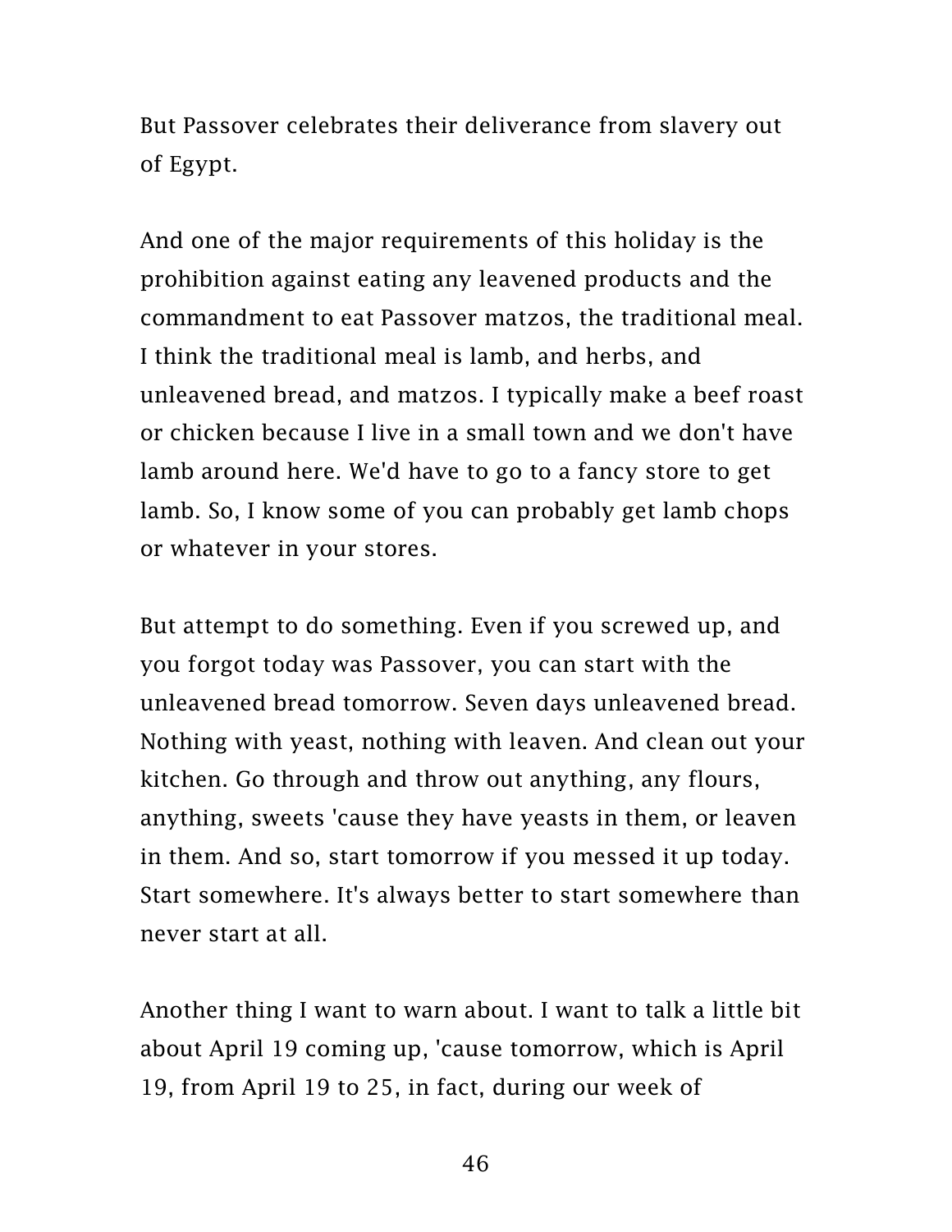But Passover celebrates their deliverance from slavery out of Egypt.

And one of the major requirements of this holiday is the prohibition against eating any leavened products and the commandment to eat Passover matzos, the traditional meal. I think the traditional meal is lamb, and herbs, and unleavened bread, and matzos. I typically make a beef roast or chicken because I live in a small town and we don't have lamb around here. We'd have to go to a fancy store to get lamb. So, I know some of you can probably get lamb chops or whatever in your stores.

But attempt to do something. Even if you screwed up, and you forgot today was Passover, you can start with the unleavened bread tomorrow. Seven days unleavened bread. Nothing with yeast, nothing with leaven. And clean out your kitchen. Go through and throw out anything, any flours, anything, sweets 'cause they have yeasts in them, or leaven in them. And so, start tomorrow if you messed it up today. Start somewhere. It's always better to start somewhere than never start at all.

Another thing I want to warn about. I want to talk a little bit about April 19 coming up, 'cause tomorrow, which is April 19, from April 19 to 25, in fact, during our week of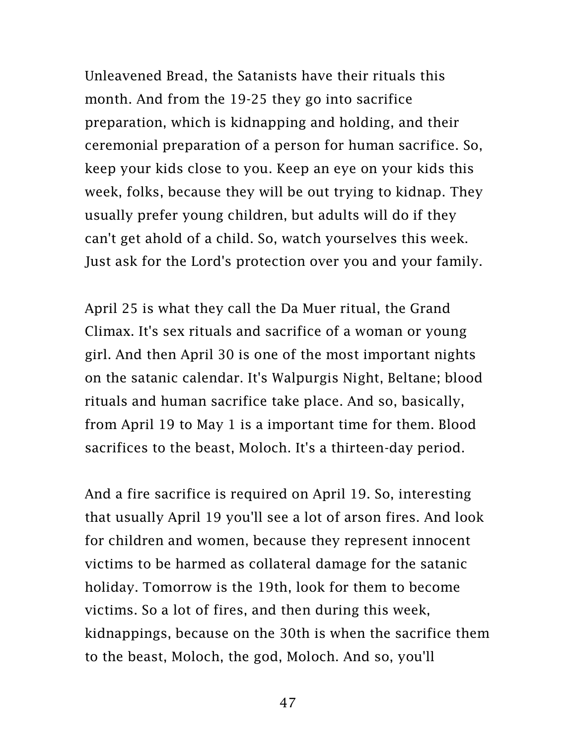Unleavened Bread, the Satanists have their rituals this month. And from the 19-25 they go into sacrifice preparation, which is kidnapping and holding, and their ceremonial preparation of a person for human sacrifice. So, keep your kids close to you. Keep an eye on your kids this week, folks, because they will be out trying to kidnap. They usually prefer young children, but adults will do if they can't get ahold of a child. So, watch yourselves this week. Just ask for the Lord's protection over you and your family.

April 25 is what they call the Da Muer ritual, the Grand Climax. It's sex rituals and sacrifice of a woman or young girl. And then April 30 is one of the most important nights on the satanic calendar. It's Walpurgis Night, Beltane; blood rituals and human sacrifice take place. And so, basically, from April 19 to May 1 is a important time for them. Blood sacrifices to the beast, Moloch. It's a thirteen-day period.

And a fire sacrifice is required on April 19. So, interesting that usually April 19 you'll see a lot of arson fires. And look for children and women, because they represent innocent victims to be harmed as collateral damage for the satanic holiday. Tomorrow is the 19th, look for them to become victims. So a lot of fires, and then during this week, kidnappings, because on the 30th is when the sacrifice them to the beast, Moloch, the god, Moloch. And so, you'll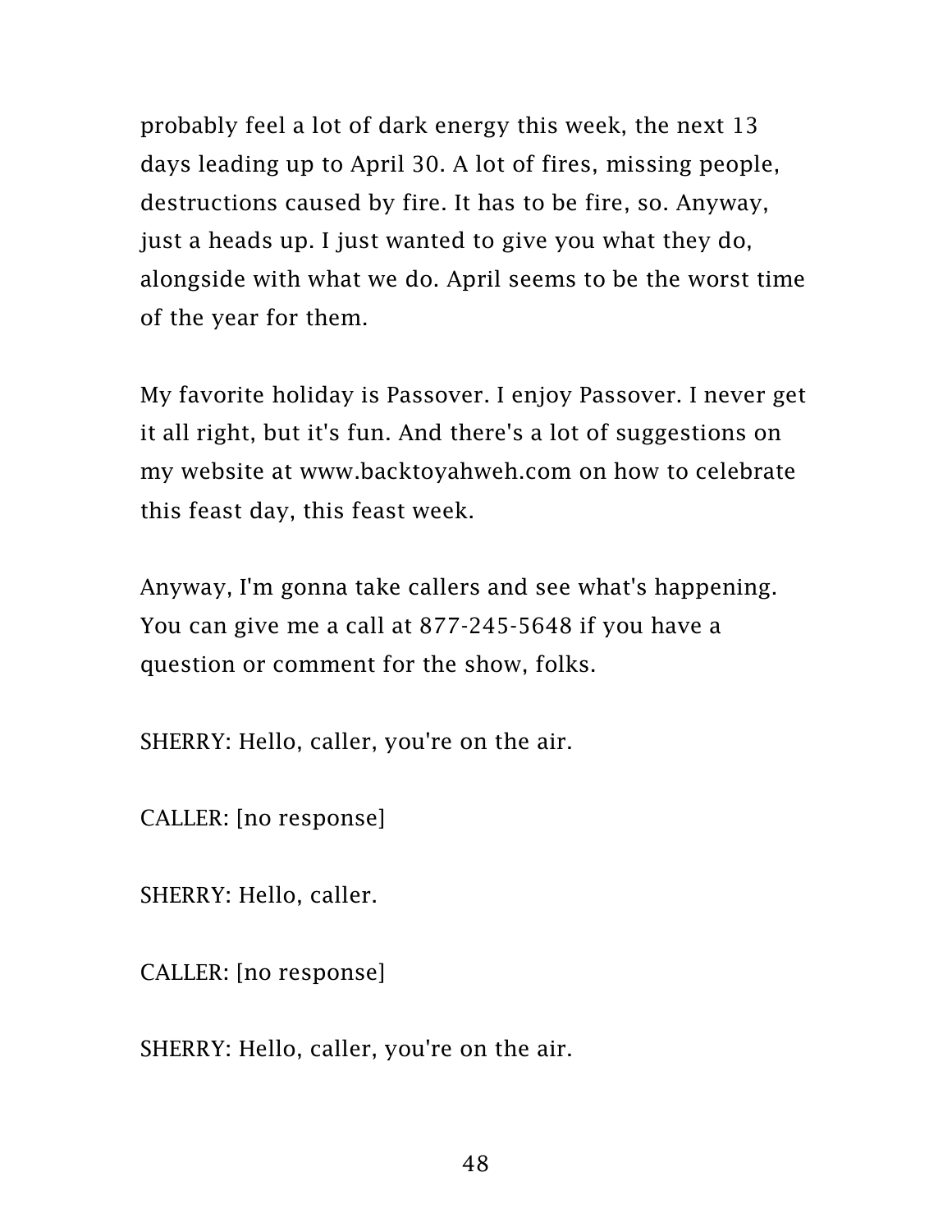probably feel a lot of dark energy this week, the next 13 days leading up to April 30. A lot of fires, missing people, destructions caused by fire. It has to be fire, so. Anyway, just a heads up. I just wanted to give you what they do, alongside with what we do. April seems to be the worst time of the year for them.

My favorite holiday is Passover. I enjoy Passover. I never get it all right, but it's fun. And there's a lot of suggestions on my website at www.backtoyahweh.com on how to celebrate this feast day, this feast week.

Anyway, I'm gonna take callers and see what's happening. You can give me a call at 877-245-5648 if you have a question or comment for the show, folks.

SHERRY: Hello, caller, you're on the air.

CALLER: [no response]

SHERRY: Hello, caller.

CALLER: [no response]

SHERRY: Hello, caller, you're on the air.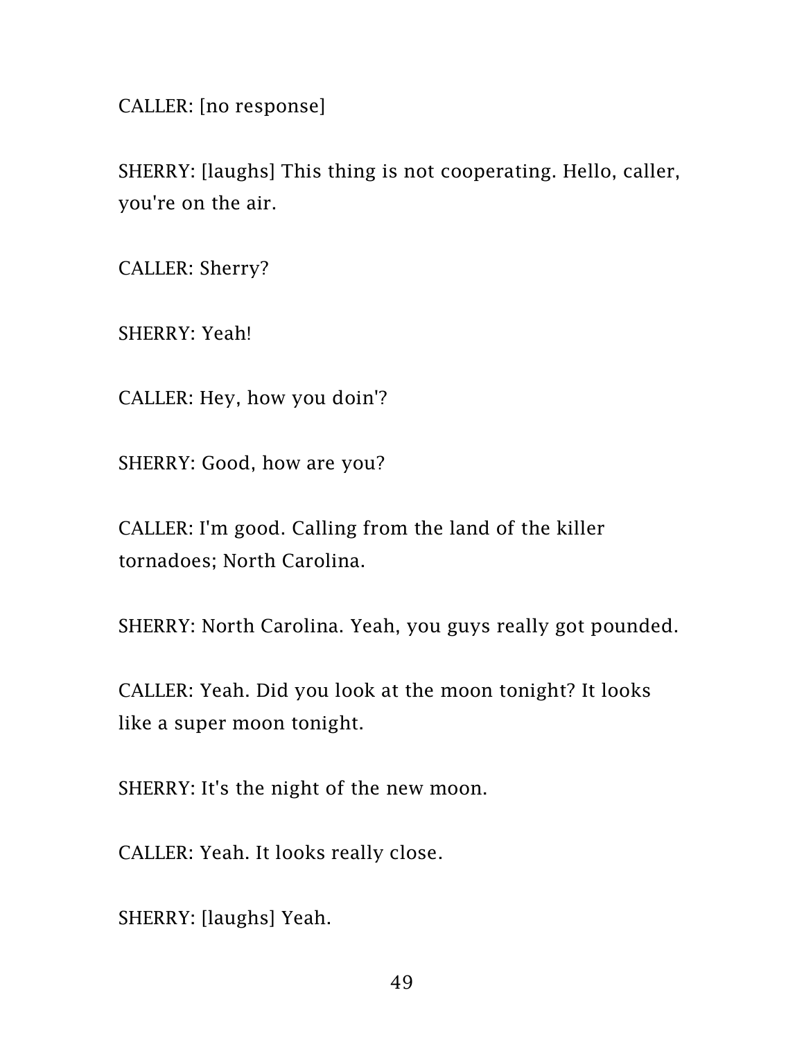CALLER: [no response]

SHERRY: [laughs] This thing is not cooperating. Hello, caller, you're on the air.

CALLER: Sherry?

SHERRY: Yeah!

CALLER: Hey, how you doin'?

SHERRY: Good, how are you?

CALLER: I'm good. Calling from the land of the killer tornadoes; North Carolina.

SHERRY: North Carolina. Yeah, you guys really got pounded.

CALLER: Yeah. Did you look at the moon tonight? It looks like a super moon tonight.

SHERRY: It's the night of the new moon.

CALLER: Yeah. It looks really close.

SHERRY: [laughs] Yeah.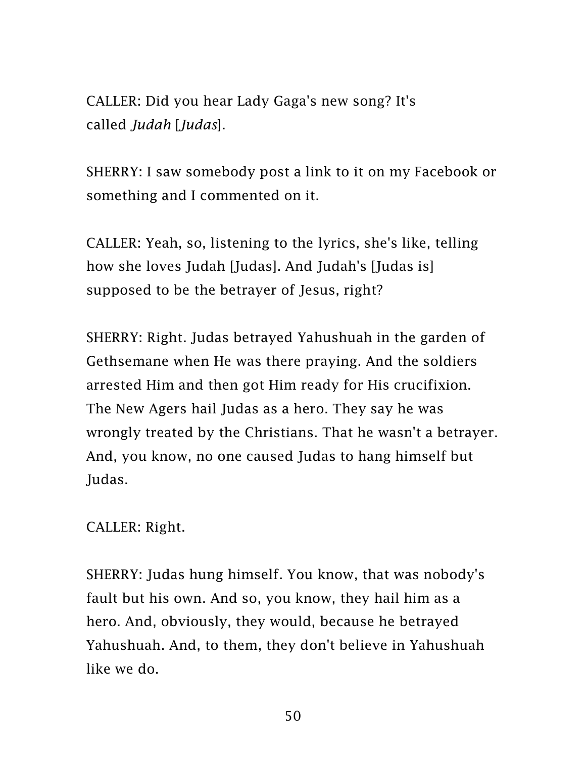CALLER: Did you hear Lady Gaga's new song? It's called *Judah* [*Judas*].

SHERRY: I saw somebody post a link to it on my Facebook or something and I commented on it.

CALLER: Yeah, so, listening to the lyrics, she's like, telling how she loves Judah [Judas]. And Judah's [Judas is] supposed to be the betrayer of Jesus, right?

SHERRY: Right. Judas betrayed Yahushuah in the garden of Gethsemane when He was there praying. And the soldiers arrested Him and then got Him ready for His crucifixion. The New Agers hail Judas as a hero. They say he was wrongly treated by the Christians. That he wasn't a betrayer. And, you know, no one caused Judas to hang himself but Judas.

CALLER: Right.

SHERRY: Judas hung himself. You know, that was nobody's fault but his own. And so, you know, they hail him as a hero. And, obviously, they would, because he betrayed Yahushuah. And, to them, they don't believe in Yahushuah like we do.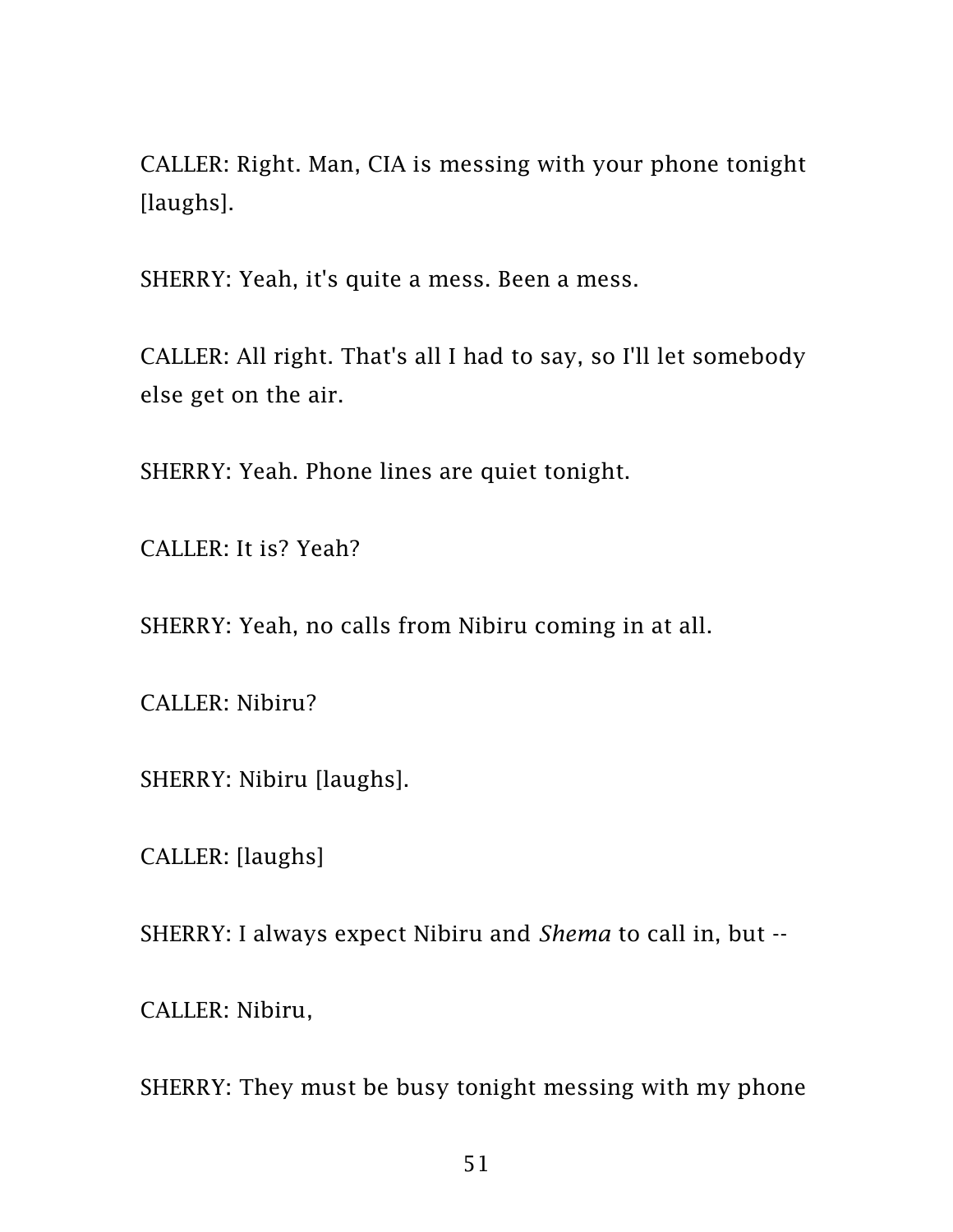CALLER: Right. Man, CIA is messing with your phone tonight [laughs].

SHERRY: Yeah, it's quite a mess. Been a mess.

CALLER: All right. That's all I had to say, so I'll let somebody else get on the air.

SHERRY: Yeah. Phone lines are quiet tonight.

CALLER: It is? Yeah?

SHERRY: Yeah, no calls from Nibiru coming in at all.

CALLER: Nibiru?

SHERRY: Nibiru [laughs].

CALLER: [laughs]

SHERRY: I always expect Nibiru and *Shema* to call in, but --

CALLER: Nibiru,

SHERRY: They must be busy tonight messing with my phone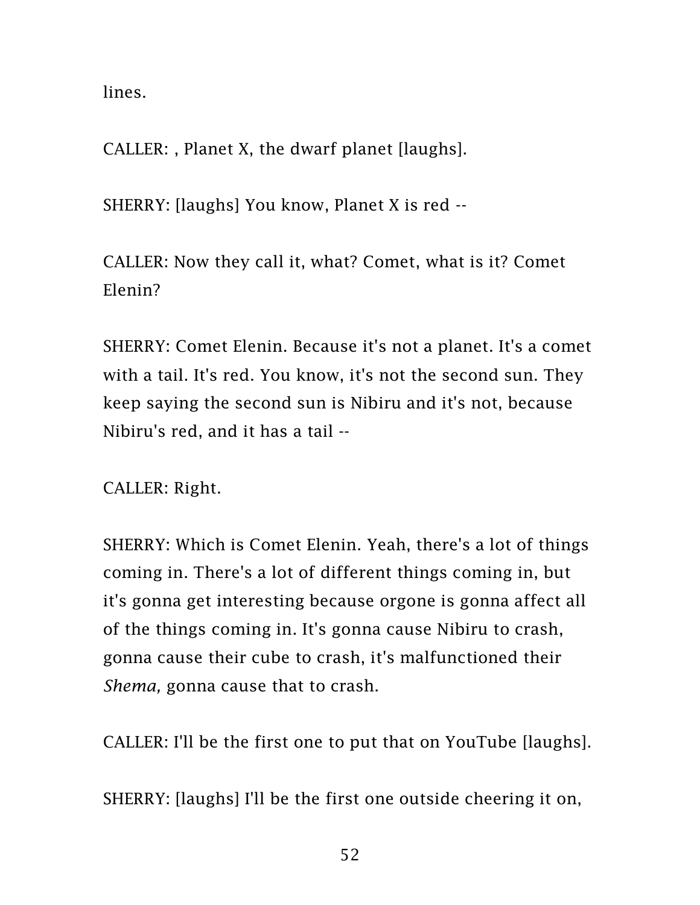lines.

CALLER: , Planet X, the dwarf planet [laughs].

SHERRY: [laughs] You know, Planet X is red --

CALLER: Now they call it, what? Comet, what is it? Comet Elenin?

SHERRY: Comet Elenin. Because it's not a planet. It's a comet with a tail. It's red. You know, it's not the second sun. They keep saying the second sun is Nibiru and it's not, because Nibiru's red, and it has a tail --

CALLER: Right.

SHERRY: Which is Comet Elenin. Yeah, there's a lot of things coming in. There's a lot of different things coming in, but it's gonna get interesting because orgone is gonna affect all of the things coming in. It's gonna cause Nibiru to crash, gonna cause their cube to crash, it's malfunctioned their *Shema,* gonna cause that to crash.

CALLER: I'll be the first one to put that on YouTube [laughs].

SHERRY: [laughs] I'll be the first one outside cheering it on,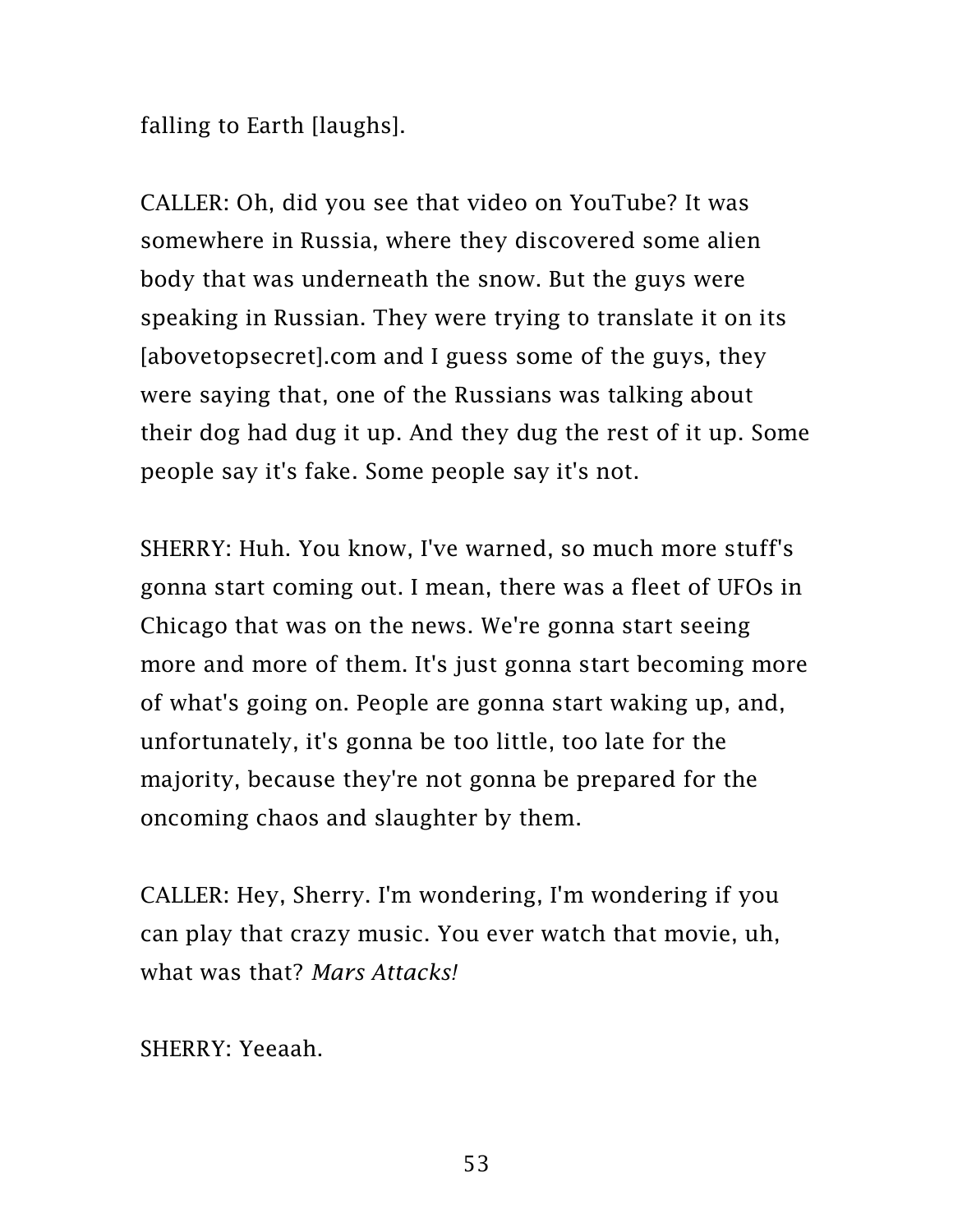falling to Earth [laughs].

CALLER: Oh, did you see that video on YouTube? It was somewhere in Russia, where they discovered some alien body that was underneath the snow. But the guys were speaking in Russian. They were trying to translate it on its [abovetopsecret].com and I guess some of the guys, they were saying that, one of the Russians was talking about their dog had dug it up. And they dug the rest of it up. Some people say it's fake. Some people say it's not.

SHERRY: Huh. You know, I've warned, so much more stuff's gonna start coming out. I mean, there was a fleet of UFOs in Chicago that was on the news. We're gonna start seeing more and more of them. It's just gonna start becoming more of what's going on. People are gonna start waking up, and, unfortunately, it's gonna be too little, too late for the majority, because they're not gonna be prepared for the oncoming chaos and slaughter by them.

CALLER: Hey, Sherry. I'm wondering, I'm wondering if you can play that crazy music. You ever watch that movie, uh, what was that? *Mars Attacks!*

SHERRY: Yeeaah.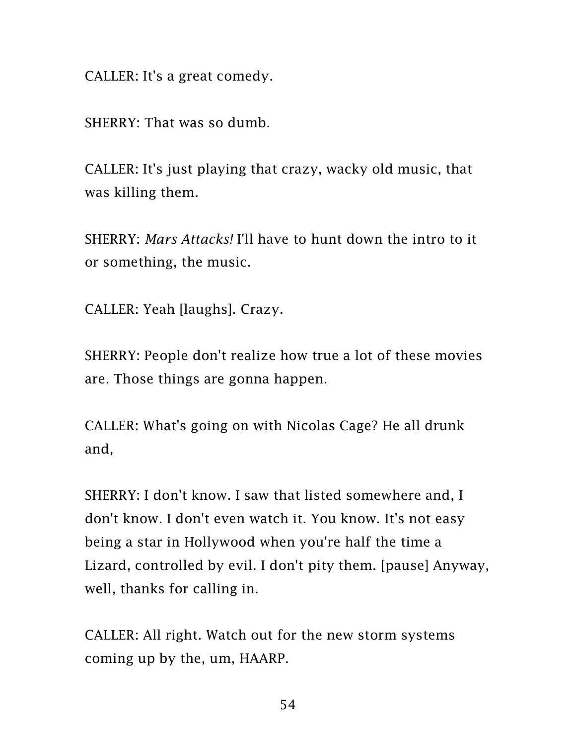CALLER: It's a great comedy.

SHERRY: That was so dumb.

CALLER: It's just playing that crazy, wacky old music, that was killing them.

SHERRY: *Mars Attacks!* I'll have to hunt down the intro to it or something, the music.

CALLER: Yeah [laughs]. Crazy.

SHERRY: People don't realize how true a lot of these movies are. Those things are gonna happen.

CALLER: What's going on with Nicolas Cage? He all drunk and,

SHERRY: I don't know. I saw that listed somewhere and, I don't know. I don't even watch it. You know. It's not easy being a star in Hollywood when you're half the time a Lizard, controlled by evil. I don't pity them. [pause] Anyway, well, thanks for calling in.

CALLER: All right. Watch out for the new storm systems coming up by the, um, HAARP.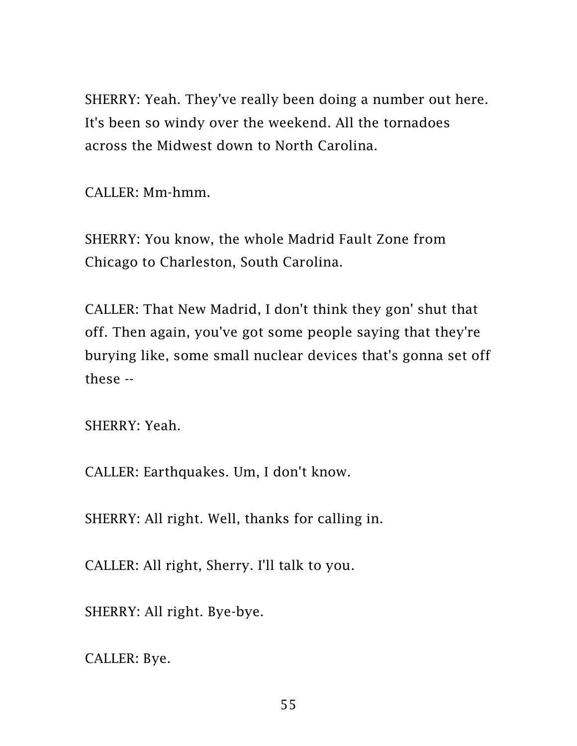SHERRY: Yeah. They've really been doing a number out here. It's been so windy over the weekend. All the tornadoes across the Midwest down to North Carolina.

CALLER: Mm-hmm.

SHERRY: You know, the whole Madrid Fault Zone from Chicago to Charleston, South Carolina.

CALLER: That New Madrid, I don't think they gon' shut that off. Then again, you've got some people saying that they're burying like, some small nuclear devices that's gonna set off these --

SHERRY: Yeah.

CALLER: Earthquakes. Um, I don't know.

SHERRY: All right. Well, thanks for calling in.

CALLER: All right, Sherry. I'll talk to you.

SHERRY: All right. Bye-bye.

CALLER: Bye.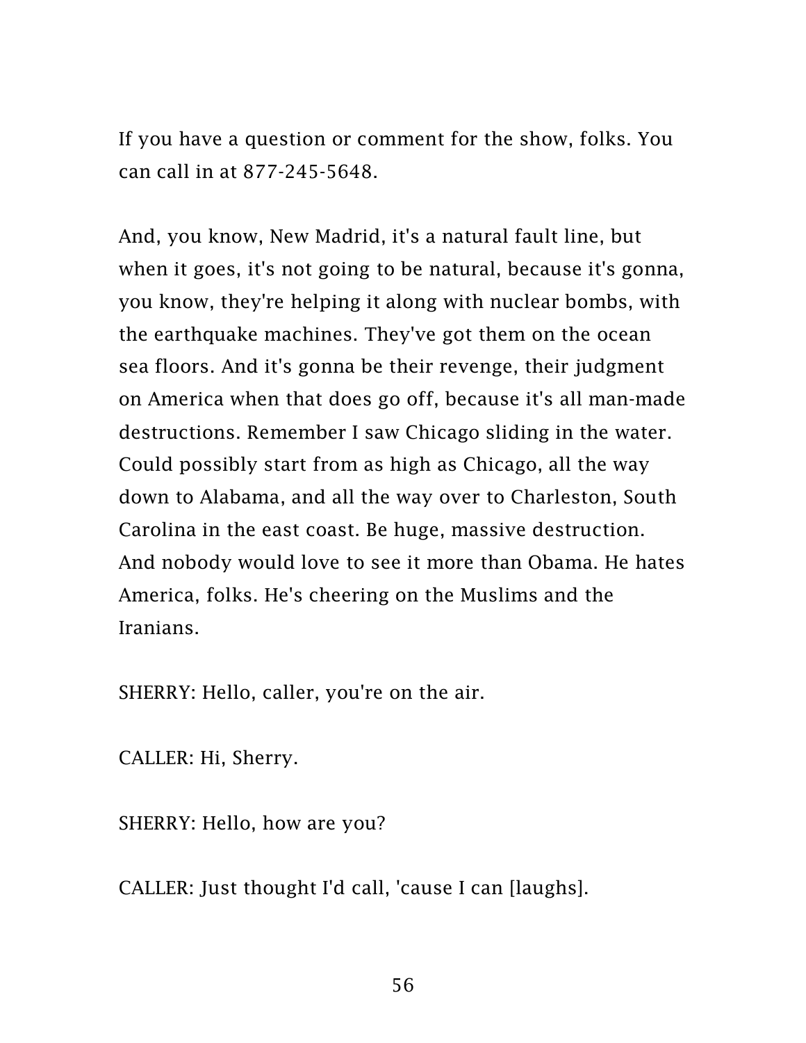If you have a question or comment for the show, folks. You can call in at 877-245-5648.

And, you know, New Madrid, it's a natural fault line, but when it goes, it's not going to be natural, because it's gonna, you know, they're helping it along with nuclear bombs, with the earthquake machines. They've got them on the ocean sea floors. And it's gonna be their revenge, their judgment on America when that does go off, because it's all man-made destructions. Remember I saw Chicago sliding in the water. Could possibly start from as high as Chicago, all the way down to Alabama, and all the way over to Charleston, South Carolina in the east coast. Be huge, massive destruction. And nobody would love to see it more than Obama. He hates America, folks. He's cheering on the Muslims and the Iranians.

SHERRY: Hello, caller, you're on the air.

CALLER: Hi, Sherry.

SHERRY: Hello, how are you?

CALLER: Just thought I'd call, 'cause I can [laughs].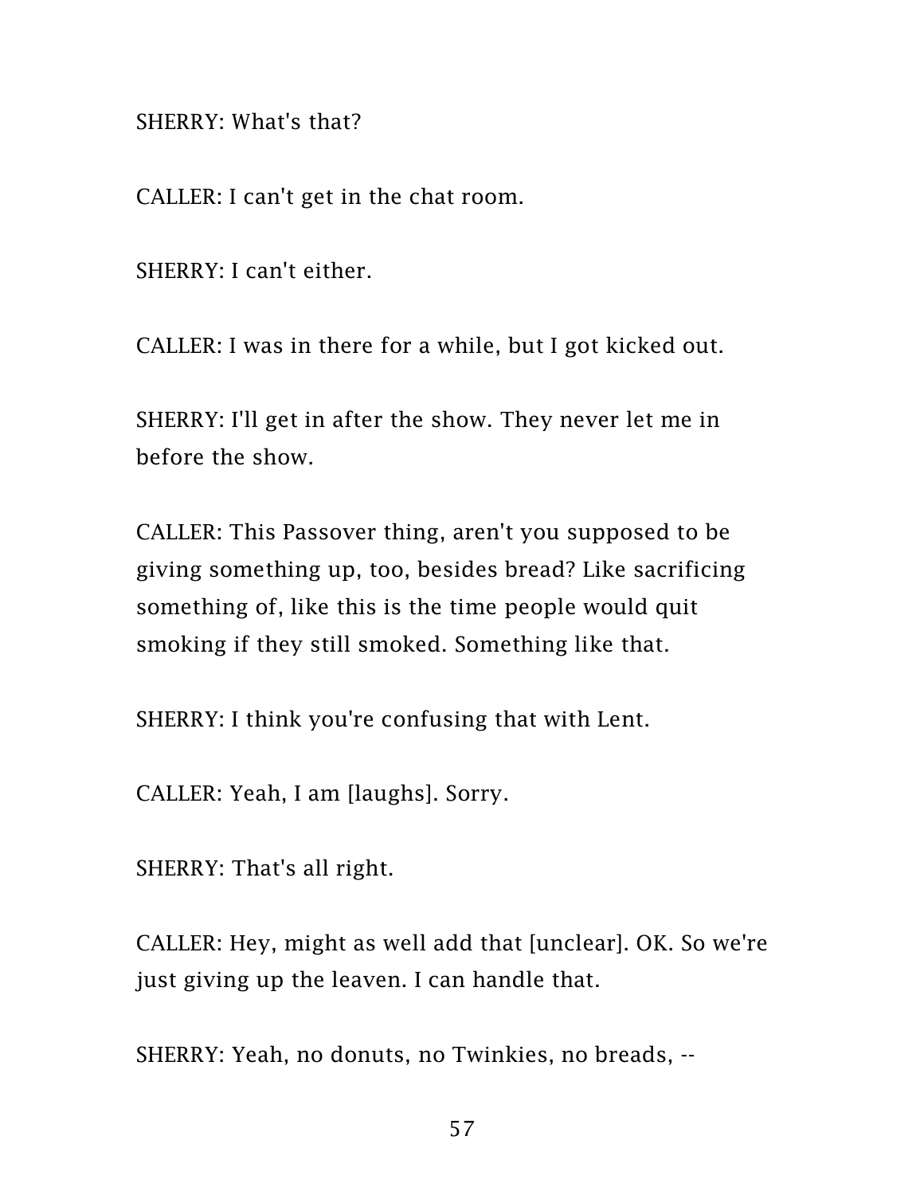SHERRY: What's that?

CALLER: I can't get in the chat room.

SHERRY: I can't either.

CALLER: I was in there for a while, but I got kicked out.

SHERRY: I'll get in after the show. They never let me in before the show.

CALLER: This Passover thing, aren't you supposed to be giving something up, too, besides bread? Like sacrificing something of, like this is the time people would quit smoking if they still smoked. Something like that.

SHERRY: I think you're confusing that with Lent.

CALLER: Yeah, I am [laughs]. Sorry.

SHERRY: That's all right.

CALLER: Hey, might as well add that [unclear]. OK. So we're just giving up the leaven. I can handle that.

SHERRY: Yeah, no donuts, no Twinkies, no breads, --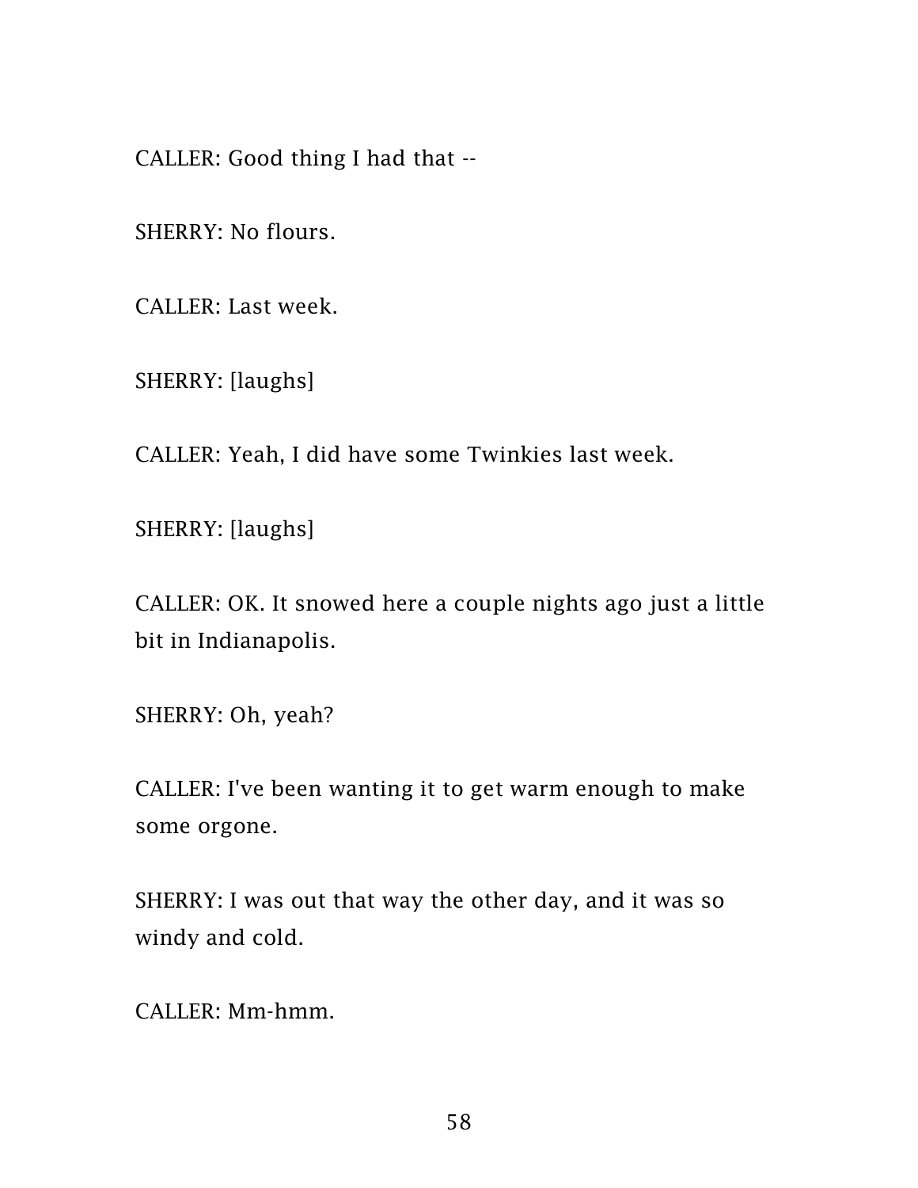CALLER: Good thing I had that --

SHERRY: No flours.

CALLER: Last week.

SHERRY: [laughs]

CALLER: Yeah, I did have some Twinkies last week.

SHERRY: [laughs]

CALLER: OK. It snowed here a couple nights ago just a little bit in Indianapolis.

SHERRY: Oh, yeah?

CALLER: I've been wanting it to get warm enough to make some orgone.

SHERRY: I was out that way the other day, and it was so windy and cold.

CALLER: Mm-hmm.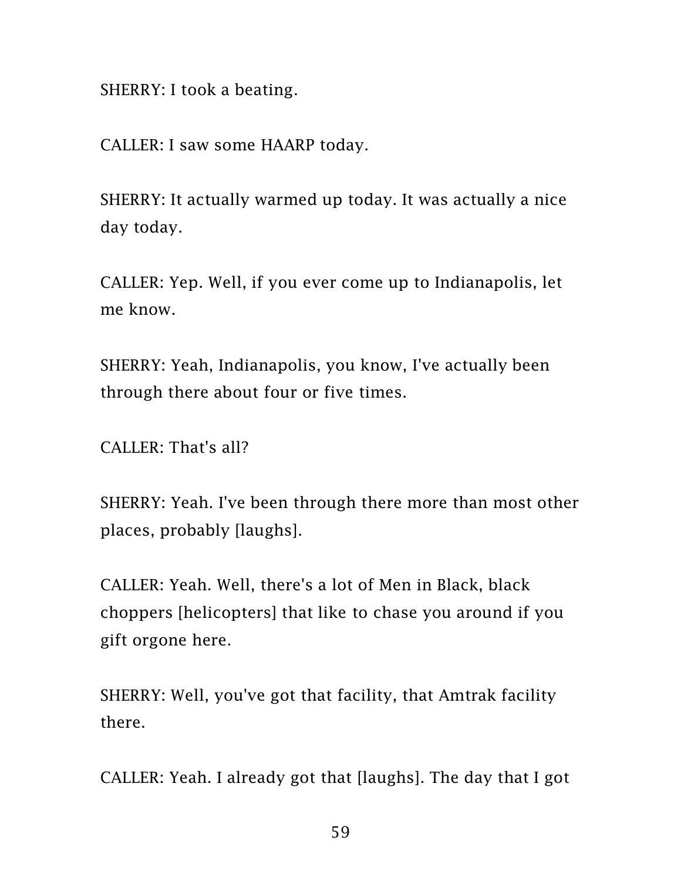SHERRY: I took a beating.

CALLER: I saw some HAARP today.

SHERRY: It actually warmed up today. It was actually a nice day today.

CALLER: Yep. Well, if you ever come up to Indianapolis, let me know.

SHERRY: Yeah, Indianapolis, you know, I've actually been through there about four or five times.

CALLER: That's all?

SHERRY: Yeah. I've been through there more than most other places, probably [laughs].

CALLER: Yeah. Well, there's a lot of Men in Black, black choppers [helicopters] that like to chase you around if you gift orgone here.

SHERRY: Well, you've got that facility, that Amtrak facility there.

CALLER: Yeah. I already got that [laughs]. The day that I got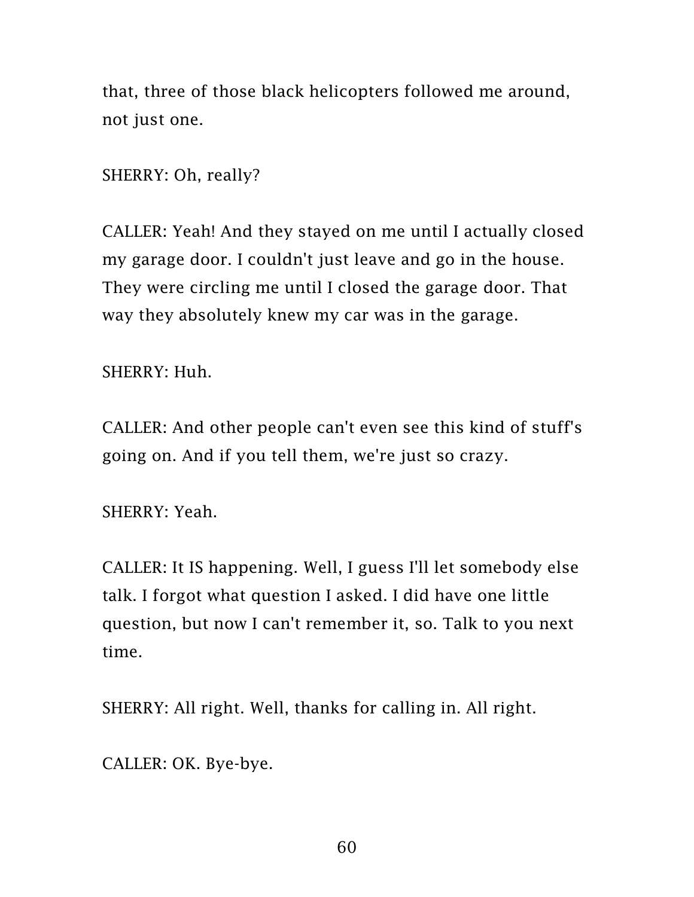that, three of those black helicopters followed me around, not just one.

SHERRY: Oh, really?

CALLER: Yeah! And they stayed on me until I actually closed my garage door. I couldn't just leave and go in the house. They were circling me until I closed the garage door. That way they absolutely knew my car was in the garage.

SHERRY: Huh.

CALLER: And other people can't even see this kind of stuff's going on. And if you tell them, we're just so crazy.

SHERRY: Yeah.

CALLER: It IS happening. Well, I guess I'll let somebody else talk. I forgot what question I asked. I did have one little question, but now I can't remember it, so. Talk to you next time.

SHERRY: All right. Well, thanks for calling in. All right.

CALLER: OK. Bye-bye.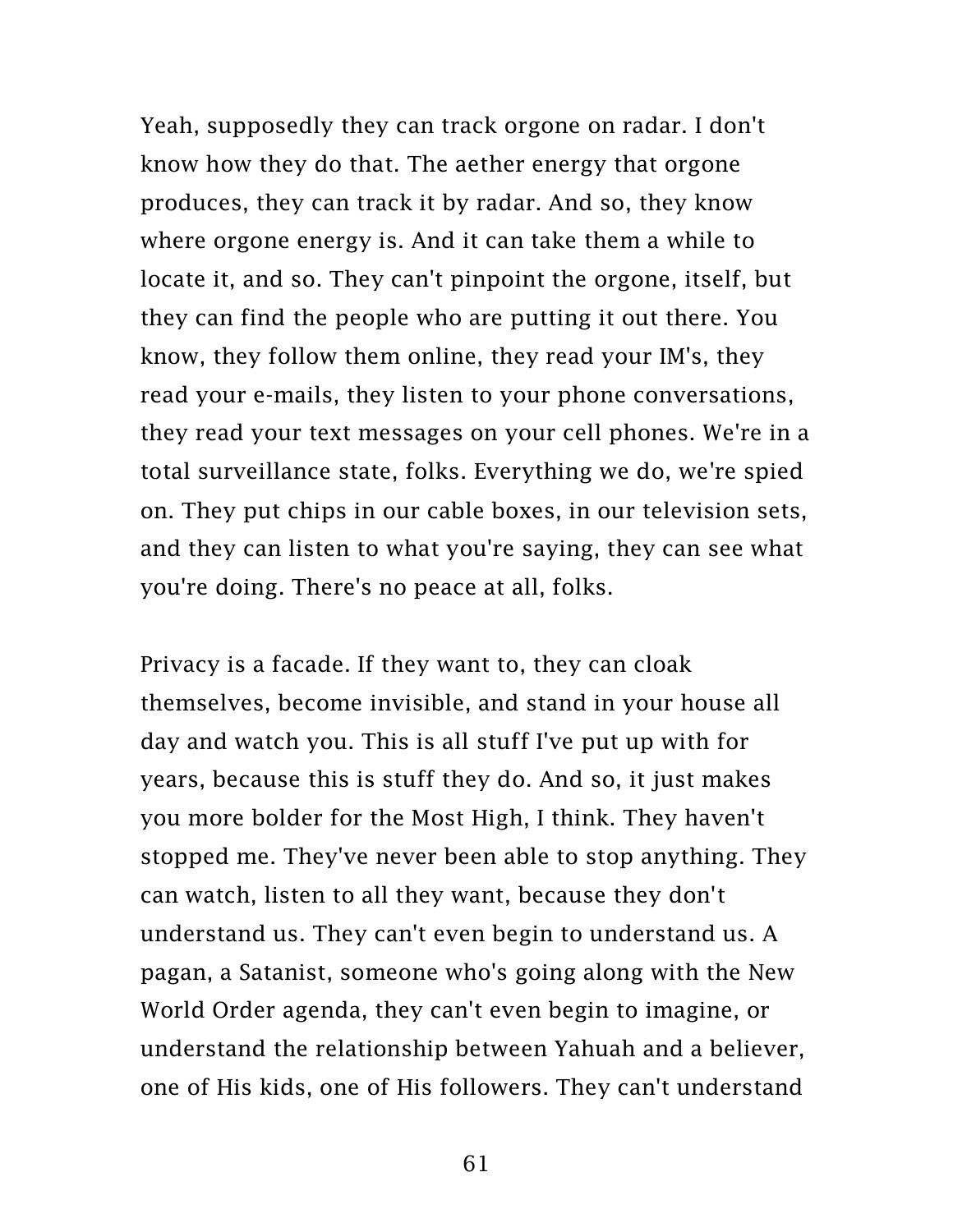Yeah, supposedly they can track orgone on radar. I don't know how they do that. The aether energy that orgone produces, they can track it by radar. And so, they know where orgone energy is. And it can take them a while to locate it, and so. They can't pinpoint the orgone, itself, but they can find the people who are putting it out there. You know, they follow them online, they read your IM's, they read your e-mails, they listen to your phone conversations, they read your text messages on your cell phones. We're in a total surveillance state, folks. Everything we do, we're spied on. They put chips in our cable boxes, in our television sets, and they can listen to what you're saying, they can see what you're doing. There's no peace at all, folks.

Privacy is a facade. If they want to, they can cloak themselves, become invisible, and stand in your house all day and watch you. This is all stuff I've put up with for years, because this is stuff they do. And so, it just makes you more bolder for the Most High, I think. They haven't stopped me. They've never been able to stop anything. They can watch, listen to all they want, because they don't understand us. They can't even begin to understand us. A pagan, a Satanist, someone who's going along with the New World Order agenda, they can't even begin to imagine, or understand the relationship between Yahuah and a believer, one of His kids, one of His followers. They can't understand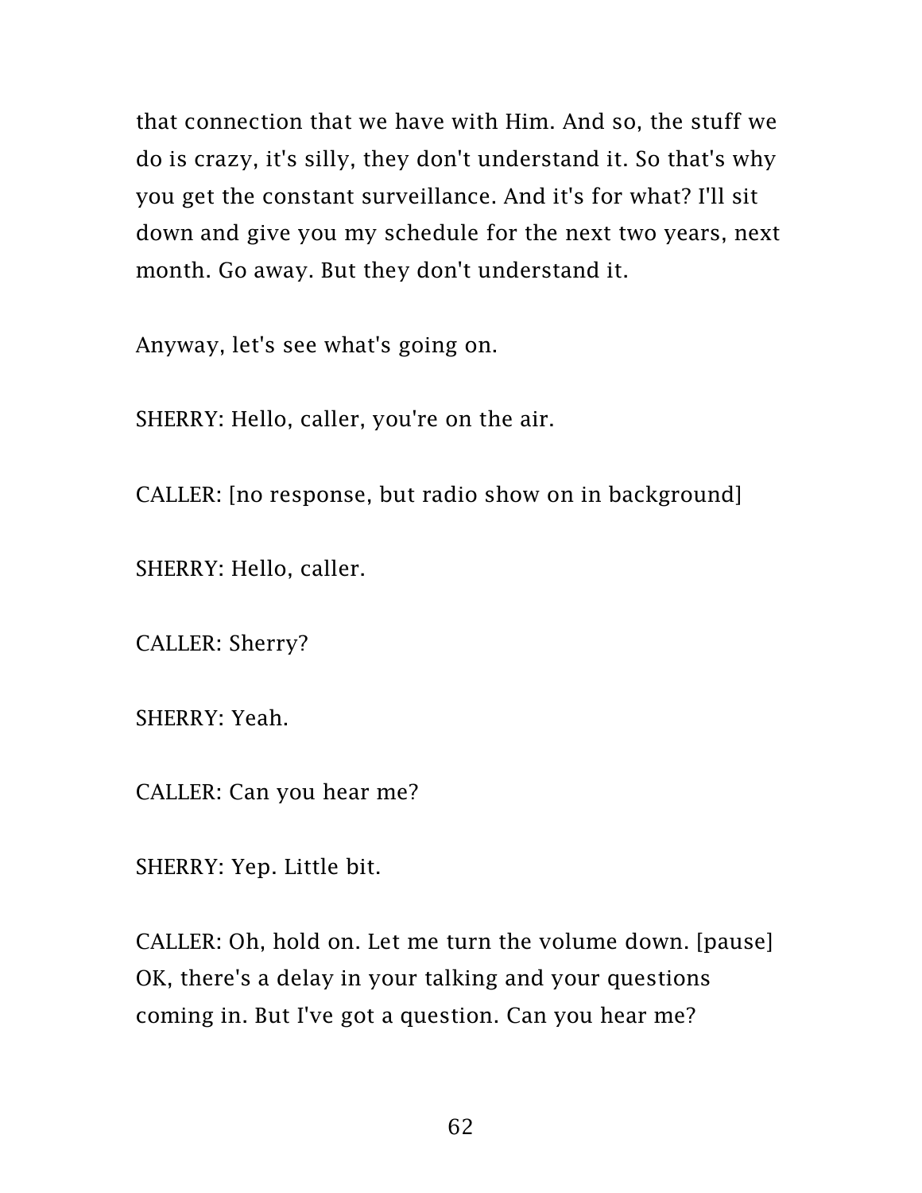that connection that we have with Him. And so, the stuff we do is crazy, it's silly, they don't understand it. So that's why you get the constant surveillance. And it's for what? I'll sit down and give you my schedule for the next two years, next month. Go away. But they don't understand it.

Anyway, let's see what's going on.

SHERRY: Hello, caller, you're on the air.

CALLER: [no response, but radio show on in background]

SHERRY: Hello, caller.

CALLER: Sherry?

SHERRY: Yeah.

CALLER: Can you hear me?

SHERRY: Yep. Little bit.

CALLER: Oh, hold on. Let me turn the volume down. [pause] OK, there's a delay in your talking and your questions coming in. But I've got a question. Can you hear me?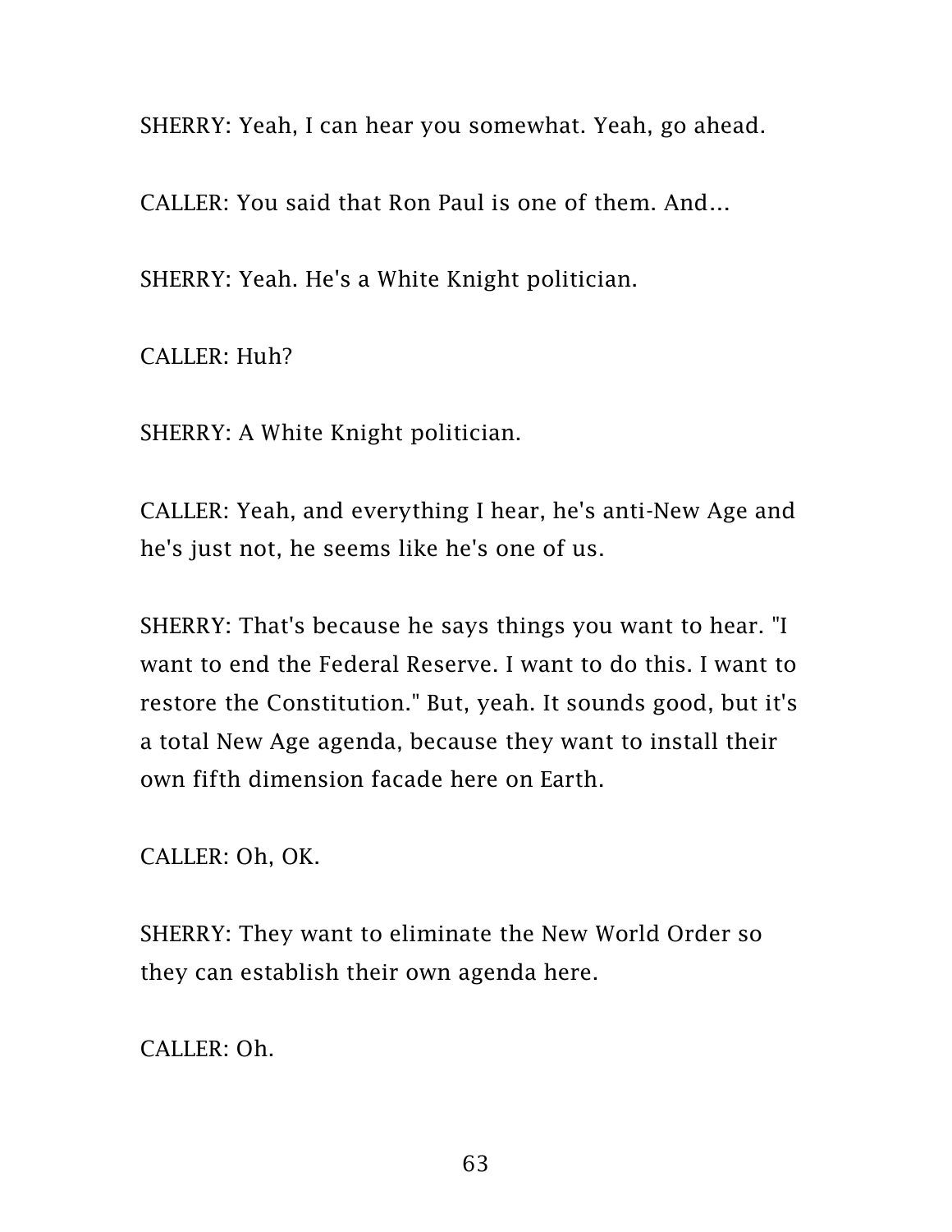SHERRY: Yeah, I can hear you somewhat. Yeah, go ahead.

CALLER: You said that Ron Paul is one of them. And...

SHERRY: Yeah. He's a White Knight politician.

CALLER: Huh?

SHERRY: A White Knight politician.

CALLER: Yeah, and everything I hear, he's anti-New Age and he's just not, he seems like he's one of us.

SHERRY: That's because he says things you want to hear. "I want to end the Federal Reserve. I want to do this. I want to restore the Constitution." But, yeah. It sounds good, but it's a total New Age agenda, because they want to install their own fifth dimension facade here on Earth.

CALLER: Oh, OK.

SHERRY: They want to eliminate the New World Order so they can establish their own agenda here.

CALLER: Oh.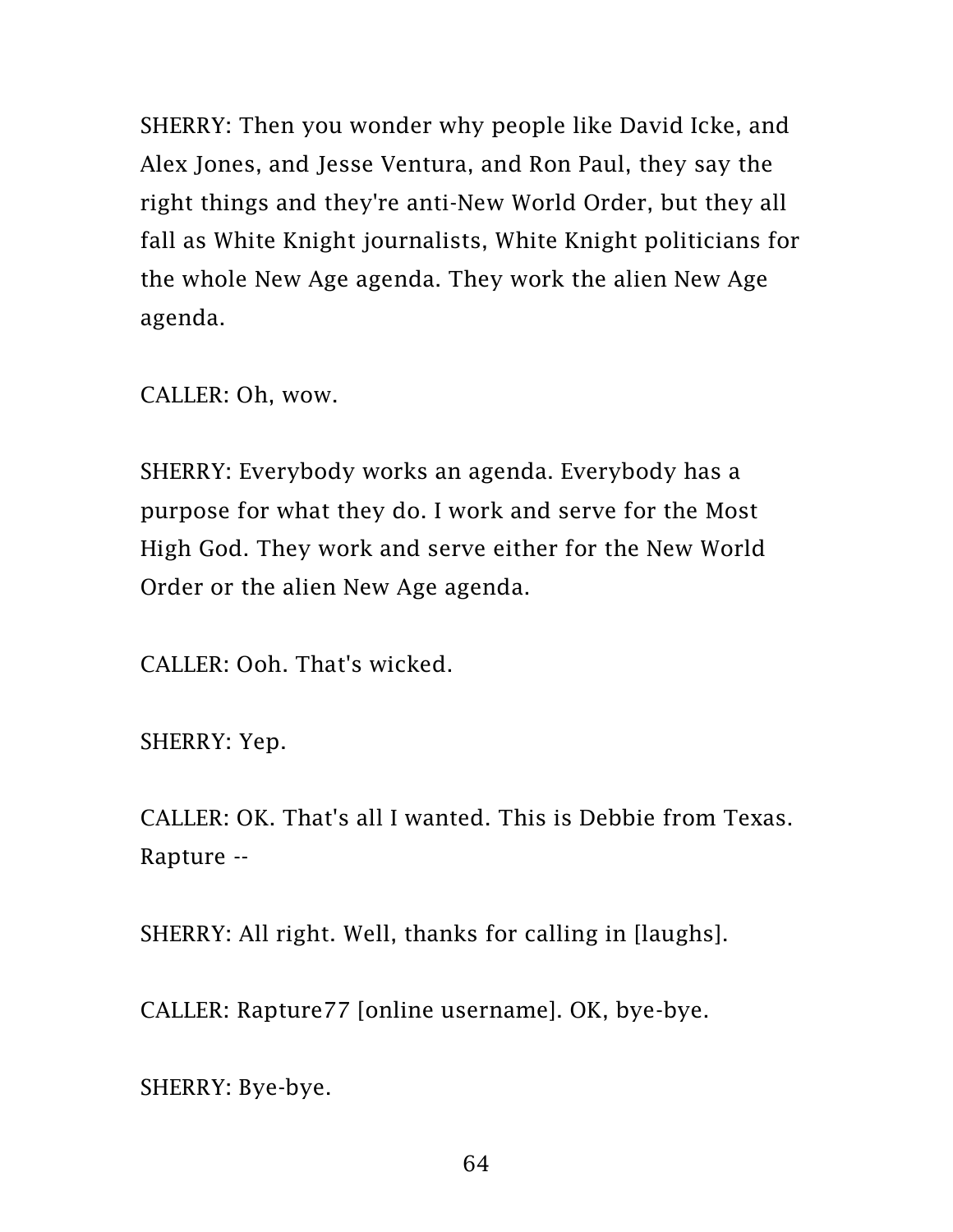SHERRY: Then you wonder why people like David Icke, and Alex Jones, and Jesse Ventura, and Ron Paul, they say the right things and they're anti-New World Order, but they all fall as White Knight journalists, White Knight politicians for the whole New Age agenda. They work the alien New Age agenda.

CALLER: Oh, wow.

SHERRY: Everybody works an agenda. Everybody has a purpose for what they do. I work and serve for the Most High God. They work and serve either for the New World Order or the alien New Age agenda.

CALLER: Ooh. That's wicked.

SHERRY: Yep.

CALLER: OK. That's all I wanted. This is Debbie from Texas. Rapture --

SHERRY: All right. Well, thanks for calling in [laughs].

CALLER: Rapture77 [online username]. OK, bye-bye.

SHERRY: Bye-bye.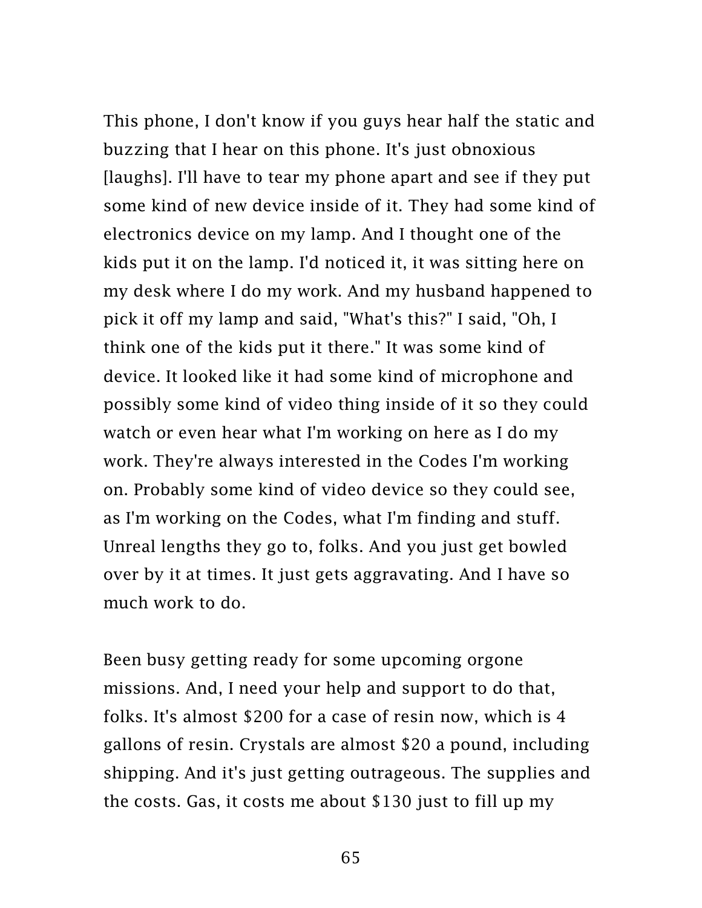This phone, I don't know if you guys hear half the static and buzzing that I hear on this phone. It's just obnoxious [laughs]. I'll have to tear my phone apart and see if they put some kind of new device inside of it. They had some kind of electronics device on my lamp. And I thought one of the kids put it on the lamp. I'd noticed it, it was sitting here on my desk where I do my work. And my husband happened to pick it off my lamp and said, "What's this?" I said, "Oh, I think one of the kids put it there." It was some kind of device. It looked like it had some kind of microphone and possibly some kind of video thing inside of it so they could watch or even hear what I'm working on here as I do my work. They're always interested in the Codes I'm working on. Probably some kind of video device so they could see, as I'm working on the Codes, what I'm finding and stuff. Unreal lengths they go to, folks. And you just get bowled over by it at times. It just gets aggravating. And I have so much work to do.

Been busy getting ready for some upcoming orgone missions. And, I need your help and support to do that, folks. It's almost $200 for a case of resin now, which is 4 gallons of resin. Crystals are almost $20 a pound, including shipping. And it's just getting outrageous. The supplies and the costs. Gas, it costs me about $130 just to fill up my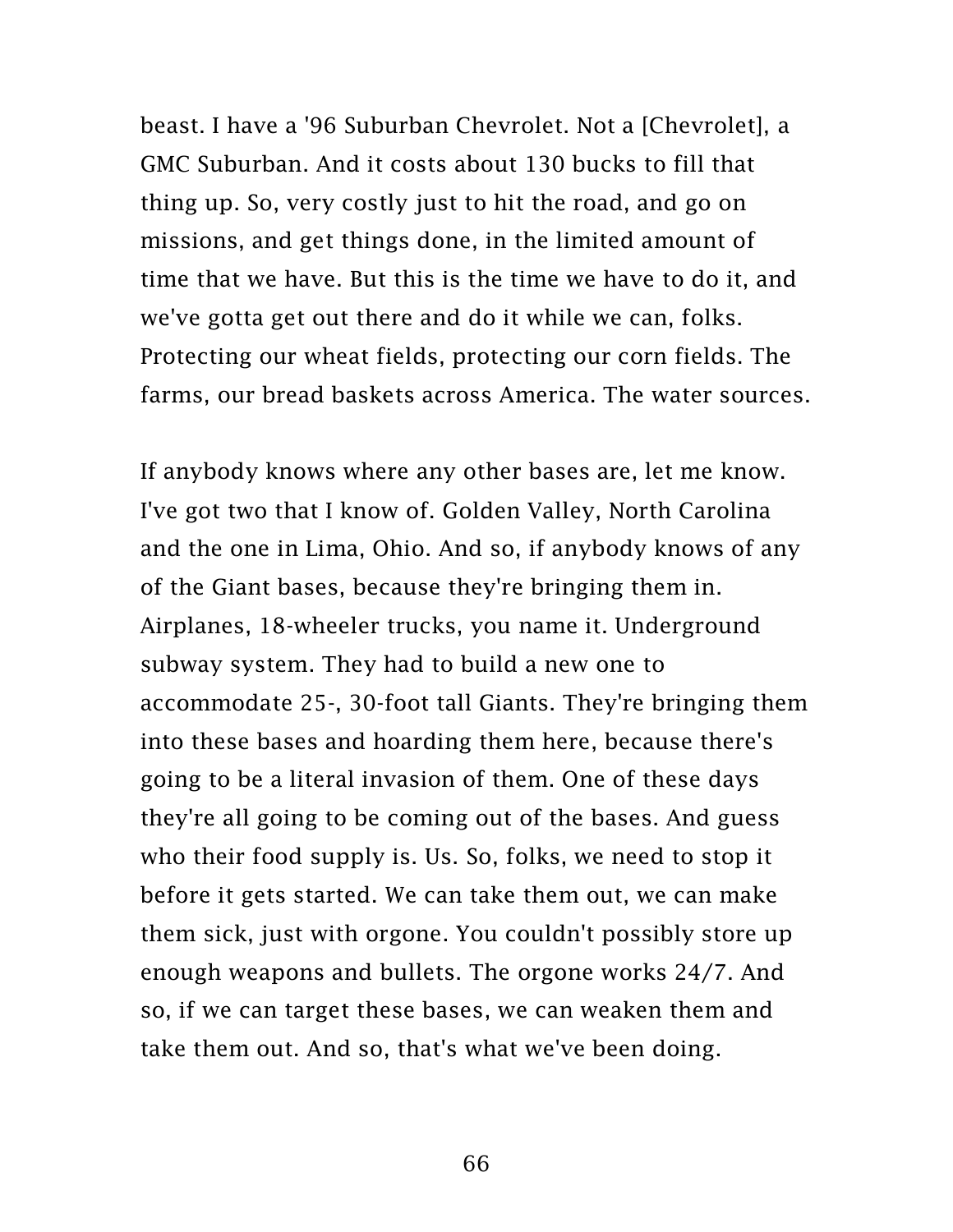beast. I have a '96 Suburban Chevrolet. Not a [Chevrolet], a GMC Suburban. And it costs about 130 bucks to fill that thing up. So, very costly just to hit the road, and go on missions, and get things done, in the limited amount of time that we have. But this is the time we have to do it, and we've gotta get out there and do it while we can, folks. Protecting our wheat fields, protecting our corn fields. The farms, our bread baskets across America. The water sources.

If anybody knows where any other bases are, let me know. I've got two that I know of. Golden Valley, North Carolina and the one in Lima, Ohio. And so, if anybody knows of any of the Giant bases, because they're bringing them in. Airplanes, 18-wheeler trucks, you name it. Underground subway system. They had to build a new one to accommodate 25-, 30-foot tall Giants. They're bringing them into these bases and hoarding them here, because there's going to be a literal invasion of them. One of these days they're all going to be coming out of the bases. And guess who their food supply is. Us. So, folks, we need to stop it before it gets started. We can take them out, we can make them sick, just with orgone. You couldn't possibly store up enough weapons and bullets. The orgone works 24/7. And so, if we can target these bases, we can weaken them and take them out. And so, that's what we've been doing.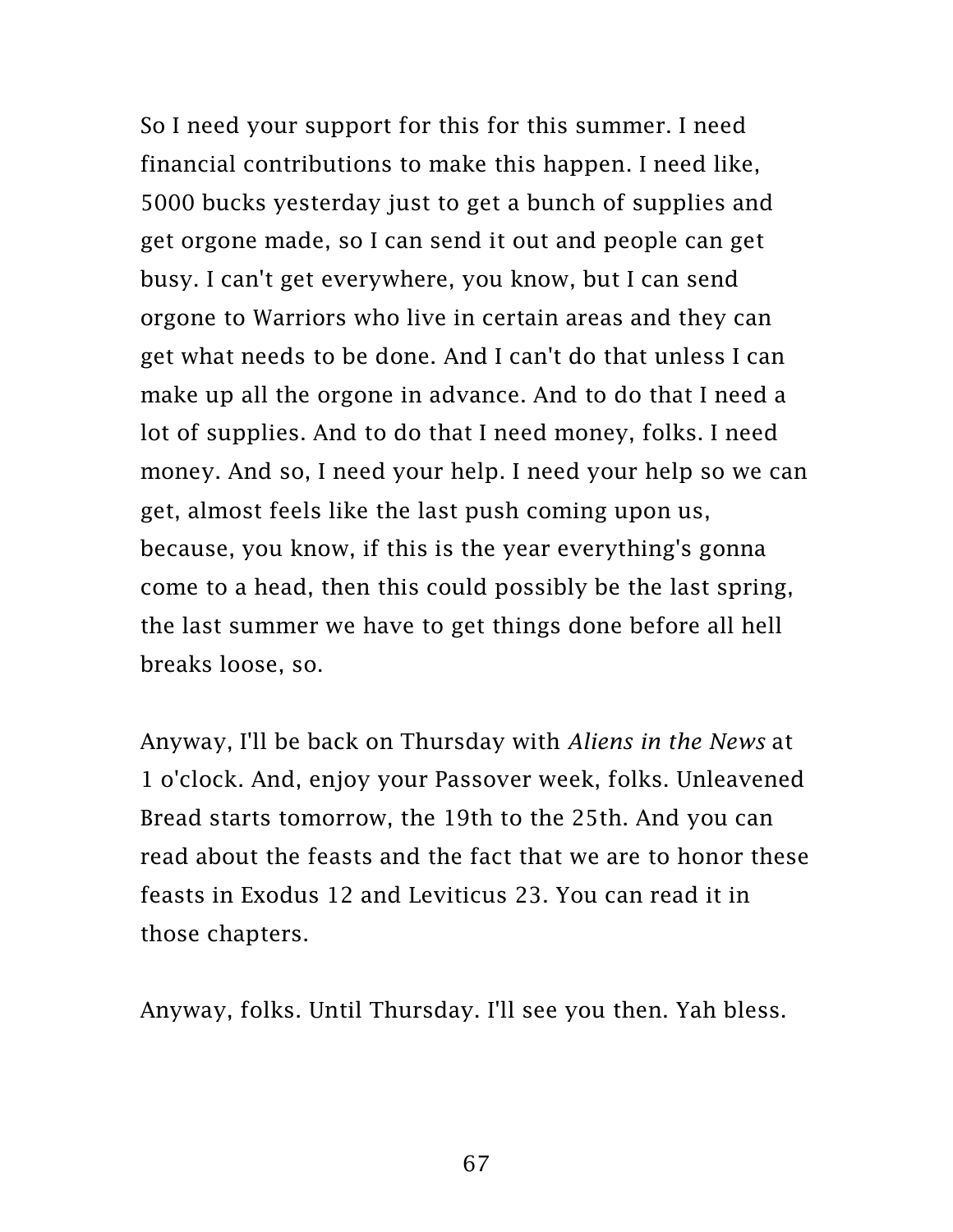So I need your support for this for this summer. I need financial contributions to make this happen. I need like, 5000 bucks yesterday just to get a bunch of supplies and get orgone made, so I can send it out and people can get busy. I can't get everywhere, you know, but I can send orgone to Warriors who live in certain areas and they can get what needs to be done. And I can't do that unless I can make up all the orgone in advance. And to do that I need a lot of supplies. And to do that I need money, folks. I need money. And so, I need your help. I need your help so we can get, almost feels like the last push coming upon us, because, you know, if this is the year everything's gonna come to a head, then this could possibly be the last spring, the last summer we have to get things done before all hell breaks loose, so.

Anyway, I'll be back on Thursday with *Aliens in the News* at 1 o'clock. And, enjoy your Passover week, folks. Unleavened Bread starts tomorrow, the 19th to the 25th. And you can read about the feasts and the fact that we are to honor these feasts in Exodus 12 and Leviticus 23. You can read it in those chapters.

Anyway, folks. Until Thursday. I'll see you then. Yah bless.